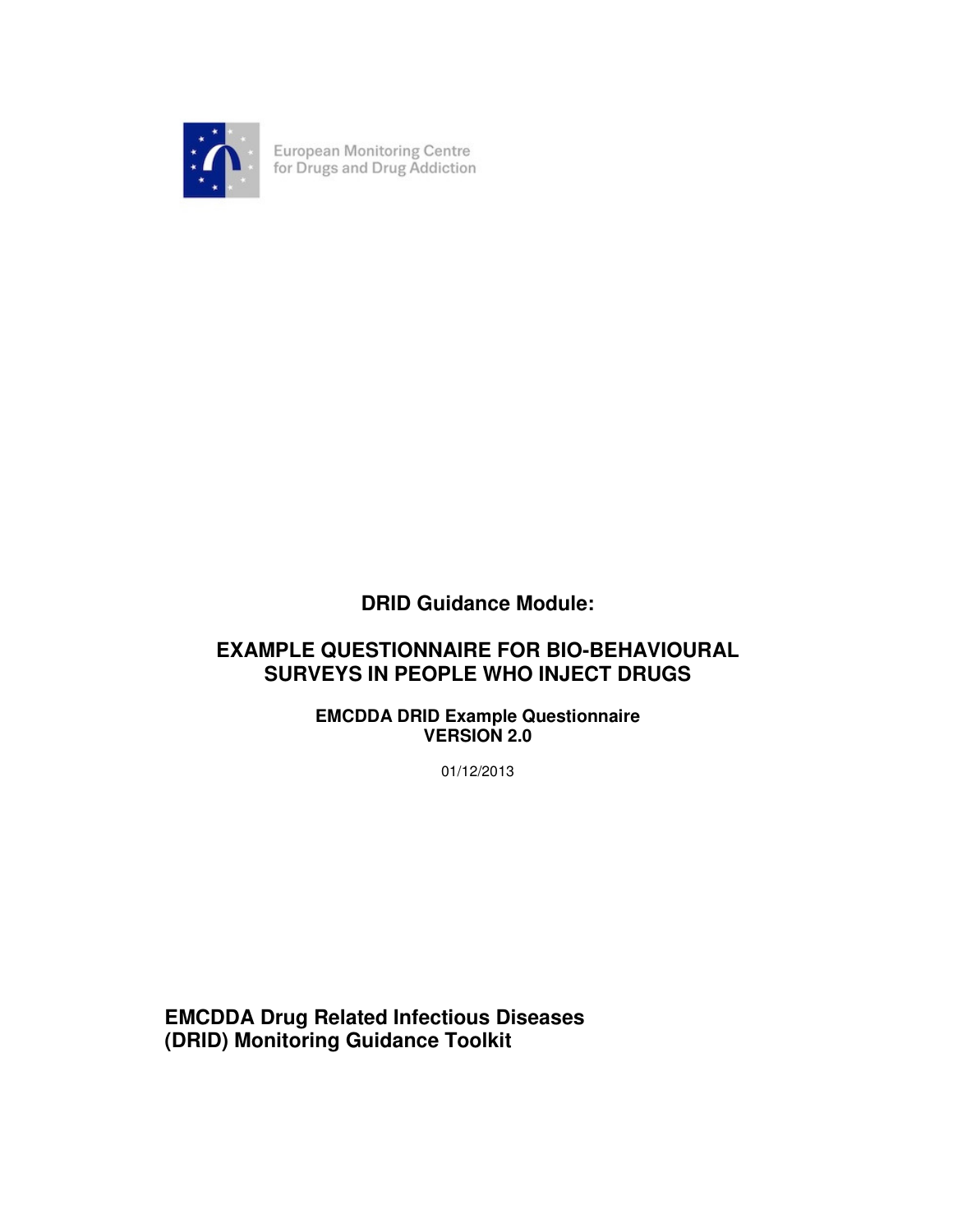European Monitoring Centre for Drugs and Drug Addiction

**DRID Guidance Module:**

# EXAMPLE QUESTIONNAIRE FOR BIO-BEHAVIOURAL SURVEYS IN PEOPLE WHO INJECT DRUGS

**EMCDDA DRID Example Questionnaire**
**VERSION 2.0**

01/12/2013

**EMCDDA Drug Related Infectious Diseases (DRID) Monitoring Guidance Toolkit**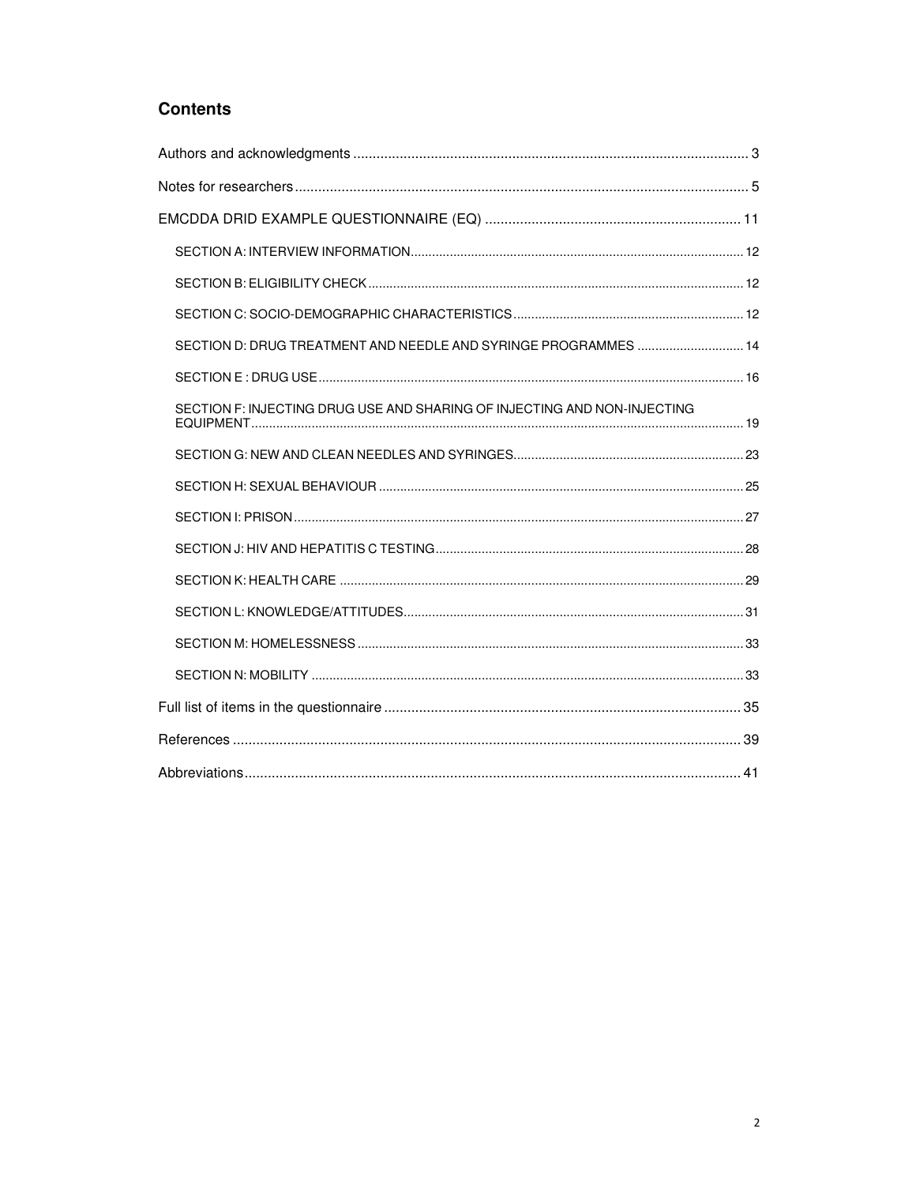## Contents

Authors and acknowledgments ..................................................................................................... 3

Notes for researchers .................................................................................................................. 5

EMCDDA DRID EXAMPLE QUESTIONNAIRE (EQ) .................................................................. 11

- SECTION A: INTERVIEW INFORMATION ............................................................................ 12
- SECTION B: ELIGIBILITY CHECK ........................................................................................ 12
- SECTION C: SOCIO-DEMOGRAPHIC CHARACTERISTICS ................................................ 12
- SECTION D: DRUG TREATMENT AND NEEDLE AND SYRINGE PROGRAMMES .............. 14
- SECTION E : DRUG USE ....................................................................................................... 16
- SECTION F: INJECTING DRUG USE AND SHARING OF INJECTING AND NON-INJECTING EQUIPMENT ........................................................................................................................ 19
- SECTION G: NEW AND CLEAN NEEDLES AND SYRINGES ................................................ 23
- SECTION H: SEXUAL BEHAVIOUR ...................................................................................... 25
- SECTION I: PRISON ............................................................................................................... 27
- SECTION J: HIV AND HEPATITIS C TESTING ...................................................................... 28
- SECTION K: HEALTH CARE ................................................................................................. 29
- SECTION L: KNOWLEDGE/ATTITUDES ............................................................................... 31
- SECTION M: HOMELESSNESS ............................................................................................ 33
- SECTION N: MOBILITY .......................................................................................................... 33

Full list of items in the questionnaire ........................................................................................... 35

References .................................................................................................................................. 39

Abbreviations ............................................................................................................................... 41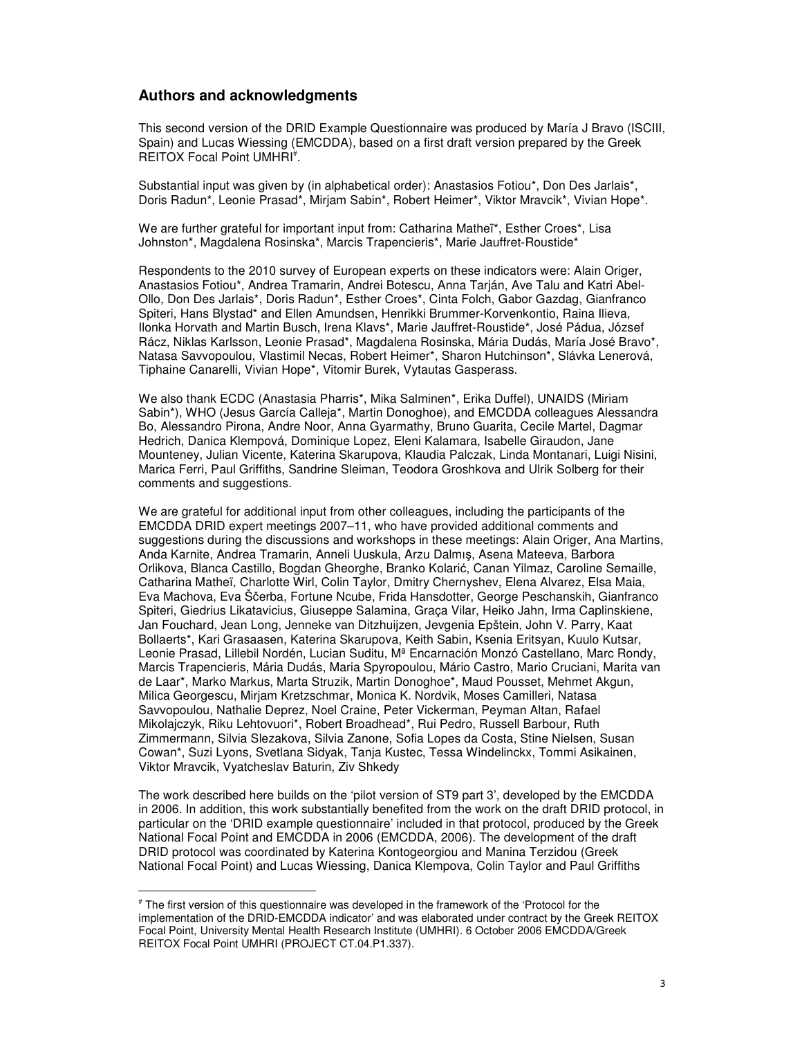## Authors and acknowledgments

This second version of the DRID Example Questionnaire was produced by María J Bravo (ISCIII, Spain) and Lucas Wiessing (EMCDDA), based on a first draft version prepared by the Greek REITOX Focal Point UMHRI[#].

Substantial input was given by (in alphabetical order): Anastasios Fotiou*, Don Des Jarlais*, Doris Radun*, Leonie Prasad*, Mirjam Sabin*, Robert Heimer*, Viktor Mravcik*, Vivian Hope*.

We are further grateful for important input from: Catharina Matheï*, Esther Croes*, Lisa Johnston*, Magdalena Rosinska*, Marcis Trapencieris*, Marie Jauffret-Roustide*

Respondents to the 2010 survey of European experts on these indicators were: Alain Origer, Anastasios Fotiou*, Andrea Tramarin, Andrei Botescu, Anna Tarján, Ave Talu and Katri Abel-Ollo, Don Des Jarlais*, Doris Radun*, Esther Croes*, Cinta Folch, Gabor Gazdag, Gianfranco Spiteri, Hans Blystad* and Ellen Amundsen, Henrikki Brummer-Korvenkontio, Raina Ilieva, Ilonka Horvath and Martin Busch, Irena Klavs*, Marie Jauffret-Roustide*, José Pádua, József Rácz, Niklas Karlsson, Leonie Prasad*, Magdalena Rosinska, Mária Dudás, María José Bravo*, Natasa Savvopoulou, Vlastimil Necas, Robert Heimer*, Sharon Hutchinson*, Slávka Lenerová, Tiphaine Canarelli, Vivian Hope*, Vitomir Burek, Vytautas Gasperass.

We also thank ECDC (Anastasia Pharris*, Mika Salminen*, Erika Duffel), UNAIDS (Miriam Sabin*), WHO (Jesus García Calleja*, Martin Donoghoe), and EMCDDA colleagues Alessandra Bo, Alessandro Pirona, Andre Noor, Anna Gyarmathy, Bruno Guarita, Cecile Martel, Dagmar Hedrich, Danica Klempová, Dominique Lopez, Eleni Kalamara, Isabelle Giraudon, Jane Mounteney, Julian Vicente, Katerina Skarupova, Klaudia Palczak, Linda Montanari, Luigi Nisini, Marica Ferri, Paul Griffiths, Sandrine Sleiman, Teodora Groshkova and Ulrik Solberg for their comments and suggestions.

We are grateful for additional input from other colleagues, including the participants of the EMCDDA DRID expert meetings 2007–11, who have provided additional comments and suggestions during the discussions and workshops in these meetings: Alain Origer, Ana Martins, Anda Karnite, Andrea Tramarin, Anneli Uuskula, Arzu Dalmış, Asena Mateeva, Barbora Orlikova, Blanca Castillo, Bogdan Gheorghe, Branko Kolarić, Canan Yilmaz, Caroline Semaille, Catharina Matheï, Charlotte Wirl, Colin Taylor, Dmitry Chernyshev, Elena Alvarez, Elsa Maia, Eva Machova, Eva Ščerba, Fortune Ncube, Frida Hansdotter, George Peschanskih, Gianfranco Spiteri, Giedrius Likatavicius, Giuseppe Salamina, Graça Vilar, Heiko Jahn, Irma Caplinskiene, Jan Fouchard, Jean Long, Jenneke van Ditzhuijzen, Jevgenia Epštein, John V. Parry, Kaat Bollaerts*, Kari Grasaasen, Katerina Skarupova, Keith Sabin, Ksenia Eritsyan, Kuulo Kutsar, Leonie Prasad, Lillebil Nordén, Lucian Suditu, Mª Encarnación Monzó Castellano, Marc Rondy, Marcis Trapencieris, Mária Dudás, Maria Spyropoulou, Mário Castro, Mario Cruciani, Marita van de Laar*, Marko Markus, Marta Struzik, Martin Donoghoe*, Maud Pousset, Mehmet Akgun, Milica Georgescu, Mirjam Kretzschmar, Monica K. Nordvik, Moses Camilleri, Natasa Savvopoulou, Nathalie Deprez, Noel Craine, Peter Vickerman, Peyman Altan, Rafael Mikolajczyk, Riku Lehtovuori*, Robert Broadhead*, Rui Pedro, Russell Barbour, Ruth Zimmermann, Silvia Slezakova, Silvia Zanone, Sofia Lopes da Costa, Stine Nielsen, Susan Cowan*, Suzi Lyons, Svetlana Sidyak, Tanja Kustec, Tessa Windelinckx, Tommi Asikainen, Viktor Mravcik, Vyatcheslav Baturin, Ziv Shkedy

The work described here builds on the 'pilot version of ST9 part 3', developed by the EMCDDA in 2006. In addition, this work substantially benefited from the work on the draft DRID protocol, in particular on the 'DRID example questionnaire' included in that protocol, produced by the Greek National Focal Point and EMCDDA in 2006 (EMCDDA, 2006). The development of the draft DRID protocol was coordinated by Katerina Kontogeorgiou and Manina Terzidou (Greek National Focal Point) and Lucas Wiessing, Danica Klempova, Colin Taylor and Paul Griffiths

---

[#] The first version of this questionnaire was developed in the framework of the 'Protocol for the implementation of the DRID-EMCDDA indicator' and was elaborated under contract by the Greek REITOX Focal Point, University Mental Health Research Institute (UMHRI). 6 October 2006 EMCDDA/Greek REITOX Focal Point UMHRI (PROJECT CT.04.P1.337).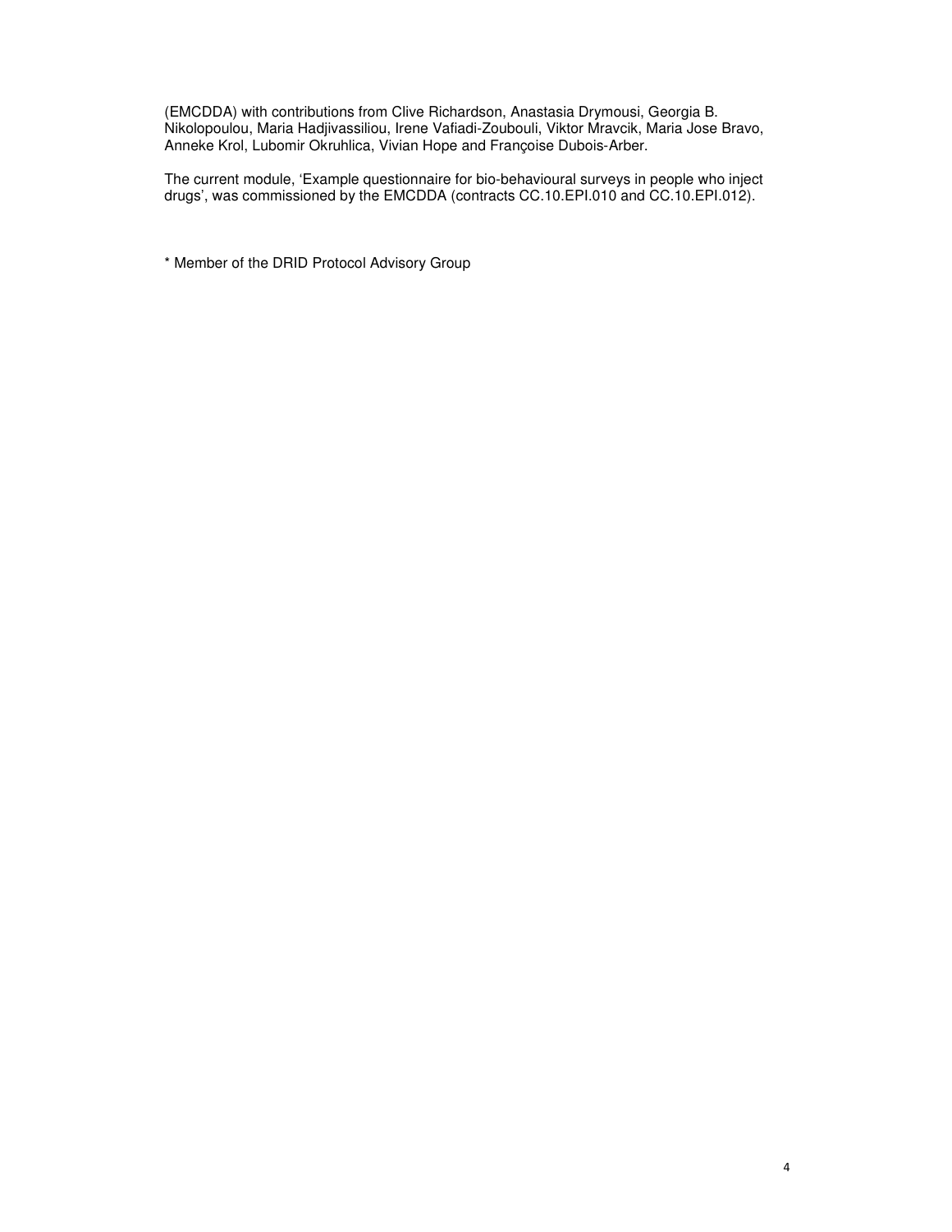(EMCDDA) with contributions from Clive Richardson, Anastasia Drymousi, Georgia B. Nikolopoulou, Maria Hadjivassiliou, Irene Vafiadi-Zoubouli, Viktor Mravcik, Maria Jose Bravo, Anneke Krol, Lubomir Okruhlica, Vivian Hope and Françoise Dubois-Arber.

The current module, 'Example questionnaire for bio-behavioural surveys in people who inject drugs', was commissioned by the EMCDDA (contracts CC.10.EPI.010 and CC.10.EPI.012).

* Member of the DRID Protocol Advisory Group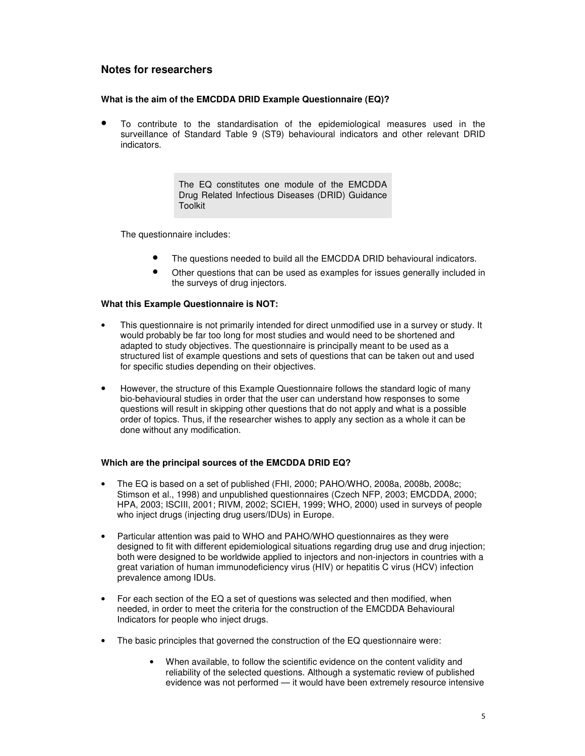## Notes for researchers

**What is the aim of the EMCDDA DRID Example Questionnaire (EQ)?**

- To contribute to the standardisation of the epidemiological measures used in the surveillance of Standard Table 9 (ST9) behavioural indicators and other relevant DRID indicators.

> The EQ constitutes one module of the EMCDDA Drug Related Infectious Diseases (DRID) Guidance Toolkit

The questionnaire includes:

- The questions needed to build all the EMCDDA DRID behavioural indicators.
- Other questions that can be used as examples for issues generally included in the surveys of drug injectors.

**What this Example Questionnaire is NOT:**

- This questionnaire is not primarily intended for direct unmodified use in a survey or study. It would probably be far too long for most studies and would need to be shortened and adapted to study objectives. The questionnaire is principally meant to be used as a structured list of example questions and sets of questions that can be taken out and used for specific studies depending on their objectives.
- However, the structure of this Example Questionnaire follows the standard logic of many bio-behavioural studies in order that the user can understand how responses to some questions will result in skipping other questions that do not apply and what is a possible order of topics. Thus, if the researcher wishes to apply any section as a whole it can be done without any modification.

**Which are the principal sources of the EMCDDA DRID EQ?**

- The EQ is based on a set of published (FHI, 2000; PAHO/WHO, 2008a, 2008b, 2008c; Stimson et al., 1998) and unpublished questionnaires (Czech NFP, 2003; EMCDDA, 2000; HPA, 2003; ISCIII, 2001; RIVM, 2002; SCIEH, 1999; WHO, 2000) used in surveys of people who inject drugs (injecting drug users/IDUs) in Europe.
- Particular attention was paid to WHO and PAHO/WHO questionnaires as they were designed to fit with different epidemiological situations regarding drug use and drug injection; both were designed to be worldwide applied to injectors and non-injectors in countries with a great variation of human immunodeficiency virus (HIV) or hepatitis C virus (HCV) infection prevalence among IDUs.
- For each section of the EQ a set of questions was selected and then modified, when needed, in order to meet the criteria for the construction of the EMCDDA Behavioural Indicators for people who inject drugs.
- The basic principles that governed the construction of the EQ questionnaire were:
    - When available, to follow the scientific evidence on the content validity and reliability of the selected questions. Although a systematic review of published evidence was not performed — it would have been extremely resource intensive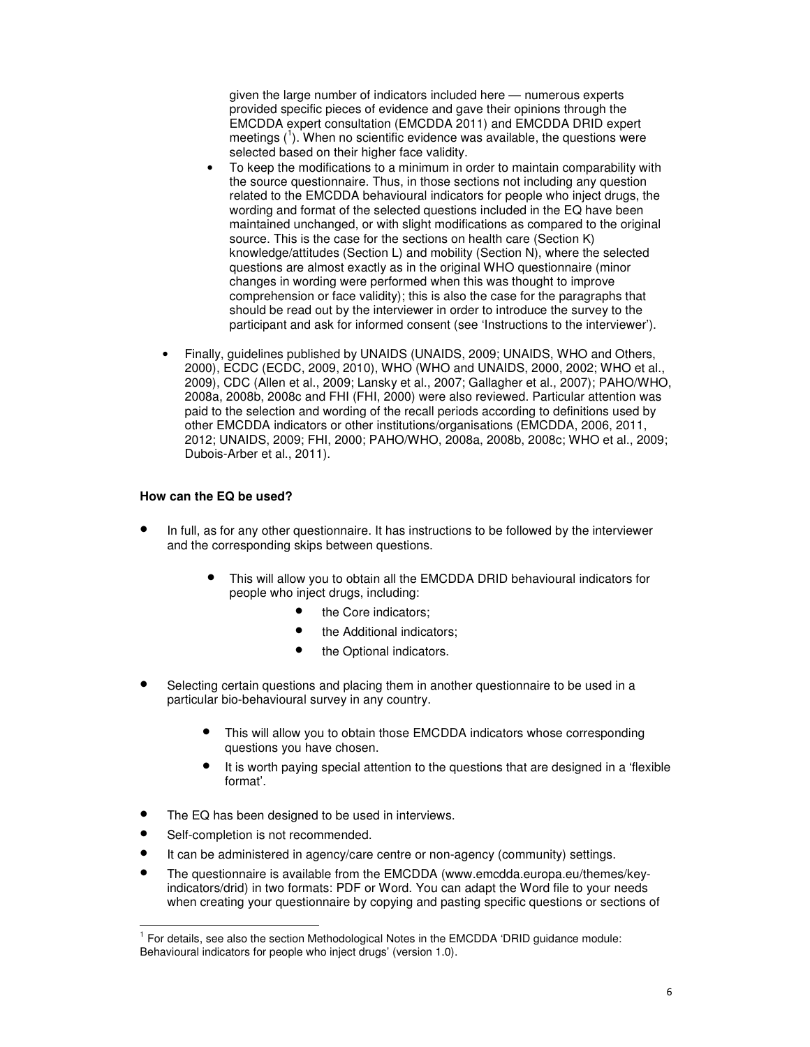given the large number of indicators included here — numerous experts provided specific pieces of evidence and gave their opinions through the EMCDDA expert consultation (EMCDDA 2011) and EMCDDA DRID expert meetings ([1]). When no scientific evidence was available, the questions were selected based on their higher face validity.

- To keep the modifications to a minimum in order to maintain comparability with the source questionnaire. Thus, in those sections not including any question related to the EMCDDA behavioural indicators for people who inject drugs, the wording and format of the selected questions included in the EQ have been maintained unchanged, or with slight modifications as compared to the original source. This is the case for the sections on health care (Section K) knowledge/attitudes (Section L) and mobility (Section N), where the selected questions are almost exactly as in the original WHO questionnaire (minor changes in wording were performed when this was thought to improve comprehension or face validity); this is also the case for the paragraphs that should be read out by the interviewer in order to introduce the survey to the participant and ask for informed consent (see 'Instructions to the interviewer').

- Finally, guidelines published by UNAIDS (UNAIDS, 2009; UNAIDS, WHO and Others, 2000), ECDC (ECDC, 2009, 2010), WHO (WHO and UNAIDS, 2000, 2002; WHO et al., 2009), CDC (Allen et al., 2009; Lansky et al., 2007; Gallagher et al., 2007); PAHO/WHO, 2008a, 2008b, 2008c and FHI (FHI, 2000) were also reviewed. Particular attention was paid to the selection and wording of the recall periods according to definitions used by other EMCDDA indicators or other institutions/organisations (EMCDDA, 2006, 2011, 2012; UNAIDS, 2009; FHI, 2000; PAHO/WHO, 2008a, 2008b, 2008c; WHO et al., 2009; Dubois-Arber et al., 2011).

**How can the EQ be used?**

- In full, as for any other questionnaire. It has instructions to be followed by the interviewer and the corresponding skips between questions.
  - This will allow you to obtain all the EMCDDA DRID behavioural indicators for people who inject drugs, including:
    - the Core indicators;
    - the Additional indicators;
    - the Optional indicators.
- Selecting certain questions and placing them in another questionnaire to be used in a particular bio-behavioural survey in any country.
  - This will allow you to obtain those EMCDDA indicators whose corresponding questions you have chosen.
  - It is worth paying special attention to the questions that are designed in a 'flexible format'.
- The EQ has been designed to be used in interviews.
- Self-completion is not recommended.
- It can be administered in agency/care centre or non-agency (community) settings.
- The questionnaire is available from the EMCDDA (www.emcdda.europa.eu/themes/key-indicators/drid) in two formats: PDF or Word. You can adapt the Word file to your needs when creating your questionnaire by copying and pasting specific questions or sections of

[1] For details, see also the section Methodological Notes in the EMCDDA 'DRID guidance module: Behavioural indicators for people who inject drugs' (version 1.0).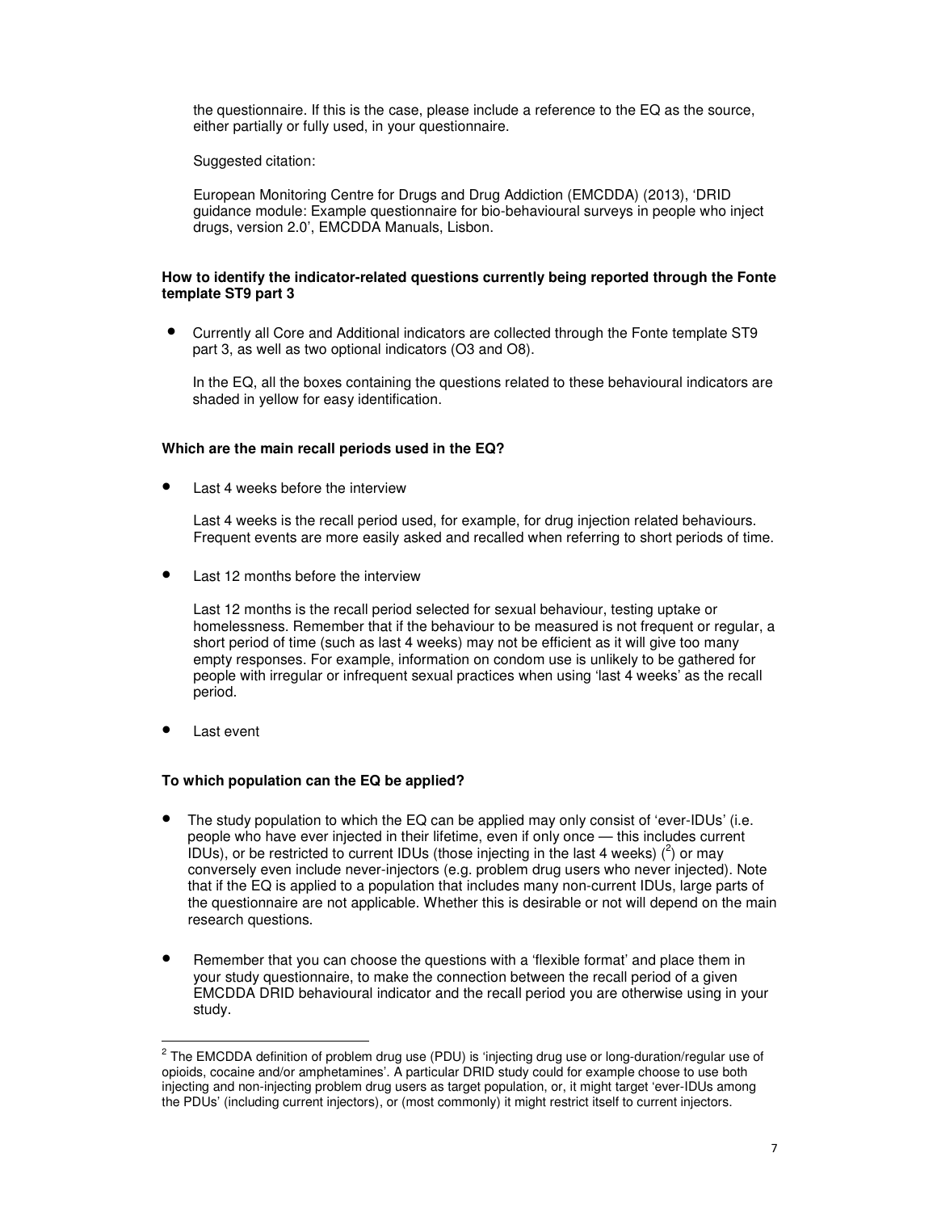the questionnaire. If this is the case, please include a reference to the EQ as the source, either partially or fully used, in your questionnaire.

Suggested citation:

European Monitoring Centre for Drugs and Drug Addiction (EMCDDA) (2013), 'DRID guidance module: Example questionnaire for bio-behavioural surveys in people who inject drugs, version 2.0', EMCDDA Manuals, Lisbon.

**How to identify the indicator-related questions currently being reported through the Fonte template ST9 part 3**

- Currently all Core and Additional indicators are collected through the Fonte template ST9 part 3, as well as two optional indicators (O3 and O8).

  In the EQ, all the boxes containing the questions related to these behavioural indicators are shaded in yellow for easy identification.

**Which are the main recall periods used in the EQ?**

- Last 4 weeks before the interview

  Last 4 weeks is the recall period used, for example, for drug injection related behaviours. Frequent events are more easily asked and recalled when referring to short periods of time.

- Last 12 months before the interview

  Last 12 months is the recall period selected for sexual behaviour, testing uptake or homelessness. Remember that if the behaviour to be measured is not frequent or regular, a short period of time (such as last 4 weeks) may not be efficient as it will give too many empty responses. For example, information on condom use is unlikely to be gathered for people with irregular or infrequent sexual practices when using 'last 4 weeks' as the recall period.

- Last event

**To which population can the EQ be applied?**

- The study population to which the EQ can be applied may only consist of 'ever-IDUs' (i.e. people who have ever injected in their lifetime, even if only once — this includes current IDUs), or be restricted to current IDUs (those injecting in the last 4 weeks) ([2]) or may conversely even include never-injectors (e.g. problem drug users who never injected). Note that if the EQ is applied to a population that includes many non-current IDUs, large parts of the questionnaire are not applicable. Whether this is desirable or not will depend on the main research questions.

- Remember that you can choose the questions with a 'flexible format' and place them in your study questionnaire, to make the connection between the recall period of a given EMCDDA DRID behavioural indicator and the recall period you are otherwise using in your study.

---

[2] The EMCDDA definition of problem drug use (PDU) is 'injecting drug use or long-duration/regular use of opioids, cocaine and/or amphetamines'. A particular DRID study could for example choose to use both injecting and non-injecting problem drug users as target population, or, it might target 'ever-IDUs among the PDUs' (including current injectors), or (most commonly) it might restrict itself to current injectors.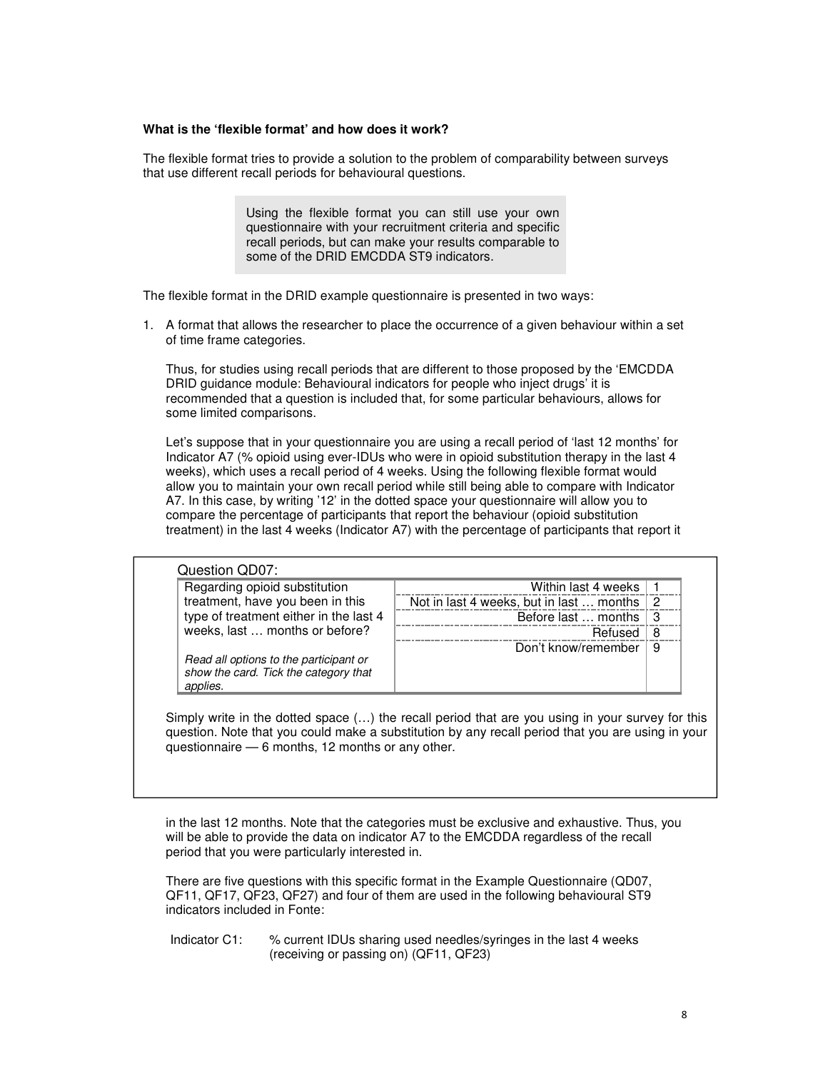**What is the 'flexible format' and how does it work?**

The flexible format tries to provide a solution to the problem of comparability between surveys that use different recall periods for behavioural questions.

> Using the flexible format you can still use your own questionnaire with your recruitment criteria and specific recall periods, but can make your results comparable to some of the DRID EMCDDA ST9 indicators.

The flexible format in the DRID example questionnaire is presented in two ways:

1. A format that allows the researcher to place the occurrence of a given behaviour within a set of time frame categories.

   Thus, for studies using recall periods that are different to those proposed by the 'EMCDDA DRID guidance module: Behavioural indicators for people who inject drugs' it is recommended that a question is included that, for some particular behaviours, allows for some limited comparisons.

   Let's suppose that in your questionnaire you are using a recall period of 'last 12 months' for Indicator A7 (% opioid using ever-IDUs who were in opioid substitution therapy in the last 4 weeks), which uses a recall period of 4 weeks. Using the following flexible format would allow you to maintain your own recall period while still being able to compare with Indicator A7. In this case, by writing '12' in the dotted space your questionnaire will allow you to compare the percentage of participants that report the behaviour (opioid substitution treatment) in the last 4 weeks (Indicator A7) with the percentage of participants that report it in the last 12 months. Note that the categories must be exclusive and exhaustive. Thus, you will be able to provide the data on indicator A7 to the EMCDDA regardless of the recall period that you were particularly interested in.

Question QD07:

| Regarding opioid substitution treatment, have you been in this type of treatment either in the last 4 weeks, last … months or before?<br><br>*Read all options to the participant or show the card. Tick the category that applies.* | | |
|---|---|---|
| | Within last 4 weeks | 1 |
| | Not in last 4 weeks, but in last … months | 2 |
| | Before last … months | 3 |
| | Refused | 8 |
| | Don't know/remember | 9 |

Simply write in the dotted space (…) the recall period that are you using in your survey for this question. Note that you could make a substitution by any recall period that you are using in your questionnaire — 6 months, 12 months or any other.

There are five questions with this specific format in the Example Questionnaire (QD07, QF11, QF17, QF23, QF27) and four of them are used in the following behavioural ST9 indicators included in Fonte:

Indicator C1: % current IDUs sharing used needles/syringes in the last 4 weeks (receiving or passing on) (QF11, QF23)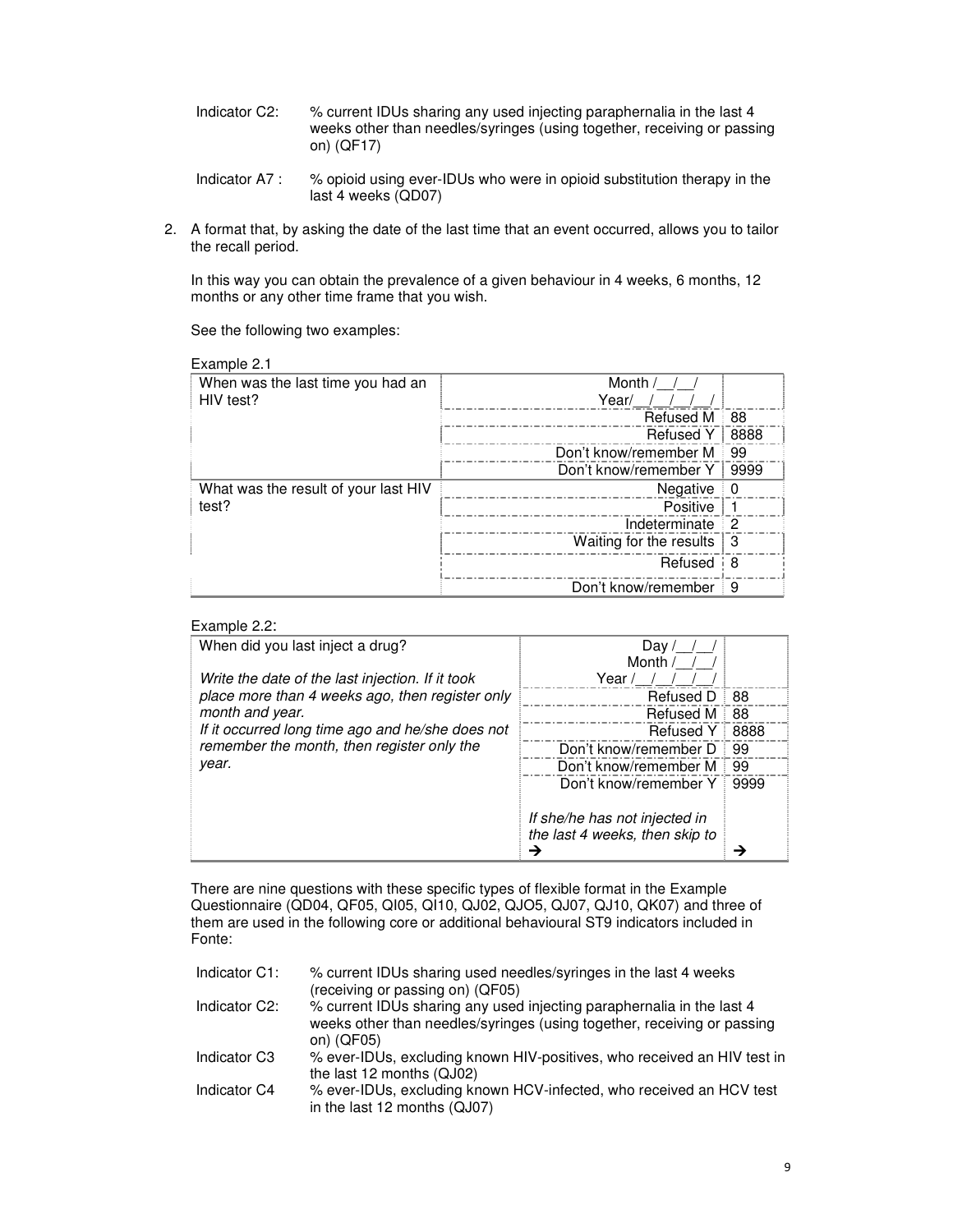| | |
|---|---|
| Indicator C2: | % current IDUs sharing any used injecting paraphernalia in the last 4 weeks other than needles/syringes (using together, receiving or passing on) (QF17) |
| Indicator A7 : | % opioid using ever-IDUs who were in opioid substitution therapy in the last 4 weeks (QD07) |

2. A format that, by asking the date of the last time that an event occurred, allows you to tailor the recall period.

   In this way you can obtain the prevalence of a given behaviour in 4 weeks, 6 months, 12 months or any other time frame that you wish.

   See the following two examples:

   Example 2.1

| | | |
|---|---|---|
| When was the last time you had an HIV test? | Month /__/__/ Year/__/__/__/__/ | |
| | Refused M | 88 |
| | Refused Y | 8888 |
| | Don't know/remember M | 99 |
| | Don't know/remember Y | 9999 |
| What was the result of your last HIV test? | Negative | 0 |
| | Positive | 1 |
| | Indeterminate | 2 |
| | Waiting for the results | 3 |
| | Refused | 8 |
| | Don't know/remember | 9 |

   Example 2.2:

| | | |
|---|---|---|
| When did you last inject a drug?<br><br>*Write the date of the last injection. If it took place more than 4 weeks ago, then register only month and year.*<br>*If it occurred long time ago and he/she does not remember the month, then register only the year.* | Day /__/__/ Month /__/__/ Year /__/__/__/__/ | |
| | Refused D | 88 |
| | Refused M | 88 |
| | Refused Y | 8888 |
| | Don't know/remember D | 99 |
| | Don't know/remember M | 99 |
| | Don't know/remember Y | 9999 |
| | *If she/he has not injected in the last 4 weeks, then skip to* → | → |

   There are nine questions with these specific types of flexible format in the Example Questionnaire (QD04, QF05, QI05, QI10, QJ02, QJO5, QJ07, QJ10, QK07) and three of them are used in the following core or additional behavioural ST9 indicators included in Fonte:

| | |
|---|---|
| Indicator C1: | % current IDUs sharing used needles/syringes in the last 4 weeks (receiving or passing on) (QF05) |
| Indicator C2: | % current IDUs sharing any used injecting paraphernalia in the last 4 weeks other than needles/syringes (using together, receiving or passing on) (QF05) |
| Indicator C3 | % ever-IDUs, excluding known HIV-positives, who received an HIV test in the last 12 months (QJ02) |
| Indicator C4 | % ever-IDUs, excluding known HCV-infected, who received an HCV test in the last 12 months (QJ07) |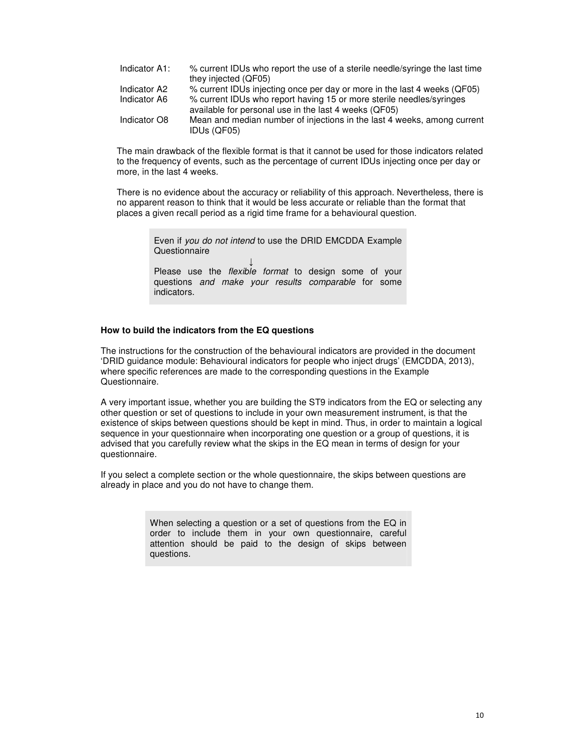| | |
|---|---|
| Indicator A1: | % current IDUs who report the use of a sterile needle/syringe the last time they injected (QF05) |
| Indicator A2 | % current IDUs injecting once per day or more in the last 4 weeks (QF05) |
| Indicator A6 | % current IDUs who report having 15 or more sterile needles/syringes available for personal use in the last 4 weeks (QF05) |
| Indicator O8 | Mean and median number of injections in the last 4 weeks, among current IDUs (QF05) |

The main drawback of the flexible format is that it cannot be used for those indicators related to the frequency of events, such as the percentage of current IDUs injecting once per day or more, in the last 4 weeks.

There is no evidence about the accuracy or reliability of this approach. Nevertheless, there is no apparent reason to think that it would be less accurate or reliable than the format that places a given recall period as a rigid time frame for a behavioural question.

> Even if *you do not intend* to use the DRID EMCDDA Example Questionnaire
>
> ↓
>
> Please use the *flexible format* to design some of your questions *and make your results comparable* for some indicators.

**How to build the indicators from the EQ questions**

The instructions for the construction of the behavioural indicators are provided in the document 'DRID guidance module: Behavioural indicators for people who inject drugs' (EMCDDA, 2013), where specific references are made to the corresponding questions in the Example Questionnaire.

A very important issue, whether you are building the ST9 indicators from the EQ or selecting any other question or set of questions to include in your own measurement instrument, is that the existence of skips between questions should be kept in mind. Thus, in order to maintain a logical sequence in your questionnaire when incorporating one question or a group of questions, it is advised that you carefully review what the skips in the EQ mean in terms of design for your questionnaire.

If you select a complete section or the whole questionnaire, the skips between questions are already in place and you do not have to change them.

> When selecting a question or a set of questions from the EQ in order to include them in your own questionnaire, careful attention should be paid to the design of skips between questions.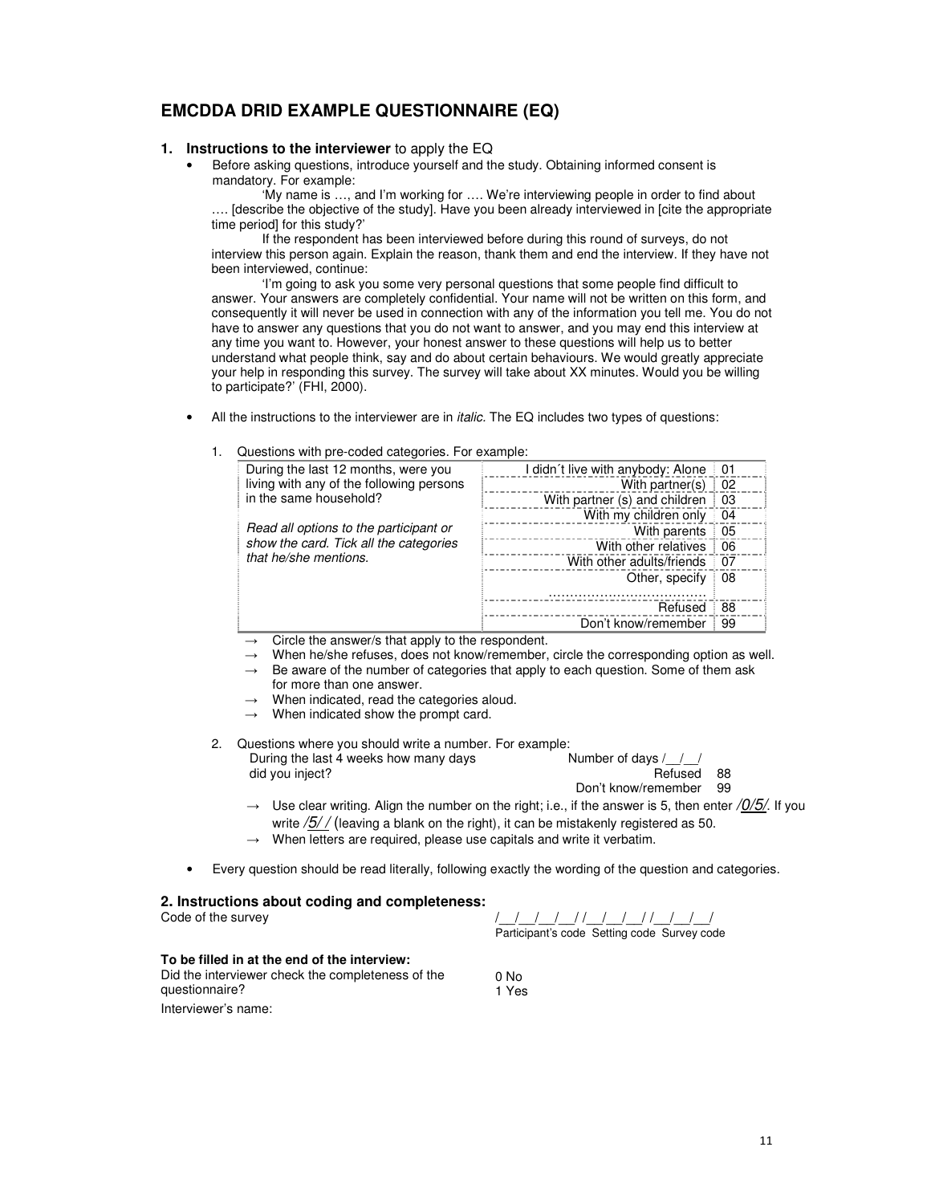## EMCDDA DRID EXAMPLE QUESTIONNAIRE (EQ)

### 1. Instructions to the interviewer to apply the EQ

- Before asking questions, introduce yourself and the study. Obtaining informed consent is mandatory. For example:

  'My name is …, and I'm working for …. We're interviewing people in order to find about …. [describe the objective of the study]. Have you been already interviewed in [cite the appropriate time period] for this study?'

  If the respondent has been interviewed before during this round of surveys, do not interview this person again. Explain the reason, thank them and end the interview. If they have not been interviewed, continue:

  'I'm going to ask you some very personal questions that some people find difficult to answer. Your answers are completely confidential. Your name will not be written on this form, and consequently it will never be used in connection with any of the information you tell me. You do not have to answer any questions that you do not want to answer, and you may end this interview at any time you want to. However, your honest answer to these questions will help us to better understand what people think, say and do about certain behaviours. We would greatly appreciate your help in responding this survey. The survey will take about XX minutes. Would you be willing to participate?' (FHI, 2000).

- All the instructions to the interviewer are in *italic.* The EQ includes two types of questions:

  1. Questions with pre-coded categories. For example:

| During the last 12 months, were you living with any of the following persons in the same household?<br><br>*Read all options to the participant or show the card. Tick all the categories that he/she mentions.* | | |
|---|---|---|
| | I didn´t live with anybody: Alone | 01 |
| | With partner(s) | 02 |
| | With partner (s) and children | 03 |
| | With my children only | 04 |
| | With parents | 05 |
| | With other relatives | 06 |
| | With other adults/friends | 07 |
| | Other, specify ……………………………… | 08 |
| | Refused | 88 |
| | Don't know/remember | 99 |

  → Circle the answer/s that apply to the respondent.
  → When he/she refuses, does not know/remember, circle the corresponding option as well.
  → Be aware of the number of categories that apply to each question. Some of them ask for more than one answer.
  → When indicated, read the categories aloud.
  → When indicated show the prompt card.

  2. Questions where you should write a number. For example:

| During the last 4 weeks how many days did you inject? | Number of days /__/__/ | |
|---|---|---|
| | Refused | 88 |
| | Don't know/remember | 99 |

  → Use clear writing. Align the number on the right; i.e., if the answer is 5, then enter */0/5/*. If you write */5/ /* (leaving a blank on the right), it can be mistakenly registered as 50.
  → When letters are required, please use capitals and write it verbatim.

- Every question should be read literally, following exactly the wording of the question and categories.

### 2. Instructions about coding and completeness:

Code of the survey /__/__/__/__/ /__/__/__/ /__/__/__/
Participant's code Setting code Survey code

**To be filled in at the end of the interview:**

Did the interviewer check the completeness of the questionnaire?
0 No
1 Yes

Interviewer's name: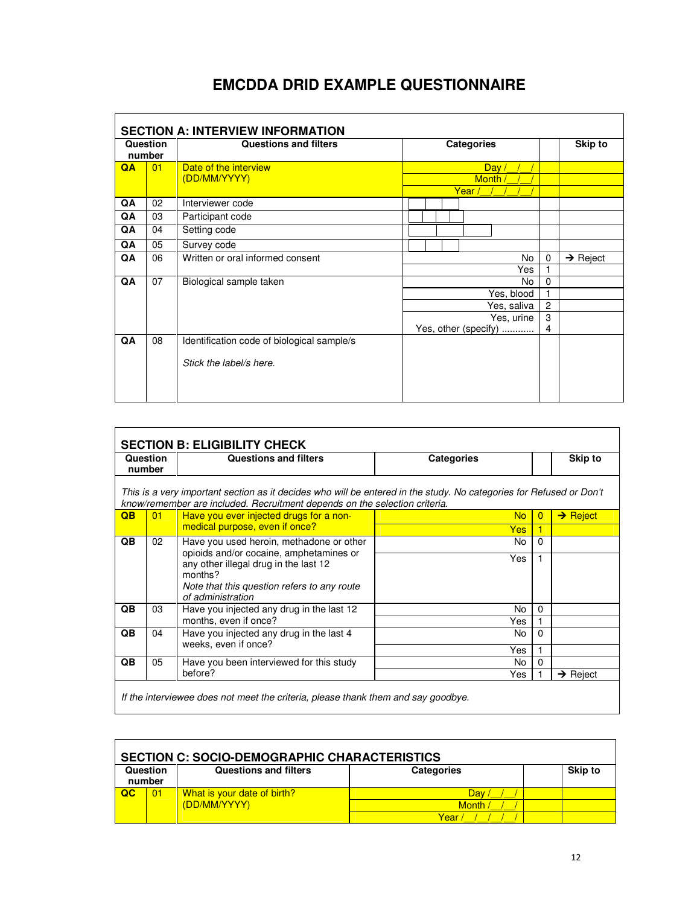# EMCDDA DRID EXAMPLE QUESTIONNAIRE

## SECTION A: INTERVIEW INFORMATION

| Question number | | Questions and filters | Categories | | Skip to |
|---|---|---|---|---|---|
| **QA** | 01 | Date of the interview (DD/MM/YYYY) | Day /__/__/ | | |
| | | | Month /__/__/ | | |
| | | | Year /__/__/__/__/ | | |
| **QA** | 02 | Interviewer code | | | |
| **QA** | 03 | Participant code | | | |
| **QA** | 04 | Setting code | | | |
| **QA** | 05 | Survey code | | | |
| **QA** | 06 | Written or oral informed consent | No | 0 | → Reject |
| | | | Yes | 1 | |
| **QA** | 07 | Biological sample taken | No | 0 | |
| | | | Yes, blood | 1 | |
| | | | Yes, saliva | 2 | |
| | | | Yes, urine | 3 | |
| | | | Yes, other (specify) ........... | 4 | |
| **QA** | 08 | Identification code of biological sample/s<br><br>*Stick the label/s here.* | | | |

## SECTION B: ELIGIBILITY CHECK

| Question number | | Questions and filters | Categories | | Skip to |
|---|---|---|---|---|---|
| *This is a very important section as it decides who will be entered in the study. No categories for Refused or Don't know/remember are included. Recruitment depends on the selection criteria.* | | | | | |
| **QB** | 01 | Have you ever injected drugs for a non-medical purpose, even if once? | No | 0 | → Reject |
| | | | Yes | 1 | |
| **QB** | 02 | Have you used heroin, methadone or other opioids and/or cocaine, amphetamines or any other illegal drug in the last 12 months?<br>*Note that this question refers to any route of administration* | No | 0 | |
| | | | Yes | 1 | |
| **QB** | 03 | Have you injected any drug in the last 12 months, even if once? | No | 0 | |
| | | | Yes | 1 | |
| **QB** | 04 | Have you injected any drug in the last 4 weeks, even if once? | No | 0 | |
| | | | Yes | 1 | |
| **QB** | 05 | Have you been interviewed for this study before? | No | 0 | |
| | | | Yes | 1 | → Reject |

*If the interviewee does not meet the criteria, please thank them and say goodbye.*

## SECTION C: SOCIO-DEMOGRAPHIC CHARACTERISTICS

| Question number | | Questions and filters | Categories | | Skip to |
|---|---|---|---|---|---|
| **QC** | 01 | What is your date of birth? (DD/MM/YYYY) | Day /__/__/ | | |
| | | | Month /__/__/ | | |
| | | | Year /__/__/__/__/ | | |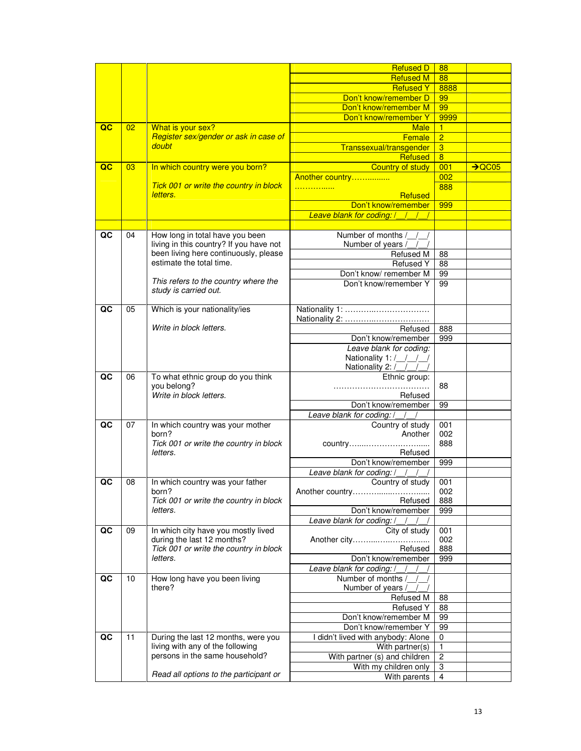| | | | | | |
|---|---|---|---|---|---|
| | | | Refused D | 88 | |
| | | | Refused M | 88 | |
| | | | Refused Y | 8888 | |
| | | | Don't know/remember D | 99 | |
| | | | Don't know/remember M | 99 | |
| | | | Don't know/remember Y | 9999 | |
| QC | 02 | What is your sex?<br>*Register sex/gender or ask in case of doubt* | Male | 1 | |
| | | | Female | 2 | |
| | | | Transsexual/transgender | 3 | |
| | | | Refused | 8 | |
| QC | 03 | In which country were you born?<br><br>*Tick 001 or write the country in block letters.* | Country of study | 001 | →QC05 |
| | | | Another country……..........<br>……….....<br>Refused | 002<br>888 | |
| | | | Don't know/remember | 999 | |
| | | | *Leave blank for coding: /__/__/__/* | | |
| | | | | | |
| QC | 04 | How long in total have you been living in this country? If you have not been living here continuously, please estimate the total time.<br><br>*This refers to the country where the study is carried out.* | Number of months /__/__/<br>Number of years /__/__/ | | |
| | | | Refused M | 88 | |
| | | | Refused Y | 88 | |
| | | | Don't know/ remember M | 99 | |
| | | | Don't know/remember Y | 99 | |
| QC | 05 | Which is your nationality/ies<br><br>*Write in block letters.* | Nationality 1: ……………..……………….<br>Nationality 2: ……………..……………… | | |
| | | | Refused | 888 | |
| | | | Don't know/remember | 999 | |
| | | | *Leave blank for coding:*<br>Nationality 1: /__/__/__/<br>Nationality 2: /__/__/__/ | | |
| QC | 06 | To what ethnic group do you think you belong?<br>*Write in block letters.* | Ethnic group:<br>……………………………….<br>Refused | 88 | |
| | | | Don't know/remember | 99 | |
| | | | *Leave blank for coding: /__/__/* | | |
| QC | 07 | In which country was your mother born?<br>*Tick 001 or write the country in block letters.* | Country of study<br>Another country…....…………………....<br>Refused | 001<br>002<br>888 | |
| | | | Don't know/remember | 999 | |
| | | | *Leave blank for coding: /__/__/__/* | | |
| QC | 08 | In which country was your father born?<br>*Tick 001 or write the country in block letters.* | Country of study<br>Another country…………........………......<br>Refused | 001<br>002<br>888 | |
| | | | Don't know/remember | 999 | |
| | | | *Leave blank for coding: /__/__/__/* | | |
| QC | 09 | In which city have you mostly lived during the last 12 months?<br>*Tick 001 or write the country in block letters.* | City of study<br>Another city……....…..…………....<br>Refused | 001<br>002<br>888 | |
| | | | Don't know/remember | 999 | |
| | | | *Leave blank for coding: /__/__/__/* | | |
| QC | 10 | How long have you been living there? | Number of months /__/__/<br>Number of years /__/__/ | | |
| | | | Refused M | 88 | |
| | | | Refused Y | 88 | |
| | | | Don't know/remember M | 99 | |
| | | | Don't know/remember Y | 99 | |
| QC | 11 | During the last 12 months, were you living with any of the following persons in the same household?<br><br>*Read all options to the participant or* | I didn't lived with anybody: Alone | 0 | |
| | | | With partner(s) | 1 | |
| | | | With partner (s) and children | 2 | |
| | | | With my children only | 3 | |
| | | | With parents | 4 | |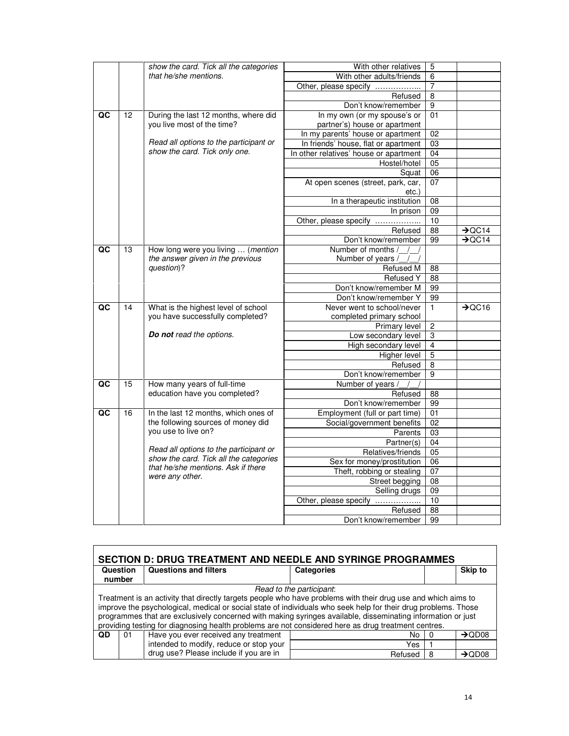| | | | | | |
|---|---|---|---|---|---|
| | | *show the card. Tick all the categories that he/she mentions.* | With other relatives | 5 | |
| | | | With other adults/friends | 6 | |
| | | | Other, please specify …………….. | 7 | |
| | | | Refused | 8 | |
| | | | Don't know/remember | 9 | |
| QC | 12 | During the last 12 months, where did you live most of the time?<br><br>*Read all options to the participant or show the card. Tick only one.* | In my own (or my spouse's or partner's) house or apartment | 01 | |
| | | | In my parents' house or apartment | 02 | |
| | | | In friends' house, flat or apartment | 03 | |
| | | | In other relatives' house or apartment | 04 | |
| | | | Hostel/hotel | 05 | |
| | | | Squat | 06 | |
| | | | At open scenes (street, park, car, etc.) | 07 | |
| | | | In a therapeutic institution | 08 | |
| | | | In prison | 09 | |
| | | | Other, please specify …………….. | 10 | |
| | | | Refused | 88 | →QC14 |
| | | | Don't know/remember | 99 | →QC14 |
| QC | 13 | How long were you living … (*mention the answer given in the previous question*)? | Number of months /__/__/<br>Number of years /__/__/ | | |
| | | | Refused M | 88 | |
| | | | Refused Y | 88 | |
| | | | Don't know/remember M | 99 | |
| | | | Don't know/remember Y | 99 | |
| QC | 14 | What is the highest level of school you have successfully completed?<br><br>***Do not** read the options.* | Never went to school/never completed primary school | 1 | →QC16 |
| | | | Primary level | 2 | |
| | | | Low secondary level | 3 | |
| | | | High secondary level | 4 | |
| | | | Higher level | 5 | |
| | | | Refused | 8 | |
| | | | Don't know/remember | 9 | |
| QC | 15 | How many years of full-time education have you completed? | Number of years /__/__/ | | |
| | | | Refused | 88 | |
| | | | Don't know/remember | 99 | |
| QC | 16 | In the last 12 months, which ones of the following sources of money did you use to live on?<br><br>*Read all options to the participant or show the card. Tick all the categories that he/she mentions. Ask if there were any other.* | Employment (full or part time) | 01 | |
| | | | Social/government benefits | 02 | |
| | | | Parents | 03 | |
| | | | Partner(s) | 04 | |
| | | | Relatives/friends | 05 | |
| | | | Sex for money/prostitution | 06 | |
| | | | Theft, robbing or stealing | 07 | |
| | | | Street begging | 08 | |
| | | | Selling drugs | 09 | |
| | | | Other, please specify …………….. | 10 | |
| | | | Refused | 88 | |
| | | | Don't know/remember | 99 | |

## SECTION D: DRUG TREATMENT AND NEEDLE AND SYRINGE PROGRAMMES

| Question number | | Questions and filters | Categories | | Skip to |
|---|---|---|---|---|---|
| *Read to the participant*:<br>Treatment is an activity that directly targets people who have problems with their drug use and which aims to improve the psychological, medical or social state of individuals who seek help for their drug problems. Those programmes that are exclusively concerned with making syringes available, disseminating information or just providing testing for diagnosing health problems are not considered here as drug treatment centres. | | | | | |
| QD | 01 | Have you ever received any treatment intended to modify, reduce or stop your drug use? Please include if you are in | No | 0 | →QD08 |
| | | | Yes | 1 | |
| | | | Refused | 8 | →QD08 |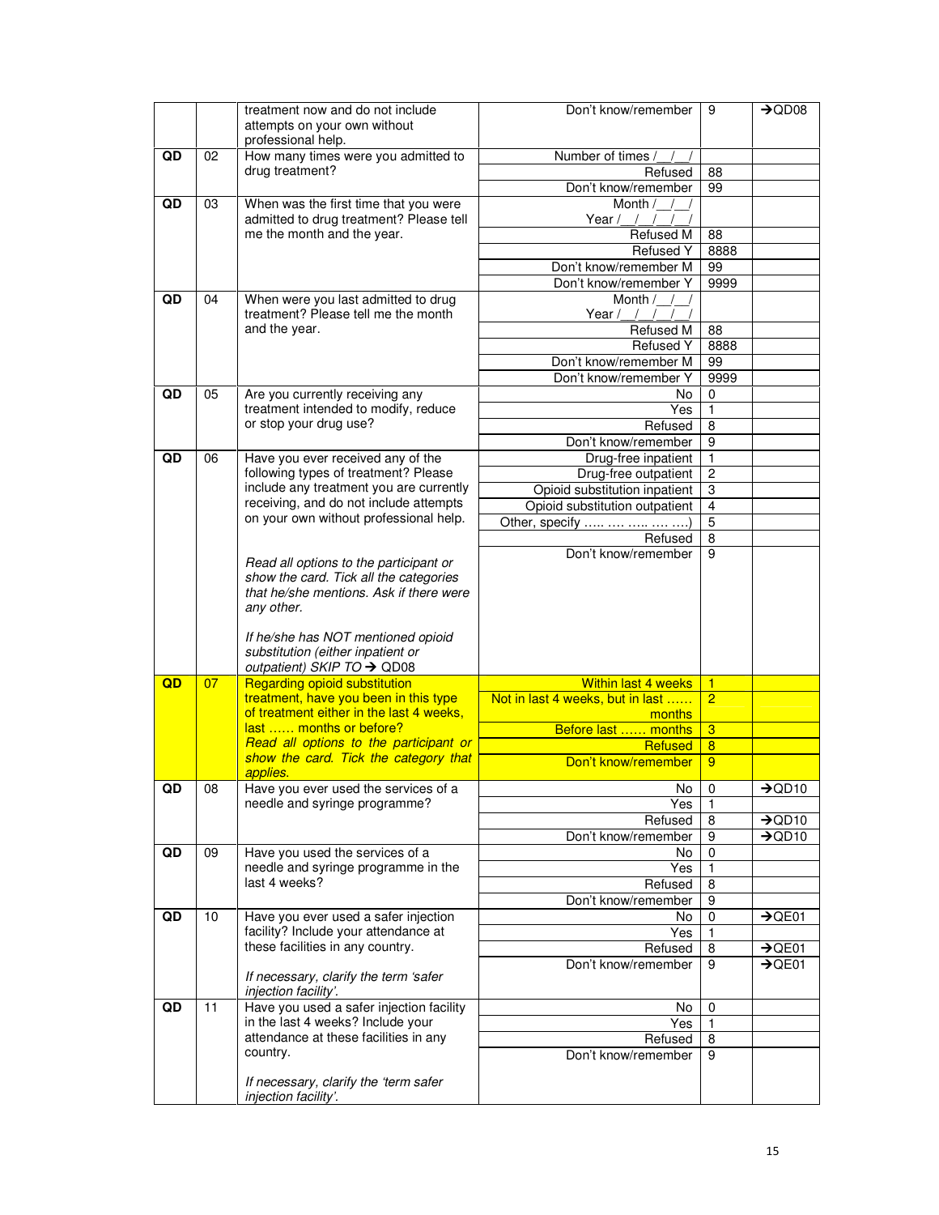| | | | | | |
|---|---|---|---|---|---|
| | | treatment now and do not include attempts on your own without professional help. | Don't know/remember | 9 | →QD08 |
| QD | 02 | How many times were you admitted to drug treatment? | Number of times /__/__/ | | |
| | | | Refused | 88 | |
| | | | Don't know/remember | 99 | |
| QD | 03 | When was the first time that you were admitted to drug treatment? Please tell me the month and the year. | Month /__/__/<br>Year /__/__/__/__/ | | |
| | | | Refused M | 88 | |
| | | | Refused Y | 8888 | |
| | | | Don't know/remember M | 99 | |
| | | | Don't know/remember Y | 9999 | |
| QD | 04 | When were you last admitted to drug treatment? Please tell me the month and the year. | Month /__/__/<br>Year /__/__/__/__/ | | |
| | | | Refused M | 88 | |
| | | | Refused Y | 8888 | |
| | | | Don't know/remember M | 99 | |
| | | | Don't know/remember Y | 9999 | |
| QD | 05 | Are you currently receiving any treatment intended to modify, reduce or stop your drug use? | No | 0 | |
| | | | Yes | 1 | |
| | | | Refused | 8 | |
| | | | Don't know/remember | 9 | |
| QD | 06 | Have you ever received any of the following types of treatment? Please include any treatment you are currently receiving, and do not include attempts on your own without professional help.<br><br>*Read all options to the participant or show the card. Tick all the categories that he/she mentions. Ask if there were any other.*<br><br>*If he/she has NOT mentioned opioid substitution (either inpatient or outpatient) SKIP TO* → QD08 | Drug-free inpatient | 1 | |
| | | | Drug-free outpatient | 2 | |
| | | | Opioid substitution inpatient | 3 | |
| | | | Opioid substitution outpatient | 4 | |
| | | | Other, specify ….. …. ….. …. ….) | 5 | |
| | | | Refused | 8 | |
| | | | Don't know/remember | 9 | |
| QD | 07 | Regarding opioid substitution treatment, have you been in this type of treatment either in the last 4 weeks, last …… months or before?<br>*Read all options to the participant or show the card. Tick the category that applies.* | Within last 4 weeks | 1 | |
| | | | Not in last 4 weeks, but in last …… months | 2 | |
| | | | Before last …… months | 3 | |
| | | | Refused | 8 | |
| | | | Don't know/remember | 9 | |
| QD | 08 | Have you ever used the services of a needle and syringe programme? | No | 0 | →QD10 |
| | | | Yes | 1 | |
| | | | Refused | 8 | →QD10 |
| | | | Don't know/remember | 9 | →QD10 |
| QD | 09 | Have you used the services of a needle and syringe programme in the last 4 weeks? | No | 0 | |
| | | | Yes | 1 | |
| | | | Refused | 8 | |
| | | | Don't know/remember | 9 | |
| QD | 10 | Have you ever used a safer injection facility? Include your attendance at these facilities in any country.<br><br>*If necessary, clarify the term 'safer injection facility'.* | No | 0 | →QE01 |
| | | | Yes | 1 | |
| | | | Refused | 8 | →QE01 |
| | | | Don't know/remember | 9 | →QE01 |
| QD | 11 | Have you used a safer injection facility in the last 4 weeks? Include your attendance at these facilities in any country.<br><br>*If necessary, clarify the 'term safer injection facility'.* | No | 0 | |
| | | | Yes | 1 | |
| | | | Refused | 8 | |
| | | | Don't know/remember | 9 | |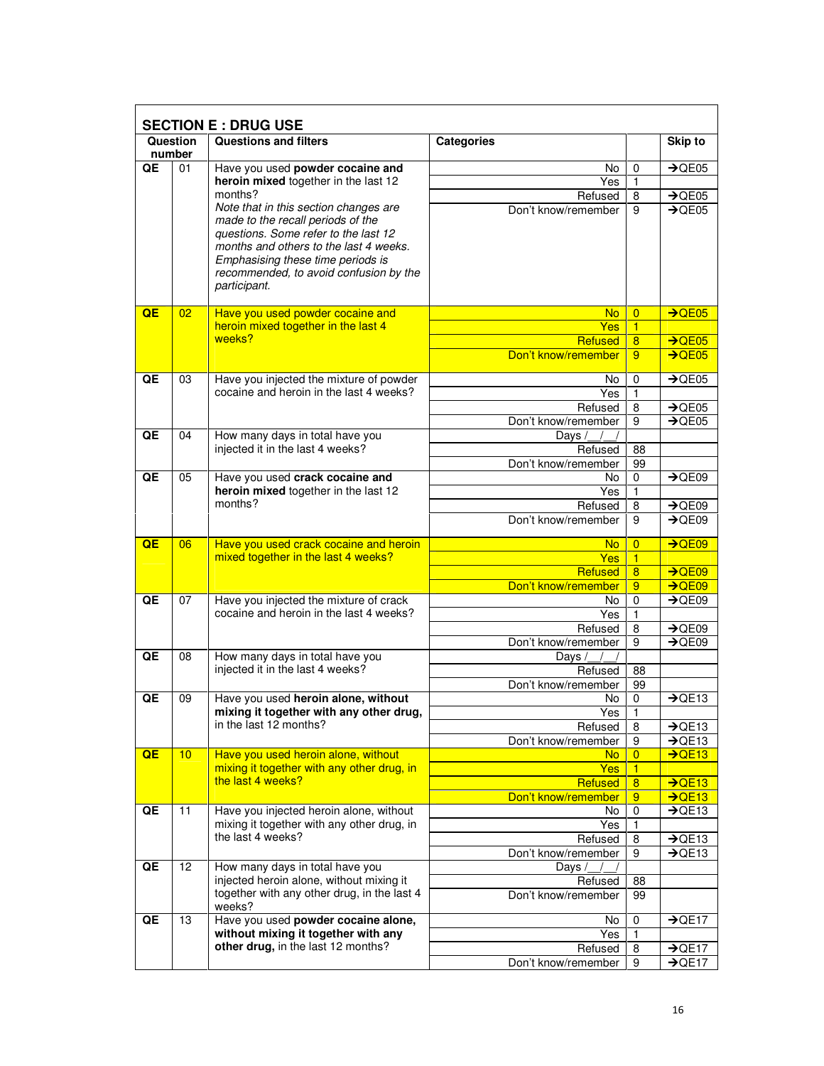## SECTION E : DRUG USE

| Question number | | Questions and filters | Categories | | Skip to |
|---|---|---|---|---|---|
| QE | 01 | Have you used **powder cocaine and heroin mixed** together in the last 12 months? *Note that in this section changes are made to the recall periods of the questions. Some refer to the last 12 months and others to the last 4 weeks. Emphasising these time periods is recommended, to avoid confusion by the participant.* | No | 0 | →QE05 |
| | | | Yes | 1 | |
| | | | Refused | 8 | →QE05 |
| | | | Don't know/remember | 9 | →QE05 |
| QE | 02 | Have you used powder cocaine and heroin mixed together in the last 4 weeks? | No | 0 | →QE05 |
| | | | Yes | 1 | |
| | | | Refused | 8 | →QE05 |
| | | | Don't know/remember | 9 | →QE05 |
| QE | 03 | Have you injected the mixture of powder cocaine and heroin in the last 4 weeks? | No | 0 | →QE05 |
| | | | Yes | 1 | |
| | | | Refused | 8 | →QE05 |
| | | | Don't know/remember | 9 | →QE05 |
| QE | 04 | How many days in total have you injected it in the last 4 weeks? | Days /__/__/ | | |
| | | | Refused | 88 | |
| | | | Don't know/remember | 99 | |
| QE | 05 | Have you used **crack cocaine and heroin mixed** together in the last 12 months? | No | 0 | →QE09 |
| | | | Yes | 1 | |
| | | | Refused | 8 | →QE09 |
| | | | Don't know/remember | 9 | →QE09 |
| QE | 06 | Have you used crack cocaine and heroin mixed together in the last 4 weeks? | No | 0 | →QE09 |
| | | | Yes | 1 | |
| | | | Refused | 8 | →QE09 |
| | | | Don't know/remember | 9 | →QE09 |
| QE | 07 | Have you injected the mixture of crack cocaine and heroin in the last 4 weeks? | No | 0 | →QE09 |
| | | | Yes | 1 | |
| | | | Refused | 8 | →QE09 |
| | | | Don't know/remember | 9 | →QE09 |
| QE | 08 | How many days in total have you injected it in the last 4 weeks? | Days /__/__/ | | |
| | | | Refused | 88 | |
| | | | Don't know/remember | 99 | |
| QE | 09 | Have you used **heroin alone, without mixing it together with any other drug,** in the last 12 months? | No | 0 | →QE13 |
| | | | Yes | 1 | |
| | | | Refused | 8 | →QE13 |
| | | | Don't know/remember | 9 | →QE13 |
| QE | 10 | Have you used heroin alone, without mixing it together with any other drug, in the last 4 weeks? | No | 0 | →QE13 |
| | | | Yes | 1 | |
| | | | Refused | 8 | →QE13 |
| | | | Don't know/remember | 9 | →QE13 |
| QE | 11 | Have you injected heroin alone, without mixing it together with any other drug, in the last 4 weeks? | No | 0 | →QE13 |
| | | | Yes | 1 | |
| | | | Refused | 8 | →QE13 |
| | | | Don't know/remember | 9 | →QE13 |
| QE | 12 | How many days in total have you injected heroin alone, without mixing it together with any other drug, in the last 4 weeks? | Days /__/__/ | | |
| | | | Refused | 88 | |
| | | | Don't know/remember | 99 | |
| QE | 13 | Have you used **powder cocaine alone, without mixing it together with any other drug,** in the last 12 months? | No | 0 | →QE17 |
| | | | Yes | 1 | |
| | | | Refused | 8 | →QE17 |
| | | | Don't know/remember | 9 | →QE17 |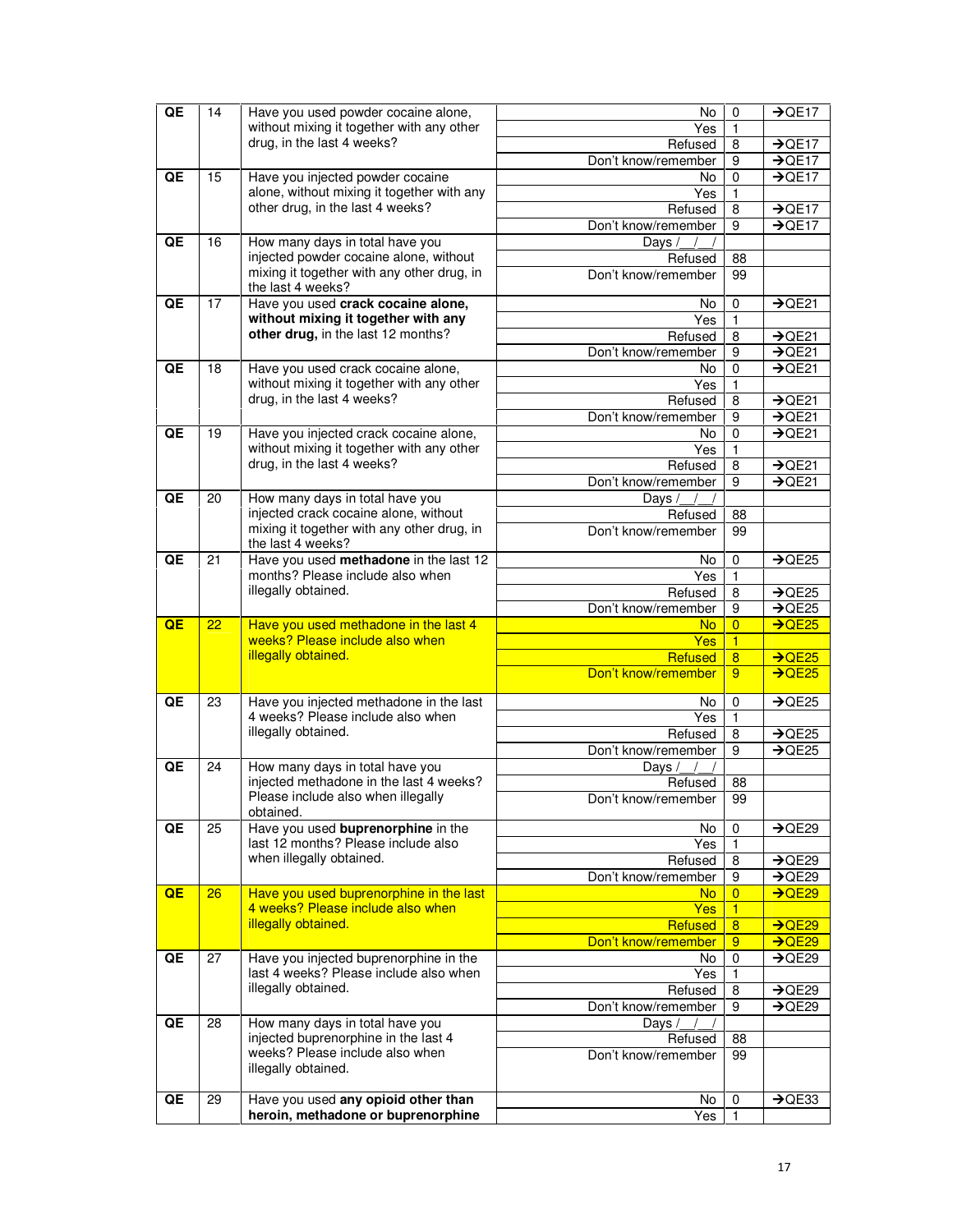| | | | | | |
|---|---|---|---|---|---|
| QE | 14 | Have you used powder cocaine alone, without mixing it together with any other drug, in the last 4 weeks? | No | 0 | →QE17 |
| | | | Yes | 1 | |
| | | | Refused | 8 | →QE17 |
| | | | Don't know/remember | 9 | →QE17 |
| QE | 15 | Have you injected powder cocaine alone, without mixing it together with any other drug, in the last 4 weeks? | No | 0 | →QE17 |
| | | | Yes | 1 | |
| | | | Refused | 8 | →QE17 |
| | | | Don't know/remember | 9 | →QE17 |
| QE | 16 | How many days in total have you injected powder cocaine alone, without mixing it together with any other drug, in the last 4 weeks? | Days /\_\_/\_\_/ | | |
| | | | Refused | 88 | |
| | | | Don't know/remember | 99 | |
| QE | 17 | Have you used **crack cocaine alone, without mixing it together with any other drug,** in the last 12 months? | No | 0 | →QE21 |
| | | | Yes | 1 | |
| | | | Refused | 8 | →QE21 |
| | | | Don't know/remember | 9 | →QE21 |
| QE | 18 | Have you used crack cocaine alone, without mixing it together with any other drug, in the last 4 weeks? | No | 0 | →QE21 |
| | | | Yes | 1 | |
| | | | Refused | 8 | →QE21 |
| | | | Don't know/remember | 9 | →QE21 |
| QE | 19 | Have you injected crack cocaine alone, without mixing it together with any other drug, in the last 4 weeks? | No | 0 | →QE21 |
| | | | Yes | 1 | |
| | | | Refused | 8 | →QE21 |
| | | | Don't know/remember | 9 | →QE21 |
| QE | 20 | How many days in total have you injected crack cocaine alone, without mixing it together with any other drug, in the last 4 weeks? | Days /\_\_/\_\_/ | | |
| | | | Refused | 88 | |
| | | | Don't know/remember | 99 | |
| QE | 21 | Have you used **methadone** in the last 12 months? Please include also when illegally obtained. | No | 0 | →QE25 |
| | | | Yes | 1 | |
| | | | Refused | 8 | →QE25 |
| | | | Don't know/remember | 9 | →QE25 |
| QE | 22 | Have you used methadone in the last 4 weeks? Please include also when illegally obtained. | No | 0 | →QE25 |
| | | | Yes | 1 | |
| | | | Refused | 8 | →QE25 |
| | | | Don't know/remember | 9 | →QE25 |
| QE | 23 | Have you injected methadone in the last 4 weeks? Please include also when illegally obtained. | No | 0 | →QE25 |
| | | | Yes | 1 | |
| | | | Refused | 8 | →QE25 |
| | | | Don't know/remember | 9 | →QE25 |
| QE | 24 | How many days in total have you injected methadone in the last 4 weeks? Please include also when illegally obtained. | Days /\_\_/\_\_/ | | |
| | | | Refused | 88 | |
| | | | Don't know/remember | 99 | |
| QE | 25 | Have you used **buprenorphine** in the last 12 months? Please include also when illegally obtained. | No | 0 | →QE29 |
| | | | Yes | 1 | |
| | | | Refused | 8 | →QE29 |
| | | | Don't know/remember | 9 | →QE29 |
| QE | 26 | Have you used buprenorphine in the last 4 weeks? Please include also when illegally obtained. | No | 0 | →QE29 |
| | | | Yes | 1 | |
| | | | Refused | 8 | →QE29 |
| | | | Don't know/remember | 9 | →QE29 |
| QE | 27 | Have you injected buprenorphine in the last 4 weeks? Please include also when illegally obtained. | No | 0 | →QE29 |
| | | | Yes | 1 | |
| | | | Refused | 8 | →QE29 |
| | | | Don't know/remember | 9 | →QE29 |
| QE | 28 | How many days in total have you injected buprenorphine in the last 4 weeks? Please include also when illegally obtained. | Days /\_\_/\_\_/ | | |
| | | | Refused | 88 | |
| | | | Don't know/remember | 99 | |
| QE | 29 | Have you used **any opioid other than heroin, methadone or buprenorphine** | No | 0 | →QE33 |
| | | | Yes | 1 | |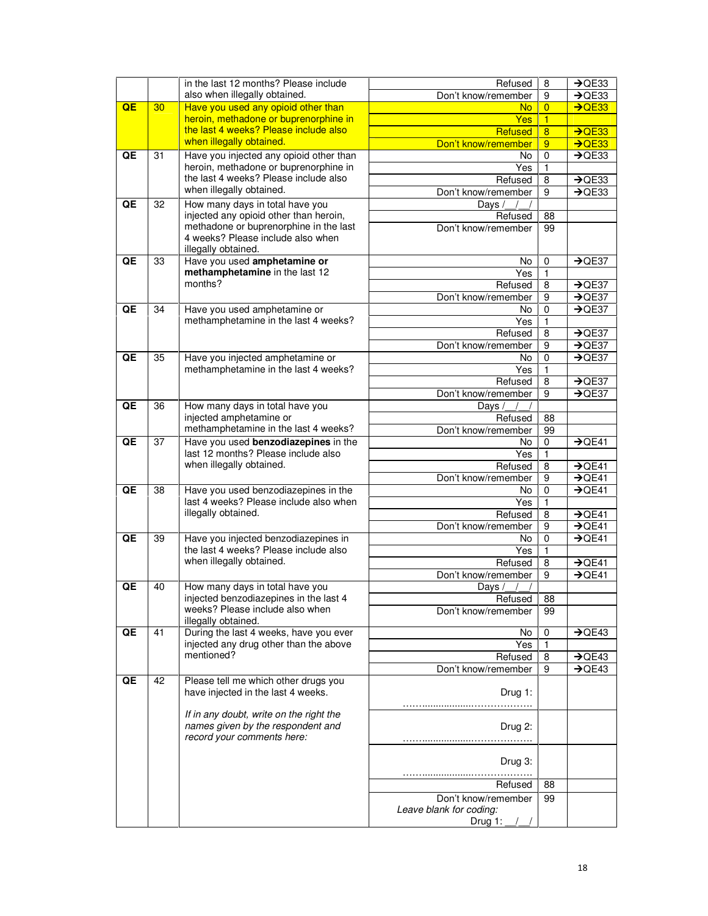| | | | | | |
|---|---|---|---|---|---|
| | | in the last 12 months? Please include also when illegally obtained. | Refused | 8 | →QE33 |
| | | | Don't know/remember | 9 | →QE33 |
| QE | 30 | Have you used any opioid other than heroin, methadone or buprenorphine in the last 4 weeks? Please include also when illegally obtained. | No | 0 | →QE33 |
| | | | Yes | 1 | |
| | | | Refused | 8 | →QE33 |
| | | | Don't know/remember | 9 | →QE33 |
| QE | 31 | Have you injected any opioid other than heroin, methadone or buprenorphine in the last 4 weeks? Please include also when illegally obtained. | No | 0 | →QE33 |
| | | | Yes | 1 | |
| | | | Refused | 8 | →QE33 |
| | | | Don't know/remember | 9 | →QE33 |
| QE | 32 | How many days in total have you injected any opioid other than heroin, methadone or buprenorphine in the last 4 weeks? Please include also when illegally obtained. | Days /__/__/ | | |
| | | | Refused | 88 | |
| | | | Don't know/remember | 99 | |
| QE | 33 | Have you used **amphetamine or methamphetamine** in the last 12 months? | No | 0 | →QE37 |
| | | | Yes | 1 | |
| | | | Refused | 8 | →QE37 |
| | | | Don't know/remember | 9 | →QE37 |
| QE | 34 | Have you used amphetamine or methamphetamine in the last 4 weeks? | No | 0 | →QE37 |
| | | | Yes | 1 | |
| | | | Refused | 8 | →QE37 |
| | | | Don't know/remember | 9 | →QE37 |
| QE | 35 | Have you injected amphetamine or methamphetamine in the last 4 weeks? | No | 0 | →QE37 |
| | | | Yes | 1 | |
| | | | Refused | 8 | →QE37 |
| | | | Don't know/remember | 9 | →QE37 |
| QE | 36 | How many days in total have you injected amphetamine or methamphetamine in the last 4 weeks? | Days /__/__/ | | |
| | | | Refused | 88 | |
| | | | Don't know/remember | 99 | |
| QE | 37 | Have you used **benzodiazepines** in the last 12 months? Please include also when illegally obtained. | No | 0 | →QE41 |
| | | | Yes | 1 | |
| | | | Refused | 8 | →QE41 |
| | | | Don't know/remember | 9 | →QE41 |
| QE | 38 | Have you used benzodiazepines in the last 4 weeks? Please include also when illegally obtained. | No | 0 | →QE41 |
| | | | Yes | 1 | |
| | | | Refused | 8 | →QE41 |
| | | | Don't know/remember | 9 | →QE41 |
| QE | 39 | Have you injected benzodiazepines in the last 4 weeks? Please include also when illegally obtained. | No | 0 | →QE41 |
| | | | Yes | 1 | |
| | | | Refused | 8 | →QE41 |
| | | | Don't know/remember | 9 | →QE41 |
| QE | 40 | How many days in total have you injected benzodiazepines in the last 4 weeks? Please include also when illegally obtained. | Days /__/__/ | | |
| | | | Refused | 88 | |
| | | | Don't know/remember | 99 | |
| QE | 41 | During the last 4 weeks, have you ever injected any drug other than the above mentioned? | No | 0 | →QE43 |
| | | | Yes | 1 | |
| | | | Refused | 8 | →QE43 |
| | | | Don't know/remember | 9 | →QE43 |
| QE | 42 | Please tell me which other drugs you have injected in the last 4 weeks.<br><br>*If in any doubt, write on the right the names given by the respondent and record your comments here:* | Drug 1: ………………………………… | | |
| | | | Drug 2: ………………………………… | | |
| | | | Drug 3: ………………………………… | | |
| | | | Refused | 88 | |
| | | | Don't know/remember<br>*Leave blank for coding:*<br>Drug 1: __/__/ | 99 | |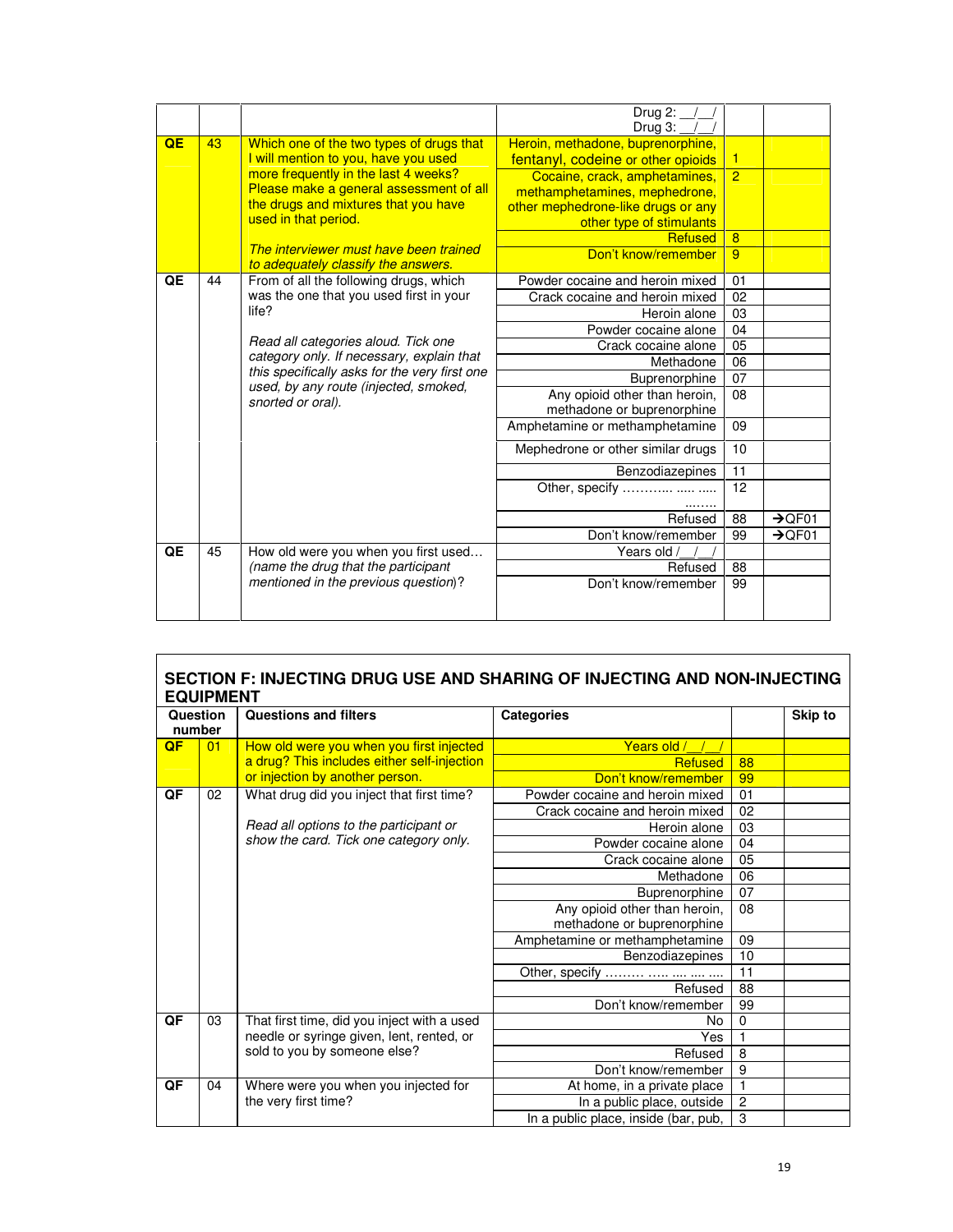| | | | | | |
|---|---|---|---|---|---|
| | | | Drug 2: __/__/<br>Drug 3: __/__/ | | |
| QE | 43 | Which one of the two types of drugs that I will mention to you, have you used more frequently in the last 4 weeks? Please make a general assessment of all the drugs and mixtures that you have used in that period.<br><br>*The interviewer must have been trained to adequately classify the answers.* | Heroin, methadone, buprenorphine, fentanyl, codeine or other opioids | 1 | |
| | | | Cocaine, crack, amphetamines, methamphetamines, mephedrone, other mephedrone-like drugs or any other type of stimulants | 2 | |
| | | | Refused | 8 | |
| | | | Don't know/remember | 9 | |
| QE | 44 | From of all the following drugs, which was the one that you used first in your life?<br><br>*Read all categories aloud. Tick one category only. If necessary, explain that this specifically asks for the very first one used, by any route (injected, smoked, snorted or oral).* | Powder cocaine and heroin mixed | 01 | |
| | | | Crack cocaine and heroin mixed | 02 | |
| | | | Heroin alone | 03 | |
| | | | Powder cocaine alone | 04 | |
| | | | Crack cocaine alone | 05 | |
| | | | Methadone | 06 | |
| | | | Buprenorphine | 07 | |
| | | | Any opioid other than heroin, methadone or buprenorphine | 08 | |
| | | | Amphetamine or methamphetamine | 09 | |
| | | | Mephedrone or other similar drugs | 10 | |
| | | | Benzodiazepines | 11 | |
| | | | Other, specify ……….. ….. ….. …….. | 12 | |
| | | | Refused | 88 | →QF01 |
| | | | Don't know/remember | 99 | →QF01 |
| QE | 45 | How old were you when you first used… *(name the drug that the participant mentioned in the previous question)*? | Years old /__/__/ | | |
| | | | Refused | 88 | |
| | | | Don't know/remember | 99 | |

## SECTION F: INJECTING DRUG USE AND SHARING OF INJECTING AND NON-INJECTING EQUIPMENT

| Question number | | Questions and filters | Categories | | Skip to |
|---|---|---|---|---|---|
| QF | 01 | How old were you when you first injected a drug? This includes either self-injection or injection by another person. | Years old /__/__/ | | |
| | | | Refused | 88 | |
| | | | Don't know/remember | 99 | |
| QF | 02 | What drug did you inject that first time?<br><br>*Read all options to the participant or show the card. Tick one category only.* | Powder cocaine and heroin mixed | 01 | |
| | | | Crack cocaine and heroin mixed | 02 | |
| | | | Heroin alone | 03 | |
| | | | Powder cocaine alone | 04 | |
| | | | Crack cocaine alone | 05 | |
| | | | Methadone | 06 | |
| | | | Buprenorphine | 07 | |
| | | | Any opioid other than heroin, methadone or buprenorphine | 08 | |
| | | | Amphetamine or methamphetamine | 09 | |
| | | | Benzodiazepines | 10 | |
| | | | Other, specify ……… ….. …. …. …. | 11 | |
| | | | Refused | 88 | |
| | | | Don't know/remember | 99 | |
| QF | 03 | That first time, did you inject with a used needle or syringe given, lent, rented, or sold to you by someone else? | No | 0 | |
| | | | Yes | 1 | |
| | | | Refused | 8 | |
| | | | Don't know/remember | 9 | |
| QF | 04 | Where were you when you injected for the very first time? | At home, in a private place | 1 | |
| | | | In a public place, outside | 2 | |
| | | | In a public place, inside (bar, pub, | 3 | |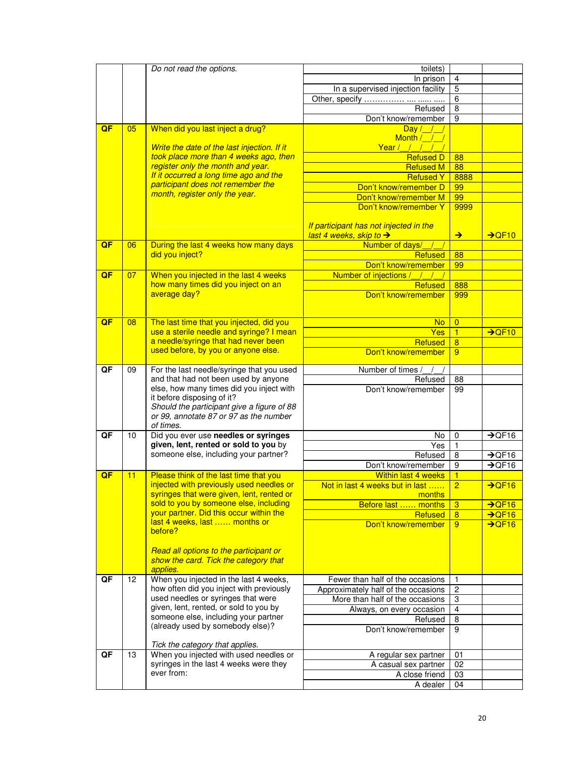| | | | | | |
|---|---|---|---|---|---|
| | | *Do not read the options.* | toilets) | | |
| | | | In prison | 4 | |
| | | | In a supervised injection facility | 5 | |
| | | | Other, specify …………… .... ...... ..... | 6 | |
| | | | Refused | 8 | |
| | | | Don't know/remember | 9 | |
| **QF** | 05 | When did you last inject a drug?<br><br>*Write the date of the last injection. If it took place more than 4 weeks ago, then register only the month and year. If it occurred a long time ago and the participant does not remember the month, register only the year.* | Day /__/__/<br>Month /__/__/<br>Year /__/__/__/__/ | | |
| | | | Refused D | 88 | |
| | | | Refused M | 88 | |
| | | | Refused Y | 8888 | |
| | | | Don't know/remember D | 99 | |
| | | | Don't know/remember M | 99 | |
| | | | Don't know/remember Y | 9999 | |
| | | | *If participant has not injected in the last 4 weeks, skip to* → | → | →QF10 |
| **QF** | 06 | During the last 4 weeks how many days did you inject? | Number of days/__/__/ | | |
| | | | Refused | 88 | |
| | | | Don't know/remember | 99 | |
| **QF** | 07 | When you injected in the last 4 weeks how many times did you inject on an average day? | Number of injections /__/__/__/ | | |
| | | | Refused | 888 | |
| | | | Don't know/remember | 999 | |
| **QF** | 08 | The last time that you injected, did you use a sterile needle and syringe? I mean a needle/syringe that had never been used before, by you or anyone else. | No | 0 | |
| | | | Yes | 1 | →QF10 |
| | | | Refused | 8 | |
| | | | Don't know/remember | 9 | |
| **QF** | 09 | For the last needle/syringe that you used and that had not been used by anyone else, how many times did you inject with it before disposing of it?<br>*Should the participant give a figure of 88 or 99, annotate 87 or 97 as the number of times.* | Number of times /__/__/ | | |
| | | | Refused | 88 | |
| | | | Don't know/remember | 99 | |
| **QF** | 10 | Did you ever use **needles or syringes given, lent, rented or sold to you** by someone else, including your partner? | No | 0 | →QF16 |
| | | | Yes | 1 | |
| | | | Refused | 8 | →QF16 |
| | | | Don't know/remember | 9 | →QF16 |
| **QF** | 11 | Please think of the last time that you injected with previously used needles or syringes that were given, lent, rented or sold to you by someone else, including your partner. Did this occur within the last 4 weeks, last …… months or before?<br><br>*Read all options to the participant or show the card. Tick the category that applies.* | Within last 4 weeks | 1 | |
| | | | Not in last 4 weeks but in last …… months | 2 | →QF16 |
| | | | Before last …… months | 3 | →QF16 |
| | | | Refused | 8 | →QF16 |
| | | | Don't know/remember | 9 | →QF16 |
| **QF** | 12 | When you injected in the last 4 weeks, how often did you inject with previously used needles or syringes that were given, lent, rented, or sold to you by someone else, including your partner (already used by somebody else)?<br><br>*Tick the category that applies.* | Fewer than half of the occasions | 1 | |
| | | | Approximately half of the occasions | 2 | |
| | | | More than half of the occasions | 3 | |
| | | | Always, on every occasion | 4 | |
| | | | Refused | 8 | |
| | | | Don't know/remember | 9 | |
| **QF** | 13 | When you injected with used needles or syringes in the last 4 weeks were they ever from: | A regular sex partner | 01 | |
| | | | A casual sex partner | 02 | |
| | | | A close friend | 03 | |
| | | | A dealer | 04 | |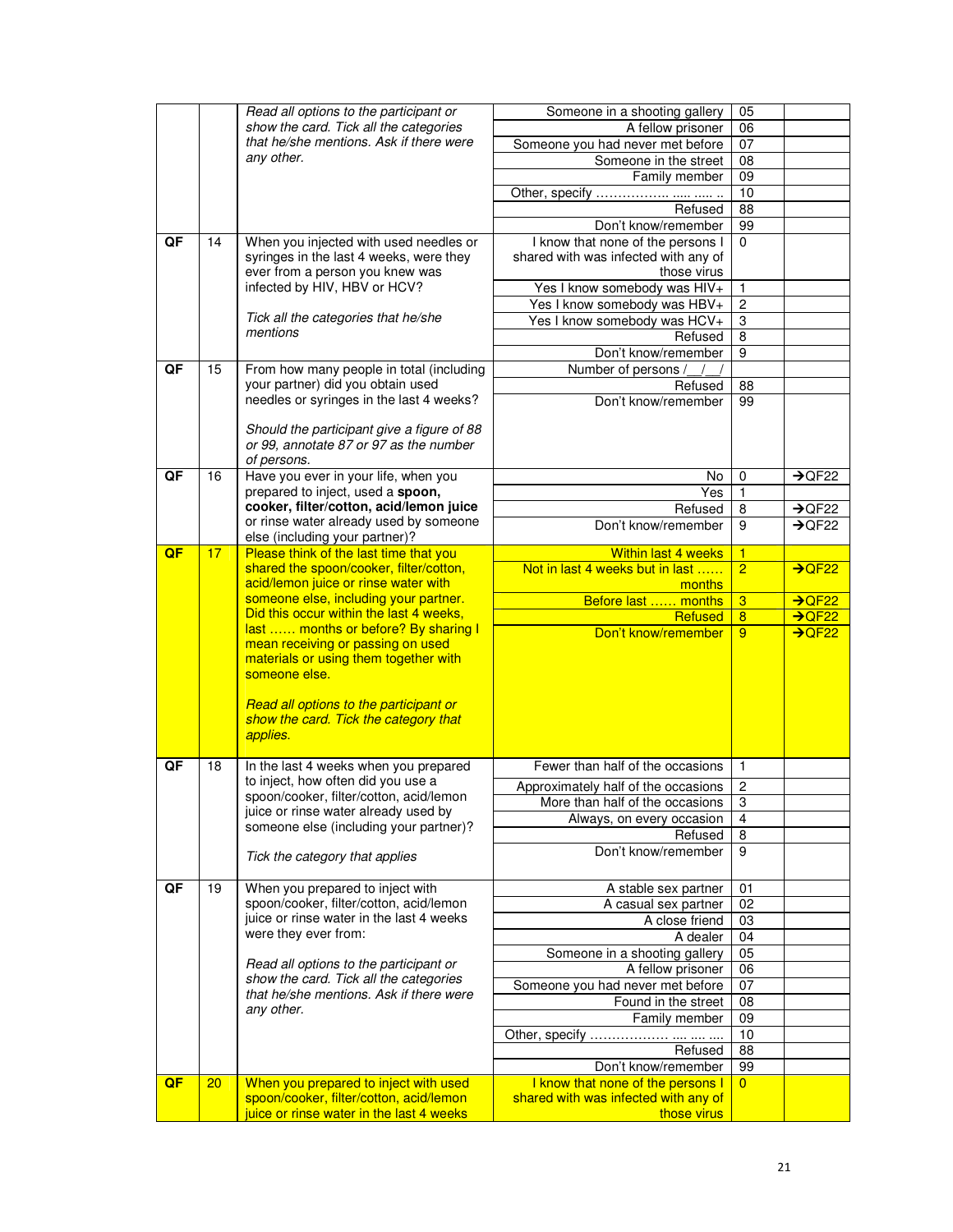| | | | | | |
|---|---|---|---|---|---|
| | | *Read all options to the participant or show the card. Tick all the categories that he/she mentions. Ask if there were any other.* | Someone in a shooting gallery | 05 | |
| | | | A fellow prisoner | 06 | |
| | | | Someone you had never met before | 07 | |
| | | | Someone in the street | 08 | |
| | | | Family member | 09 | |
| | | | Other, specify …………….. ..... ..... .. | 10 | |
| | | | Refused | 88 | |
| | | | Don't know/remember | 99 | |
| QF | 14 | When you injected with used needles or syringes in the last 4 weeks, were they ever from a person you knew was infected by HIV, HBV or HCV? *Tick all the categories that he/she mentions* | I know that none of the persons I shared with was infected with any of those virus | 0 | |
| | | | Yes I know somebody was HIV+ | 1 | |
| | | | Yes I know somebody was HBV+ | 2 | |
| | | | Yes I know somebody was HCV+ | 3 | |
| | | | Refused | 8 | |
| | | | Don't know/remember | 9 | |
| QF | 15 | From how many people in total (including your partner) did you obtain used needles or syringes in the last 4 weeks? *Should the participant give a figure of 88 or 99, annotate 87 or 97 as the number of persons.* | Number of persons /__/__/ | | |
| | | | Refused | 88 | |
| | | | Don't know/remember | 99 | |
| QF | 16 | Have you ever in your life, when you prepared to inject, used a **spoon, cooker, filter/cotton, acid/lemon juice** or rinse water already used by someone else (including your partner)? | No | 0 | →QF22 |
| | | | Yes | 1 | |
| | | | Refused | 8 | →QF22 |
| | | | Don't know/remember | 9 | →QF22 |
| QF | 17 | Please think of the last time that you shared the spoon/cooker, filter/cotton, acid/lemon juice or rinse water with someone else, including your partner. Did this occur within the last 4 weeks, last …… months or before? By sharing I mean receiving or passing on used materials or using them together with someone else. *Read all options to the participant or show the card. Tick the category that applies.* | Within last 4 weeks | 1 | |
| | | | Not in last 4 weeks but in last …… months | 2 | →QF22 |
| | | | Before last …… months | 3 | →QF22 |
| | | | Refused | 8 | →QF22 |
| | | | Don't know/remember | 9 | →QF22 |
| QF | 18 | In the last 4 weeks when you prepared to inject, how often did you use a spoon/cooker, filter/cotton, acid/lemon juice or rinse water already used by someone else (including your partner)? *Tick the category that applies* | Fewer than half of the occasions | 1 | |
| | | | Approximately half of the occasions | 2 | |
| | | | More than half of the occasions | 3 | |
| | | | Always, on every occasion | 4 | |
| | | | Refused | 8 | |
| | | | Don't know/remember | 9 | |
| QF | 19 | When you prepared to inject with spoon/cooker, filter/cotton, acid/lemon juice or rinse water in the last 4 weeks were they ever from: *Read all options to the participant or show the card. Tick all the categories that he/she mentions. Ask if there were any other.* | A stable sex partner | 01 | |
| | | | A casual sex partner | 02 | |
| | | | A close friend | 03 | |
| | | | A dealer | 04 | |
| | | | Someone in a shooting gallery | 05 | |
| | | | A fellow prisoner | 06 | |
| | | | Someone you had never met before | 07 | |
| | | | Found in the street | 08 | |
| | | | Family member | 09 | |
| | | | Other, specify ……………… .... .... .... | 10 | |
| | | | Refused | 88 | |
| | | | Don't know/remember | 99 | |
| QF | 20 | When you prepared to inject with used spoon/cooker, filter/cotton, acid/lemon juice or rinse water in the last 4 weeks | I know that none of the persons I shared with was infected with any of those virus | 0 | |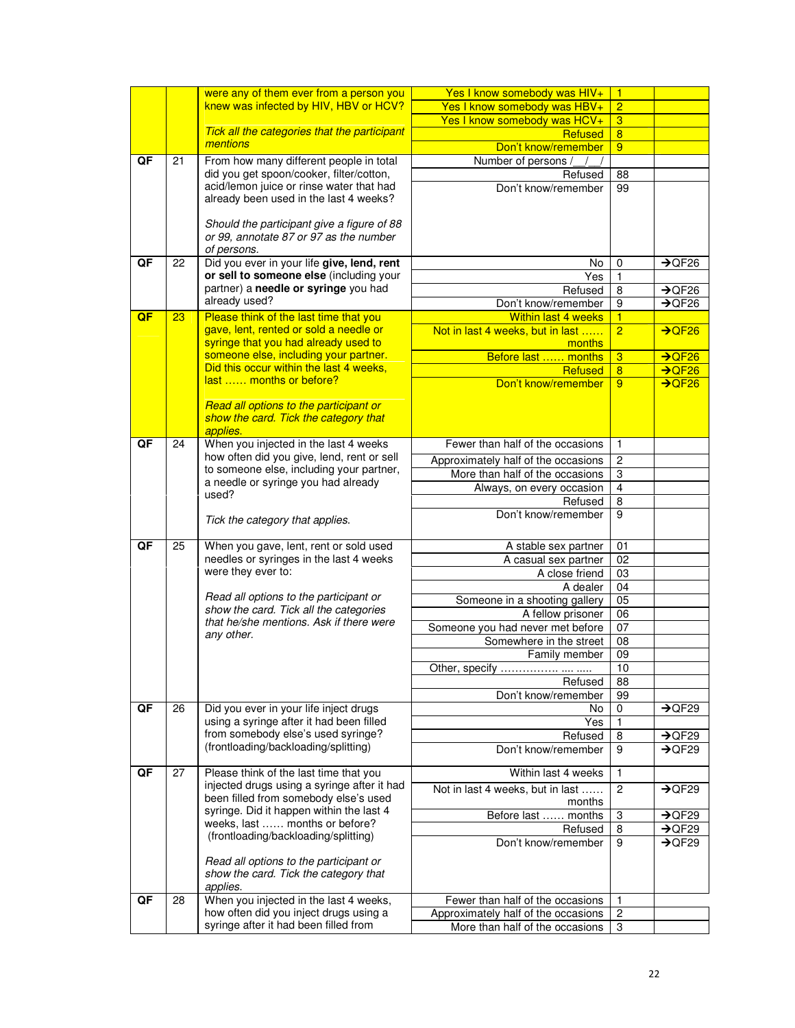| | | | | | |
|---|---|---|---|---|---|
| | | were any of them ever from a person you knew was infected by HIV, HBV or HCV?<br><br>*Tick all the categories that the participant mentions* | Yes I know somebody was HIV+ | 1 | |
| | | | Yes I know somebody was HBV+ | 2 | |
| | | | Yes I know somebody was HCV+ | 3 | |
| | | | Refused | 8 | |
| | | | Don't know/remember | 9 | |
| QF | 21 | From how many different people in total did you get spoon/cooker, filter/cotton, acid/lemon juice or rinse water that had already been used in the last 4 weeks?<br><br>*Should the participant give a figure of 88 or 99, annotate 87 or 97 as the number of persons.* | Number of persons /__/__/ | | |
| | | | Refused | 88 | |
| | | | Don't know/remember | 99 | |
| QF | 22 | Did you ever in your life **give, lend, rent or sell to someone else** (including your partner) a **needle or syringe** you had already used? | No | 0 | →QF26 |
| | | | Yes | 1 | |
| | | | Refused | 8 | →QF26 |
| | | | Don't know/remember | 9 | →QF26 |
| QF | 23 | Please think of the last time that you gave, lent, rented or sold a needle or syringe that you had already used to someone else, including your partner. Did this occur within the last 4 weeks, last …… months or before?<br><br>*Read all options to the participant or show the card. Tick the category that applies.* | Within last 4 weeks | 1 | |
| | | | Not in last 4 weeks, but in last …… months | 2 | →QF26 |
| | | | Before last …… months | 3 | →QF26 |
| | | | Refused | 8 | →QF26 |
| | | | Don't know/remember | 9 | →QF26 |
| QF | 24 | When you injected in the last 4 weeks how often did you give, lend, rent or sell to someone else, including your partner, a needle or syringe you had already used?<br><br>*Tick the category that applies.* | Fewer than half of the occasions | 1 | |
| | | | Approximately half of the occasions | 2 | |
| | | | More than half of the occasions | 3 | |
| | | | Always, on every occasion | 4 | |
| | | | Refused | 8 | |
| | | | Don't know/remember | 9 | |
| QF | 25 | When you gave, lent, rent or sold used needles or syringes in the last 4 weeks were they ever to:<br><br>*Read all options to the participant or show the card. Tick all the categories that he/she mentions. Ask if there were any other.* | A stable sex partner | 01 | |
| | | | A casual sex partner | 02 | |
| | | | A close friend | 03 | |
| | | | A dealer | 04 | |
| | | | Someone in a shooting gallery | 05 | |
| | | | A fellow prisoner | 06 | |
| | | | Someone you had never met before | 07 | |
| | | | Somewhere in the street | 08 | |
| | | | Family member | 09 | |
| | | | Other, specify ……………. .... ..... | 10 | |
| | | | Refused | 88 | |
| | | | Don't know/remember | 99 | |
| QF | 26 | Did you ever in your life inject drugs using a syringe after it had been filled from somebody else's used syringe? (frontloading/backloading/splitting) | No | 0 | →QF29 |
| | | | Yes | 1 | |
| | | | Refused | 8 | →QF29 |
| | | | Don't know/remember | 9 | →QF29 |
| QF | 27 | Please think of the last time that you injected drugs using a syringe after it had been filled from somebody else's used syringe. Did it happen within the last 4 weeks, last …… months or before? (frontloading/backloading/splitting)<br><br>*Read all options to the participant or show the card. Tick the category that applies.* | Within last 4 weeks | 1 | |
| | | | Not in last 4 weeks, but in last …… months | 2 | →QF29 |
| | | | Before last …… months | 3 | →QF29 |
| | | | Refused | 8 | →QF29 |
| | | | Don't know/remember | 9 | →QF29 |
| QF | 28 | When you injected in the last 4 weeks, how often did you inject drugs using a syringe after it had been filled from | Fewer than half of the occasions | 1 | |
| | | | Approximately half of the occasions | 2 | |
| | | | More than half of the occasions | 3 | |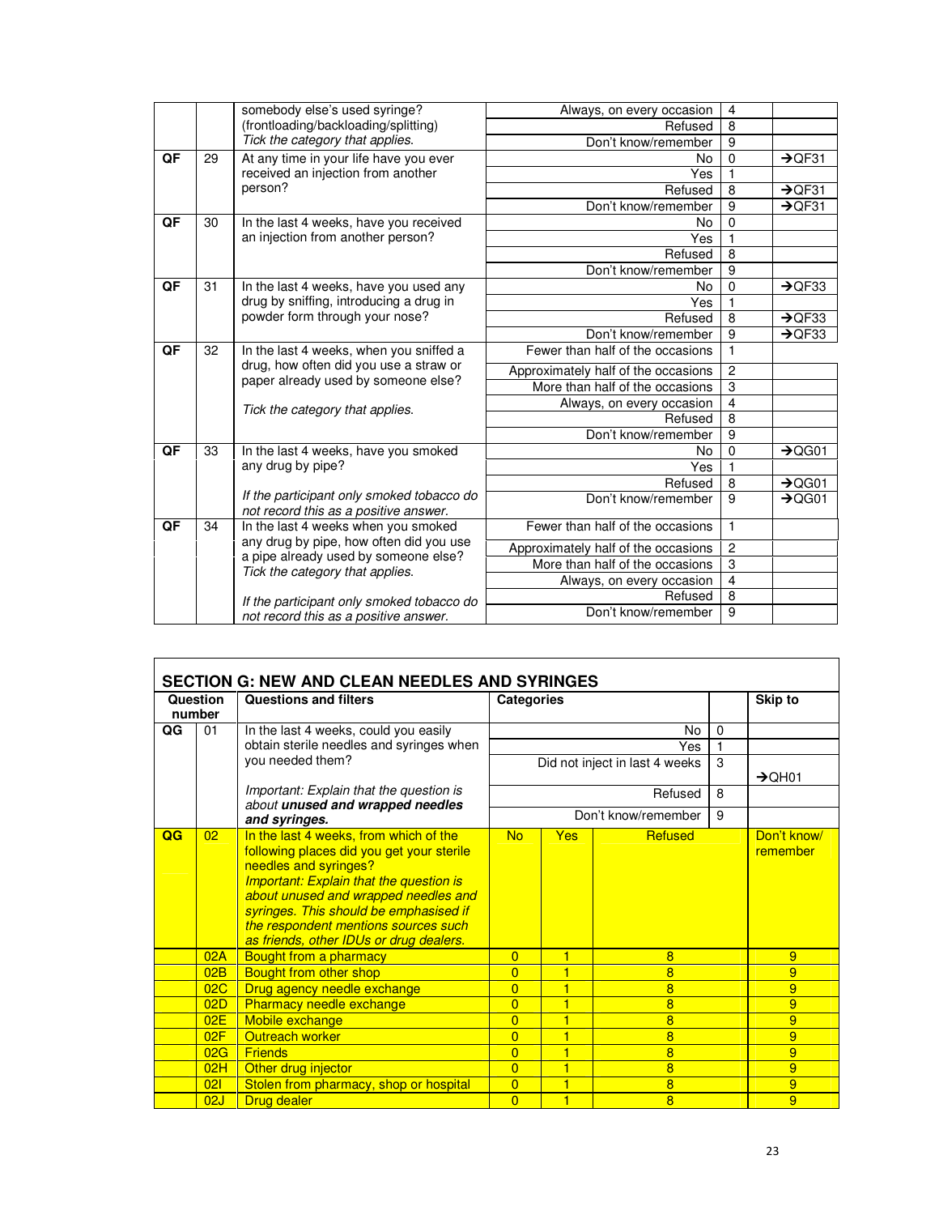| | | | | | |
|---|---|---|---|---|---|
| | | somebody else's used syringe? (frontloading/backloading/splitting) *Tick the category that applies.* | Always, on every occasion | 4 | |
| | | | Refused | 8 | |
| | | | Don't know/remember | 9 | |
| **QF** | 29 | At any time in your life have you ever received an injection from another person? | No | 0 | →QF31 |
| | | | Yes | 1 | |
| | | | Refused | 8 | →QF31 |
| | | | Don't know/remember | 9 | →QF31 |
| **QF** | 30 | In the last 4 weeks, have you received an injection from another person? | No | 0 | |
| | | | Yes | 1 | |
| | | | Refused | 8 | |
| | | | Don't know/remember | 9 | |
| **QF** | 31 | In the last 4 weeks, have you used any drug by sniffing, introducing a drug in powder form through your nose? | No | 0 | →QF33 |
| | | | Yes | 1 | |
| | | | Refused | 8 | →QF33 |
| | | | Don't know/remember | 9 | →QF33 |
| **QF** | 32 | In the last 4 weeks, when you sniffed a drug, how often did you use a straw or paper already used by someone else? *Tick the category that applies.* | Fewer than half of the occasions | 1 | |
| | | | Approximately half of the occasions | 2 | |
| | | | More than half of the occasions | 3 | |
| | | | Always, on every occasion | 4 | |
| | | | Refused | 8 | |
| | | | Don't know/remember | 9 | |
| **QF** | 33 | In the last 4 weeks, have you smoked any drug by pipe? *If the participant only smoked tobacco do not record this as a positive answer.* | No | 0 | →QG01 |
| | | | Yes | 1 | |
| | | | Refused | 8 | →QG01 |
| | | | Don't know/remember | 9 | →QG01 |
| **QF** | 34 | In the last 4 weeks when you smoked any drug by pipe, how often did you use a pipe already used by someone else? *Tick the category that applies.* *If the participant only smoked tobacco do not record this as a positive answer.* | Fewer than half of the occasions | 1 | |
| | | | Approximately half of the occasions | 2 | |
| | | | More than half of the occasions | 3 | |
| | | | Always, on every occasion | 4 | |
| | | | Refused | 8 | |
| | | | Don't know/remember | 9 | |

## SECTION G: NEW AND CLEAN NEEDLES AND SYRINGES

| Question number | | Questions and filters | Categories | | | | Skip to |
|---|---|---|---|---|---|---|---|
| **QG** | 01 | In the last 4 weeks, could you easily obtain sterile needles and syringes when you needed them? *Important: Explain that the question is about **unused and wrapped needles and syringes.*** | No | | | 0 | |
| | | | Yes | | | 1 | |
| | | | Did not inject in last 4 weeks | | | 3 | →QH01 |
| | | | Refused | | | 8 | |
| | | | Don't know/remember | | | 9 | |
| **QG** | 02 | In the last 4 weeks, from which of the following places did you get your sterile needles and syringes? *Important: Explain that the question is about unused and wrapped needles and syringes. This should be emphasised if the respondent mentions sources such as friends, other IDUs or drug dealers.* | No | Yes | Refused | | Don't know/ remember |
| | 02A | Bought from a pharmacy | 0 | 1 | 8 | | 9 |
| | 02B | Bought from other shop | 0 | 1 | 8 | | 9 |
| | 02C | Drug agency needle exchange | 0 | 1 | 8 | | 9 |
| | 02D | Pharmacy needle exchange | 0 | 1 | 8 | | 9 |
| | 02E | Mobile exchange | 0 | 1 | 8 | | 9 |
| | 02F | Outreach worker | 0 | 1 | 8 | | 9 |
| | 02G | Friends | 0 | 1 | 8 | | 9 |
| | 02H | Other drug injector | 0 | 1 | 8 | | 9 |
| | 02I | Stolen from pharmacy, shop or hospital | 0 | 1 | 8 | | 9 |
| | 02J | Drug dealer | 0 | 1 | 8 | | 9 |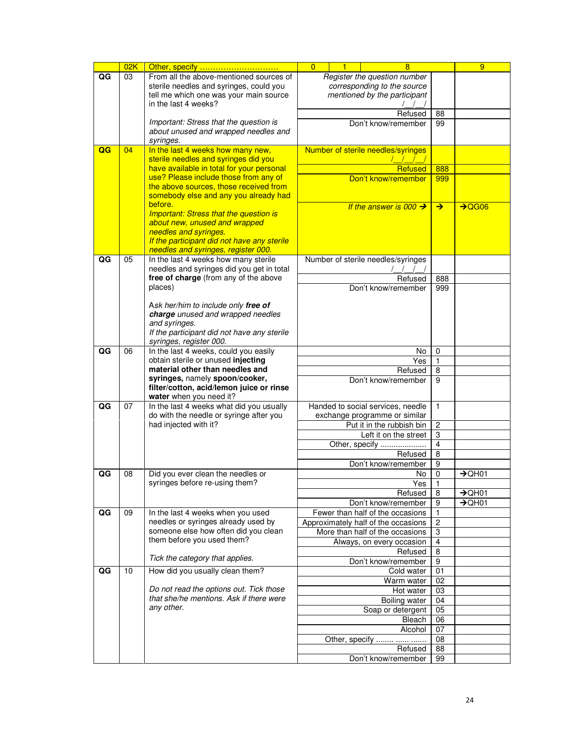| | | | | | |
|---|---|---|---|---|---|
| | 02K | Other, specify ………………………… | 0 &#124; 1 &#124; 8 | | 9 |
| QG | 03 | From all the above-mentioned sources of sterile needles and syringes, could you tell me which one was your main source in the last 4 weeks?<br><br>*Important: Stress that the question is about unused and wrapped needles and syringes.* | *Register the question number corresponding to the source mentioned by the participant* /__/__/ | | |
| | | | Refused | 88 | |
| | | | Don't know/remember | 99 | |
| QG | 04 | In the last 4 weeks how many new, sterile needles and syringes did you have available in total for your personal use? Please include those from any of the above sources, those received from somebody else and any you already had before.<br>*Important: Stress that the question is about new, unused and wrapped needles and syringes.*<br>*If the participant did not have any sterile needles and syringes, register 000.* | Number of sterile needles/syringes /__/__/__/ | | |
| | | | Refused | 888 | |
| | | | Don't know/remember | 999 | |
| | | | *If the answer is 000* → | → | →QG06 |
| QG | 05 | In the last 4 weeks how many sterile needles and syringes did you get in total **free of charge** (from any of the above places)<br><br>*Ask her/him to include only* ***free of charge*** *unused and wrapped needles and syringes.*<br>*If the participant did not have any sterile syringes, register 000.* | Number of sterile needles/syringes /__/__/__/ | | |
| | | | Refused | 888 | |
| | | | Don't know/remember | 999 | |
| QG | 06 | In the last 4 weeks, could you easily obtain sterile or unused **injecting material other than needles and syringes,** namely **spoon/cooker, filter/cotton, acid/lemon juice or rinse water** when you need it? | No | 0 | |
| | | | Yes | 1 | |
| | | | Refused | 8 | |
| | | | Don't know/remember | 9 | |
| QG | 07 | In the last 4 weeks what did you usually do with the needle or syringe after you had injected with it? | Handed to social services, needle exchange programme or similar | 1 | |
| | | | Put it in the rubbish bin | 2 | |
| | | | Left it on the street | 3 | |
| | | | Other, specify ………………… | 4 | |
| | | | Refused | 8 | |
| | | | Don't know/remember | 9 | |
| QG | 08 | Did you ever clean the needles or syringes before re-using them? | No | 0 | →QH01 |
| | | | Yes | 1 | |
| | | | Refused | 8 | →QH01 |
| | | | Don't know/remember | 9 | →QH01 |
| QG | 09 | In the last 4 weeks when you used needles or syringes already used by someone else how often did you clean them before you used them?<br><br>*Tick the category that applies.* | Fewer than half of the occasions | 1 | |
| | | | Approximately half of the occasions | 2 | |
| | | | More than half of the occasions | 3 | |
| | | | Always, on every occasion | 4 | |
| | | | Refused | 8 | |
| | | | Don't know/remember | 9 | |
| QG | 10 | How did you usually clean them?<br><br>*Do not read the options out. Tick those that she/he mentions. Ask if there were any other.* | Cold water | 01 | |
| | | | Warm water | 02 | |
| | | | Hot water | 03 | |
| | | | Boiling water | 04 | |
| | | | Soap or detergent | 05 | |
| | | | Bleach | 06 | |
| | | | Alcohol | 07 | |
| | | | Other, specify …….. …… ……. | 08 | |
| | | | Refused | 88 | |
| | | | Don't know/remember | 99 | |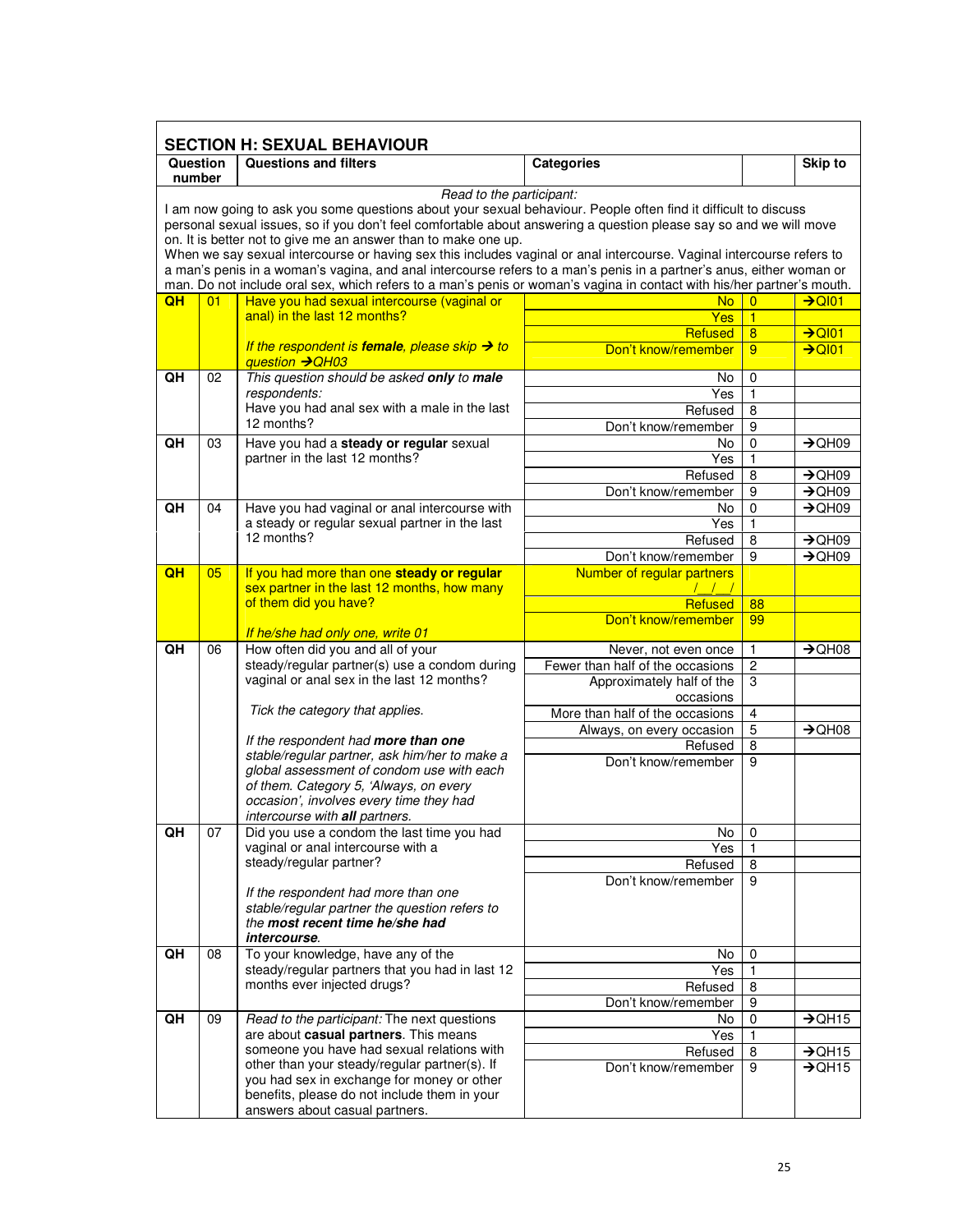## SECTION H: SEXUAL BEHAVIOUR

| Question number | | Questions and filters | Categories | | Skip to |
|---|---|---|---|---|---|
| *Read to the participant:* I am now going to ask you some questions about your sexual behaviour. People often find it difficult to discuss personal sexual issues, so if you don't feel comfortable about answering a question please say so and we will move on. It is better not to give me an answer than to make one up. When we say sexual intercourse or having sex this includes vaginal or anal intercourse. Vaginal intercourse refers to a man's penis in a woman's vagina, and anal intercourse refers to a man's penis in a partner's anus, either woman or man. Do not include oral sex, which refers to a man's penis or woman's vagina in contact with his/her partner's mouth. | | | | | |
| QH | 01 | Have you had sexual intercourse (vaginal or anal) in the last 12 months?<br><br>*If the respondent is* ***female****, please skip → to question →QH03* | No | 0 | →QI01 |
| | | | Yes | 1 | |
| | | | Refused | 8 | →QI01 |
| | | | Don't know/remember | 9 | →QI01 |
| QH | 02 | *This question should be asked* ***only*** *to* ***male*** *respondents:*<br>Have you had anal sex with a male in the last 12 months? | No | 0 | |
| | | | Yes | 1 | |
| | | | Refused | 8 | |
| | | | Don't know/remember | 9 | |
| QH | 03 | Have you had a **steady or regular** sexual partner in the last 12 months? | No | 0 | →QH09 |
| | | | Yes | 1 | |
| | | | Refused | 8 | →QH09 |
| | | | Don't know/remember | 9 | →QH09 |
| QH | 04 | Have you had vaginal or anal intercourse with a steady or regular sexual partner in the last 12 months? | No | 0 | →QH09 |
| | | | Yes | 1 | |
| | | | Refused | 8 | →QH09 |
| | | | Don't know/remember | 9 | →QH09 |
| QH | 05 | If you had more than one **steady or regular** sex partner in the last 12 months, how many of them did you have?<br><br>*If he/she had only one, write 01* | Number of regular partners /__/__/ | | |
| | | | Refused | 88 | |
| | | | Don't know/remember | 99 | |
| QH | 06 | How often did you and all of your steady/regular partner(s) use a condom during vaginal or anal sex in the last 12 months?<br><br>*Tick the category that applies.*<br><br>*If the respondent had* ***more than one*** *stable/regular partner, ask him/her to make a global assessment of condom use with each of them. Category 5, 'Always, on every occasion', involves every time they had intercourse with* ***all*** *partners.* | Never, not even once | 1 | →QH08 |
| | | | Fewer than half of the occasions | 2 | |
| | | | Approximately half of the occasions | 3 | |
| | | | More than half of the occasions | 4 | |
| | | | Always, on every occasion | 5 | →QH08 |
| | | | Refused | 8 | |
| | | | Don't know/remember | 9 | |
| QH | 07 | Did you use a condom the last time you had vaginal or anal intercourse with a steady/regular partner?<br><br>*If the respondent had more than one stable/regular partner the question refers to the* ***most recent time he/she had intercourse****.* | No | 0 | |
| | | | Yes | 1 | |
| | | | Refused | 8 | |
| | | | Don't know/remember | 9 | |
| QH | 08 | To your knowledge, have any of the steady/regular partners that you had in last 12 months ever injected drugs? | No | 0 | |
| | | | Yes | 1 | |
| | | | Refused | 8 | |
| | | | Don't know/remember | 9 | |
| QH | 09 | *Read to the participant:* The next questions are about **casual partners**. This means someone you have had sexual relations with other than your steady/regular partner(s). If you had sex in exchange for money or other benefits, please do not include them in your answers about casual partners. | No | 0 | →QH15 |
| | | | Yes | 1 | |
| | | | Refused | 8 | →QH15 |
| | | | Don't know/remember | 9 | →QH15 |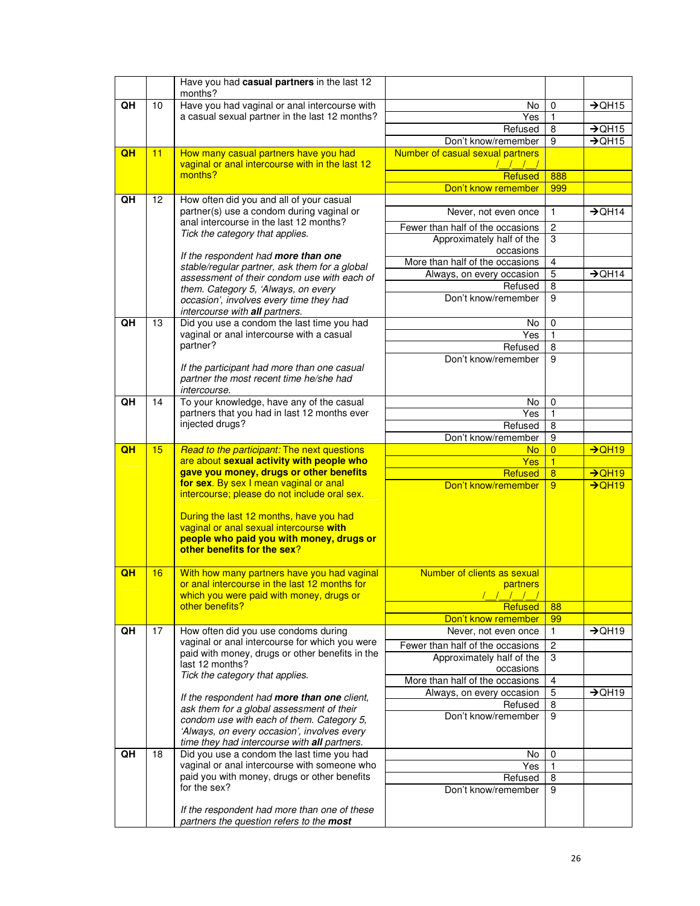| | | | | | |
|---|---|---|---|---|---|
| | | Have you had **casual partners** in the last 12 months? | | | |
| QH | 10 | Have you had vaginal or anal intercourse with a casual sexual partner in the last 12 months? | No | 0 | →QH15 |
| | | | Yes | 1 | |
| | | | Refused | 8 | →QH15 |
| | | | Don't know/remember | 9 | →QH15 |
| QH | 11 | How many casual partners have you had vaginal or anal intercourse with in the last 12 months? | Number of casual sexual partners /__/__/__/ | | |
| | | | Refused | 888 | |
| | | | Don't know remember | 999 | |
| QH | 12 | How often did you and all of your casual partner(s) use a condom during vaginal or anal intercourse in the last 12 months?<br>*Tick the category that applies.*<br><br>*If the respondent had **more than one** stable/regular partner, ask them for a global assessment of their condom use with each of them. Category 5, 'Always, on every occasion', involves every time they had intercourse with **all** partners.* | | | |
| | | | Never, not even once | 1 | →QH14 |
| | | | Fewer than half of the occasions | 2 | |
| | | | Approximately half of the occasions | 3 | |
| | | | More than half of the occasions | 4 | |
| | | | Always, on every occasion | 5 | →QH14 |
| | | | Refused | 8 | |
| | | | Don't know/remember | 9 | |
| QH | 13 | Did you use a condom the last time you had vaginal or anal intercourse with a casual partner?<br><br>*If the participant had more than one casual partner the most recent time he/she had intercourse.* | No | 0 | |
| | | | Yes | 1 | |
| | | | Refused | 8 | |
| | | | Don't know/remember | 9 | |
| QH | 14 | To your knowledge, have any of the casual partners that you had in last 12 months ever injected drugs? | No | 0 | |
| | | | Yes | 1 | |
| | | | Refused | 8 | |
| | | | Don't know/remember | 9 | |
| QH | 15 | *Read to the participant:* The next questions are about **sexual activity with people who gave you money, drugs or other benefits for sex**. By sex I mean vaginal or anal intercourse; please do not include oral sex.<br><br>During the last 12 months, have you had vaginal or anal sexual intercourse **with people who paid you with money, drugs or other benefits for the sex**? | No | 0 | →QH19 |
| | | | Yes | 1 | |
| | | | Refused | 8 | →QH19 |
| | | | Don't know/remember | 9 | →QH19 |
| QH | 16 | With how many partners have you had vaginal or anal intercourse in the last 12 months for which you were paid with money, drugs or other benefits? | Number of clients as sexual partners /__/__/__/__/ | | |
| | | | Refused | 88 | |
| | | | Don't know remember | 99 | |
| QH | 17 | How often did you use condoms during vaginal or anal intercourse for which you were paid with money, drugs or other benefits in the last 12 months?<br>*Tick the category that applies.*<br><br>*If the respondent had **more than one** client, ask them for a global assessment of their condom use with each of them. Category 5, 'Always, on every occasion', involves every time they had intercourse with **all** partners.* | Never, not even once | 1 | →QH19 |
| | | | Fewer than half of the occasions | 2 | |
| | | | Approximately half of the occasions | 3 | |
| | | | More than half of the occasions | 4 | |
| | | | Always, on every occasion | 5 | →QH19 |
| | | | Refused | 8 | |
| | | | Don't know/remember | 9 | |
| QH | 18 | Did you use a condom the last time you had vaginal or anal intercourse with someone who paid you with money, drugs or other benefits for the sex?<br><br>*If the respondent had more than one of these partners the question refers to the **most*** | No | 0 | |
| | | | Yes | 1 | |
| | | | Refused | 8 | |
| | | | Don't know/remember | 9 | |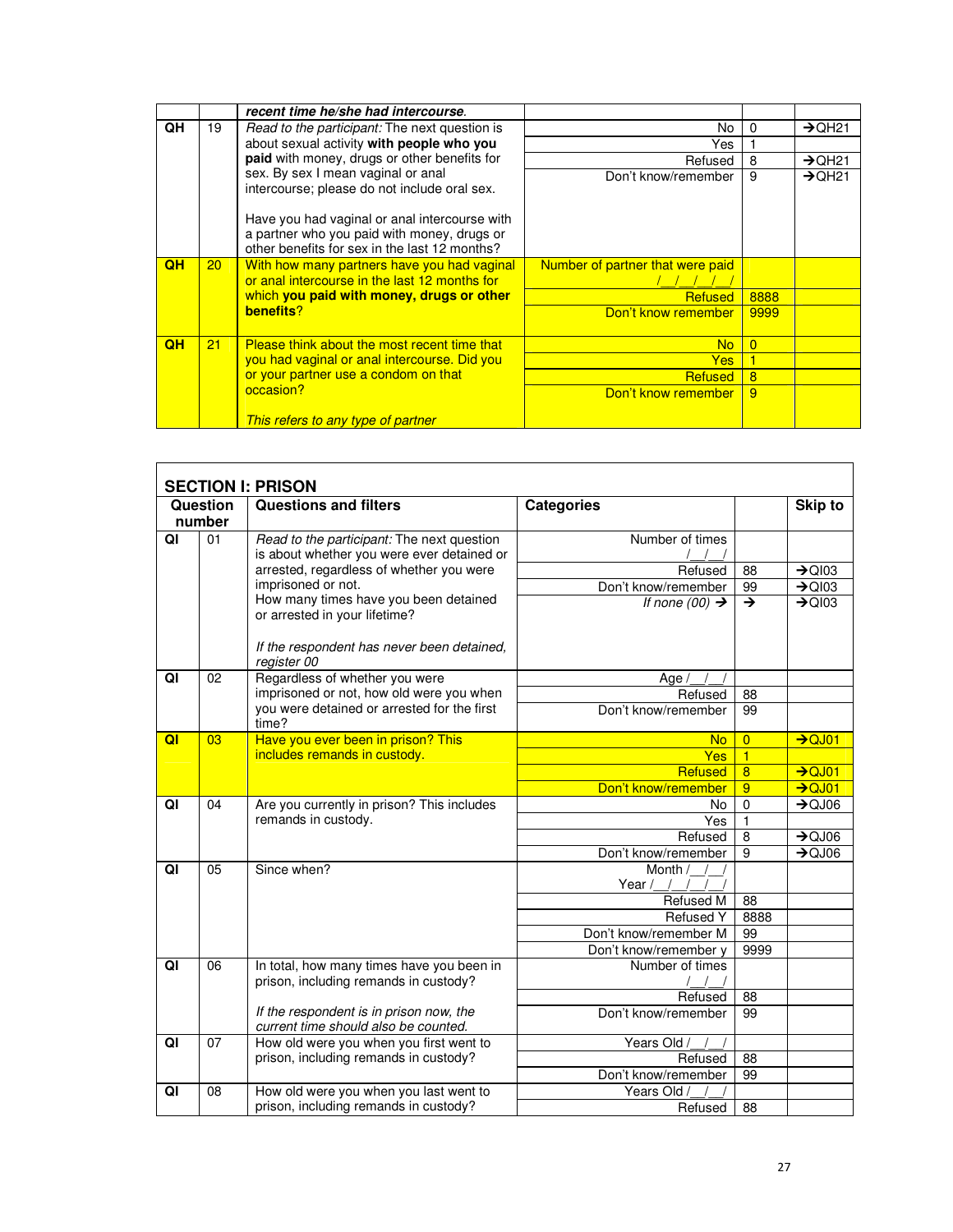| | | | | | |
|---|---|---|---|---|---|
| | | ***recent time he/she had intercourse*.** | | | |
| QH | 19 | *Read to the participant:* The next question is about sexual activity **with people who you paid** with money, drugs or other benefits for sex. By sex I mean vaginal or anal intercourse; please do not include oral sex.<br><br>Have you had vaginal or anal intercourse with a partner who you paid with money, drugs or other benefits for sex in the last 12 months? | No | 0 | →QH21 |
| | | | Yes | 1 | |
| | | | Refused | 8 | →QH21 |
| | | | Don't know/remember | 9 | →QH21 |
| QH | 20 | With how many partners have you had vaginal or anal intercourse in the last 12 months for which **you paid with money, drugs or other benefits**? | Number of partner that were paid<br>/__/__/__/__/ | | |
| | | | Refused | 8888 | |
| | | | Don't know remember | 9999 | |
| QH | 21 | Please think about the most recent time that you had vaginal or anal intercourse. Did you or your partner use a condom on that occasion?<br><br>*This refers to any type of partner* | No | 0 | |
| | | | Yes | 1 | |
| | | | Refused | 8 | |
| | | | Don't know remember | 9 | |

## SECTION I: PRISON

| Question number | | Questions and filters | Categories | | Skip to |
|---|---|---|---|---|---|
| QI | 01 | *Read to the participant:* The next question is about whether you were ever detained or arrested, regardless of whether you were imprisoned or not.<br>How many times have you been detained or arrested in your lifetime?<br><br>*If the respondent has never been detained, register 00* | Number of times<br>/__/__/ | | |
| | | | Refused | 88 | →QI03 |
| | | | Don't know/remember | 99 | →QI03 |
| | | | *If none (00)* → | → | →QI03 |
| QI | 02 | Regardless of whether you were imprisoned or not, how old were you when you were detained or arrested for the first time? | Age /__/__/ | | |
| | | | Refused | 88 | |
| | | | Don't know/remember | 99 | |
| QI | 03 | Have you ever been in prison? This includes remands in custody. | No | 0 | →QJ01 |
| | | | Yes | 1 | |
| | | | Refused | 8 | →QJ01 |
| | | | Don't know/remember | 9 | →QJ01 |
| QI | 04 | Are you currently in prison? This includes remands in custody. | No | 0 | →QJ06 |
| | | | Yes | 1 | |
| | | | Refused | 8 | →QJ06 |
| | | | Don't know/remember | 9 | →QJ06 |
| QI | 05 | Since when? | Month /__/__/<br>Year /__/__/__/__/ | | |
| | | | Refused M | 88 | |
| | | | Refused Y | 8888 | |
| | | | Don't know/remember M | 99 | |
| | | | Don't know/remember y | 9999 | |
| QI | 06 | In total, how many times have you been in prison, including remands in custody?<br><br>*If the respondent is in prison now, the current time should also be counted.* | Number of times<br>/__/__/ | | |
| | | | Refused | 88 | |
| | | | Don't know/remember | 99 | |
| QI | 07 | How old were you when you first went to prison, including remands in custody? | Years Old /__/__/ | | |
| | | | Refused | 88 | |
| | | | Don't know/remember | 99 | |
| QI | 08 | How old were you when you last went to prison, including remands in custody? | Years Old /__/__/ | | |
| | | | Refused | 88 | |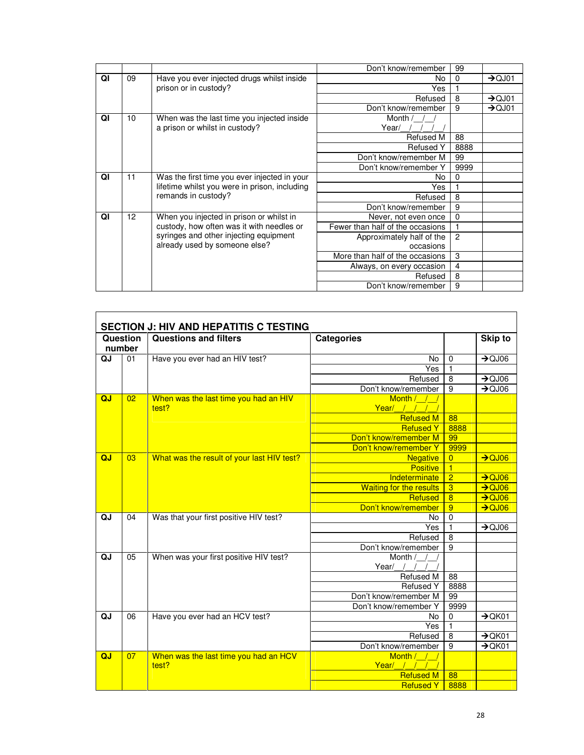| | | | | | |
|---|---|---|---|---|---|
| | | | Don't know/remember | 99 | |
| QI | 09 | Have you ever injected drugs whilst inside prison or in custody? | No | 0 | →QJ01 |
| | | | Yes | 1 | |
| | | | Refused | 8 | →QJ01 |
| | | | Don't know/remember | 9 | →QJ01 |
| QI | 10 | When was the last time you injected inside a prison or whilst in custody? | Month /__/__/<br>Year/__/__/__/__/ | | |
| | | | Refused M | 88 | |
| | | | Refused Y | 8888 | |
| | | | Don't know/remember M | 99 | |
| | | | Don't know/remember Y | 9999 | |
| QI | 11 | Was the first time you ever injected in your lifetime whilst you were in prison, including remands in custody? | No | 0 | |
| | | | Yes | 1 | |
| | | | Refused | 8 | |
| | | | Don't know/remember | 9 | |
| QI | 12 | When you injected in prison or whilst in custody, how often was it with needles or syringes and other injecting equipment already used by someone else? | Never, not even once | 0 | |
| | | | Fewer than half of the occasions | 1 | |
| | | | Approximately half of the occasions | 2 | |
| | | | More than half of the occasions | 3 | |
| | | | Always, on every occasion | 4 | |
| | | | Refused | 8 | |
| | | | Don't know/remember | 9 | |

## SECTION J: HIV AND HEPATITIS C TESTING

| Question number | | Questions and filters | Categories | | Skip to |
|---|---|---|---|---|---|
| QJ | 01 | Have you ever had an HIV test? | No | 0 | →QJ06 |
| | | | Yes | 1 | |
| | | | Refused | 8 | →QJ06 |
| | | | Don't know/remember | 9 | →QJ06 |
| QJ | 02 | When was the last time you had an HIV test? | Month /__/__/<br>Year/__/__/__/__/ | | |
| | | | Refused M | 88 | |
| | | | Refused Y | 8888 | |
| | | | Don't know/remember M | 99 | |
| | | | Don't know/remember Y | 9999 | |
| QJ | 03 | What was the result of your last HIV test? | Negative | 0 | →QJ06 |
| | | | Positive | 1 | |
| | | | Indeterminate | 2 | →QJ06 |
| | | | Waiting for the results | 3 | →QJ06 |
| | | | Refused | 8 | →QJ06 |
| | | | Don't know/remember | 9 | →QJ06 |
| QJ | 04 | Was that your first positive HIV test? | No | 0 | |
| | | | Yes | 1 | →QJ06 |
| | | | Refused | 8 | |
| | | | Don't know/remember | 9 | |
| QJ | 05 | When was your first positive HIV test? | Month /__/__/<br>Year/__/__/__/__/ | | |
| | | | Refused M | 88 | |
| | | | Refused Y | 8888 | |
| | | | Don't know/remember M | 99 | |
| | | | Don't know/remember Y | 9999 | |
| QJ | 06 | Have you ever had an HCV test? | No | 0 | →QK01 |
| | | | Yes | 1 | |
| | | | Refused | 8 | →QK01 |
| | | | Don't know/remember | 9 | →QK01 |
| QJ | 07 | When was the last time you had an HCV test? | Month /__/__/<br>Year/__/__/__/__/ | | |
| | | | Refused M | 88 | |
| | | | Refused Y | 8888 | |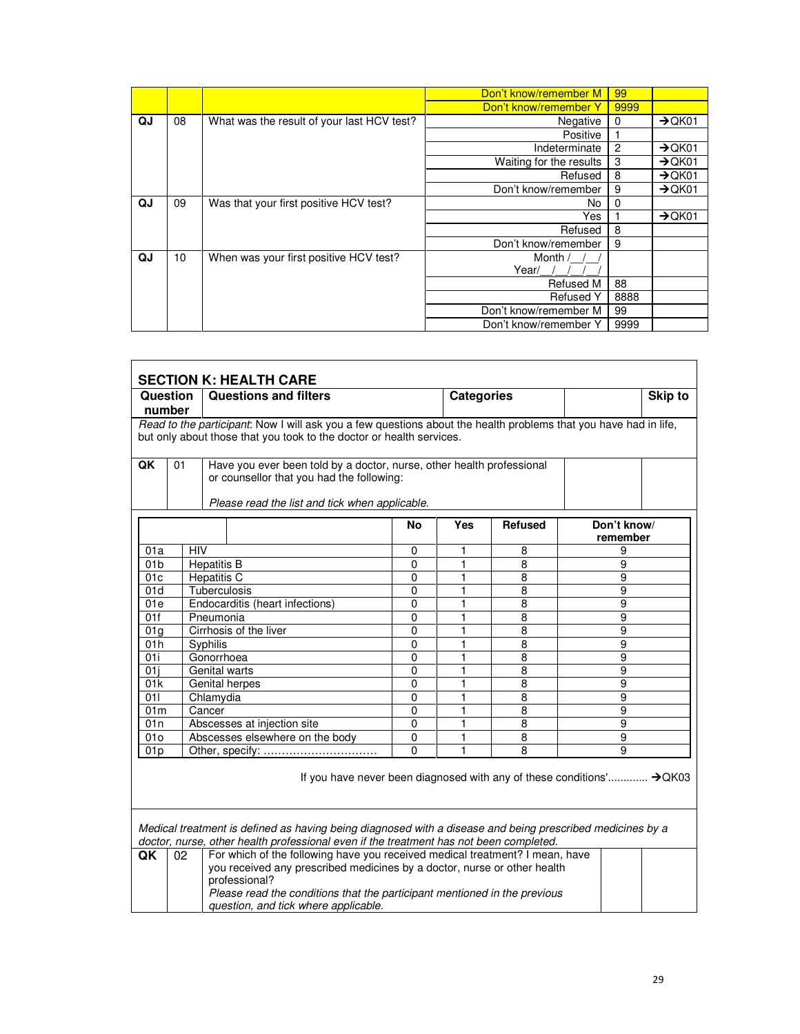| | | | | | |
|---|---|---|---|---|---|
| | | | Don't know/remember M | 99 | |
| | | | Don't know/remember Y | 9999 | |
| QJ | 08 | What was the result of your last HCV test? | Negative | 0 | →QK01 |
| | | | Positive | 1 | |
| | | | Indeterminate | 2 | →QK01 |
| | | | Waiting for the results | 3 | →QK01 |
| | | | Refused | 8 | →QK01 |
| | | | Don't know/remember | 9 | →QK01 |
| QJ | 09 | Was that your first positive HCV test? | No | 0 | |
| | | | Yes | 1 | →QK01 |
| | | | Refused | 8 | |
| | | | Don't know/remember | 9 | |
| QJ | 10 | When was your first positive HCV test? | Month /__/__/<br>Year/__/__/__/__/ | | |
| | | | Refused M | 88 | |
| | | | Refused Y | 8888 | |
| | | | Don't know/remember M | 99 | |
| | | | Don't know/remember Y | 9999 | |

## SECTION K: HEALTH CARE

| Question number | | Questions and filters | Categories | | Skip to |
|---|---|---|---|---|---|

*Read to the participant*: Now I will ask you a few questions about the health problems that you have had in life, but only about those that you took to the doctor or health services.

| | | | | |
|---|---|---|---|---|
| QK | 01 | Have you ever been told by a doctor, nurse, other health professional or counsellor that you had the following:<br><br>*Please read the list and tick when applicable.* | | |

| | | No | Yes | Refused | Don't know/ remember |
|---|---|---|---|---|---|
| 01a | HIV | 0 | 1 | 8 | 9 |
| 01b | Hepatitis B | 0 | 1 | 8 | 9 |
| 01c | Hepatitis C | 0 | 1 | 8 | 9 |
| 01d | Tuberculosis | 0 | 1 | 8 | 9 |
| 01e | Endocarditis (heart infections) | 0 | 1 | 8 | 9 |
| 01f | Pneumonia | 0 | 1 | 8 | 9 |
| 01g | Cirrhosis of the liver | 0 | 1 | 8 | 9 |
| 01h | Syphilis | 0 | 1 | 8 | 9 |
| 01i | Gonorrhoea | 0 | 1 | 8 | 9 |
| 01j | Genital warts | 0 | 1 | 8 | 9 |
| 01k | Genital herpes | 0 | 1 | 8 | 9 |
| 01l | Chlamydia | 0 | 1 | 8 | 9 |
| 01m | Cancer | 0 | 1 | 8 | 9 |
| 01n | Abscesses at injection site | 0 | 1 | 8 | 9 |
| 01o | Abscesses elsewhere on the body | 0 | 1 | 8 | 9 |
| 01p | Other, specify: ............................... | 0 | 1 | 8 | 9 |

If you have never been diagnosed with any of these conditions'............ →QK03

*Medical treatment is defined as having being diagnosed with a disease and being prescribed medicines by a doctor, nurse, other health professional even if the treatment has not been completed.*

| | | | | |
|---|---|---|---|---|
| QK | 02 | For which of the following have you received medical treatment? I mean, have you received any prescribed medicines by a doctor, nurse or other health professional?<br>*Please read the conditions that the participant mentioned in the previous question, and tick where applicable.* | | |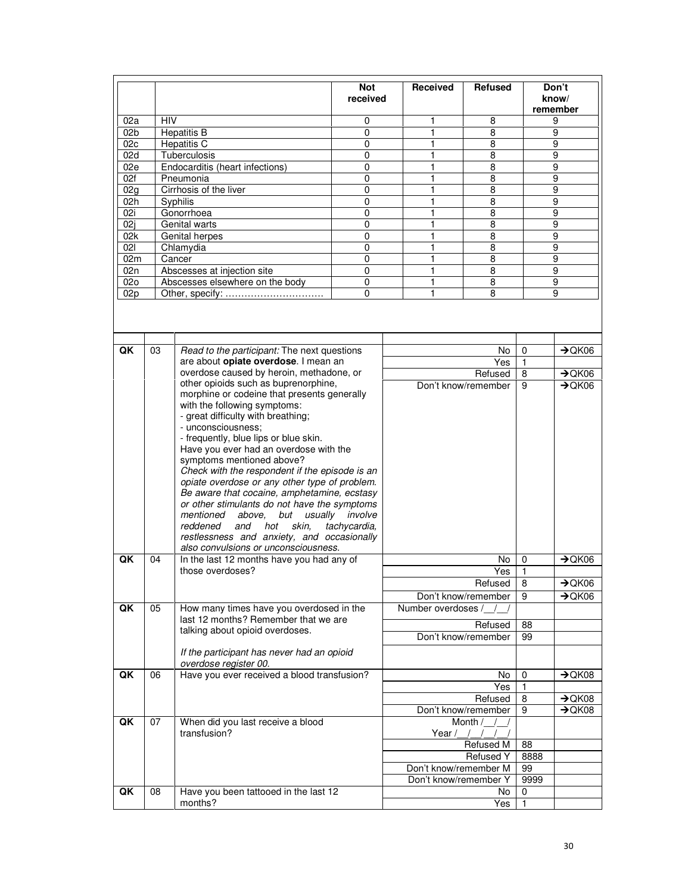| | | Not received | Received | Refused | Don't know/ remember |
|---|---|---|---|---|---|
| 02a | HIV | 0 | 1 | 8 | 9 |
| 02b | Hepatitis B | 0 | 1 | 8 | 9 |
| 02c | Hepatitis C | 0 | 1 | 8 | 9 |
| 02d | Tuberculosis | 0 | 1 | 8 | 9 |
| 02e | Endocarditis (heart infections) | 0 | 1 | 8 | 9 |
| 02f | Pneumonia | 0 | 1 | 8 | 9 |
| 02g | Cirrhosis of the liver | 0 | 1 | 8 | 9 |
| 02h | Syphilis | 0 | 1 | 8 | 9 |
| 02i | Gonorrhoea | 0 | 1 | 8 | 9 |
| 02j | Genital warts | 0 | 1 | 8 | 9 |
| 02k | Genital herpes | 0 | 1 | 8 | 9 |
| 02l | Chlamydia | 0 | 1 | 8 | 9 |
| 02m | Cancer | 0 | 1 | 8 | 9 |
| 02n | Abscesses at injection site | 0 | 1 | 8 | 9 |
| 02o | Abscesses elsewhere on the body | 0 | 1 | 8 | 9 |
| 02p | Other, specify: …………………………. | 0 | 1 | 8 | 9 |

| | | | | | |
|---|---|---|---|---|---|
| QK | 03 | *Read to the participant:* The next questions are about **opiate overdose**. I mean an overdose caused by heroin, methadone, or other opioids such as buprenorphine, morphine or codeine that presents generally with the following symptoms:<br>- great difficulty with breathing;<br>- unconsciousness;<br>- frequently, blue lips or blue skin.<br>Have you ever had an overdose with the symptoms mentioned above?<br>*Check with the respondent if the episode is an opiate overdose or any other type of problem. Be aware that cocaine, amphetamine, ecstasy or other stimulants do not have the symptoms mentioned above, but usually involve reddened and hot skin, tachycardia, restlessness and anxiety, and occasionally also convulsions or unconsciousness.* | No | 0 | →QK06 |
| | | | Yes | 1 | |
| | | | Refused | 8 | →QK06 |
| | | | Don't know/remember | 9 | →QK06 |
| QK | 04 | In the last 12 months have you had any of those overdoses? | No | 0 | →QK06 |
| | | | Yes | 1 | |
| | | | Refused | 8 | →QK06 |
| | | | Don't know/remember | 9 | →QK06 |
| QK | 05 | How many times have you overdosed in the last 12 months? Remember that we are talking about opioid overdoses.<br><br>*If the participant has never had an opioid overdose register 00.* | Number overdoses /__/__/ | | |
| | | | Refused | 88 | |
| | | | Don't know/remember | 99 | |
| QK | 06 | Have you ever received a blood transfusion? | No | 0 | →QK08 |
| | | | Yes | 1 | |
| | | | Refused | 8 | →QK08 |
| | | | Don't know/remember | 9 | →QK08 |
| QK | 07 | When did you last receive a blood transfusion? | Month /__/__/<br>Year /__/__/__/__/ | | |
| | | | Refused M | 88 | |
| | | | Refused Y | 8888 | |
| | | | Don't know/remember M | 99 | |
| | | | Don't know/remember Y | 9999 | |
| QK | 08 | Have you been tattooed in the last 12 months? | No | 0 | |
| | | | Yes | 1 | |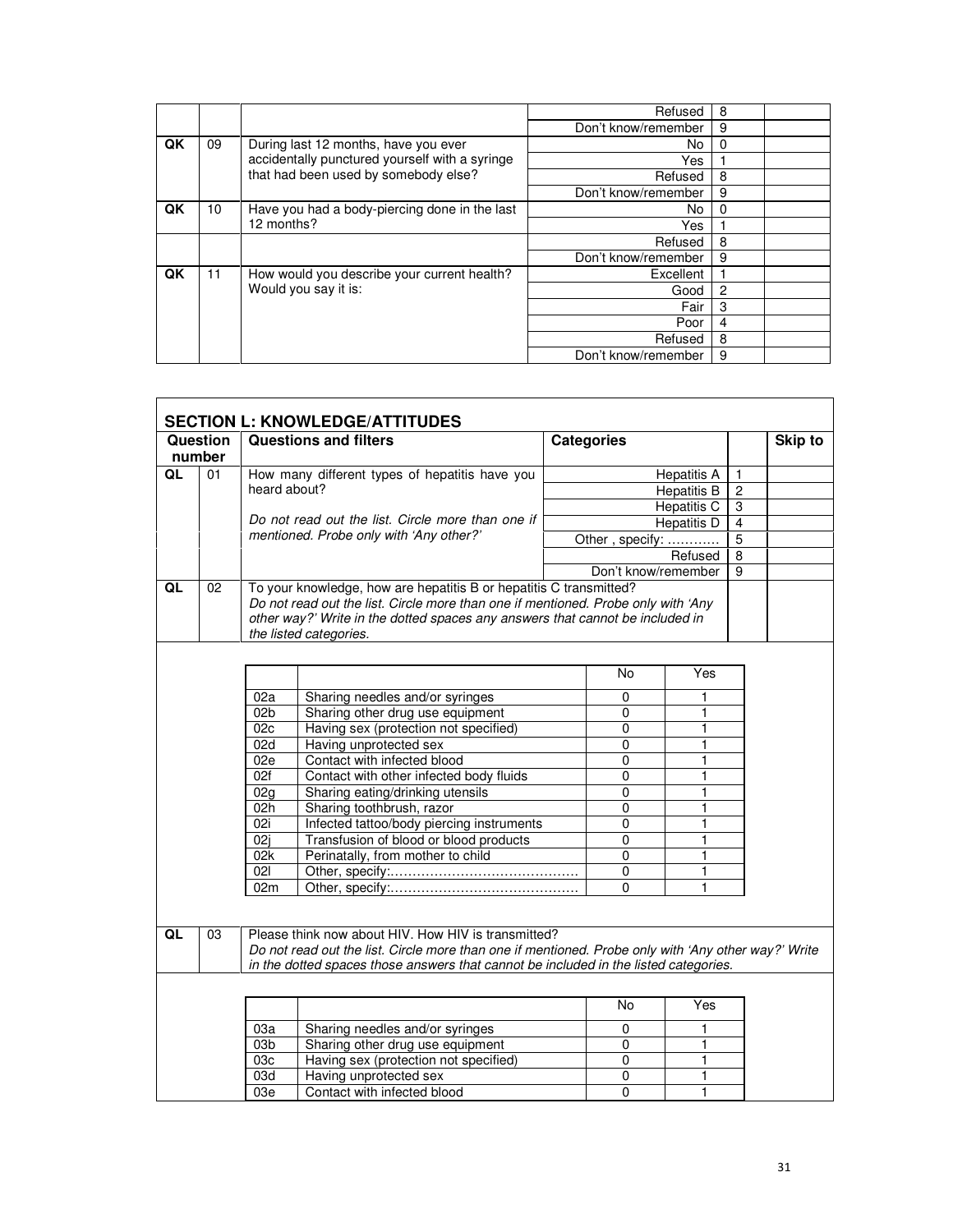|  |  |  |  |  |  |
|---|---|---|---|---|---|
|  |  |  | Refused | 8 |  |
|  |  |  | Don't know/remember | 9 |  |
| QK | 09 | During last 12 months, have you ever accidentally punctured yourself with a syringe that had been used by somebody else? | No | 0 |  |
|  |  |  | Yes | 1 |  |
|  |  |  | Refused | 8 |  |
|  |  |  | Don't know/remember | 9 |  |
| QK | 10 | Have you had a body-piercing done in the last 12 months? | No | 0 |  |
|  |  |  | Yes | 1 |  |
|  |  |  | Refused | 8 |  |
|  |  |  | Don't know/remember | 9 |  |
| QK | 11 | How would you describe your current health? Would you say it is: | Excellent | 1 |  |
|  |  |  | Good | 2 |  |
|  |  |  | Fair | 3 |  |
|  |  |  | Poor | 4 |  |
|  |  |  | Refused | 8 |  |
|  |  |  | Don't know/remember | 9 |  |

## SECTION L: KNOWLEDGE/ATTITUDES

| Question number | | Questions and filters | Categories | | Skip to |
|---|---|---|---|---|---|
| QL | 01 | How many different types of hepatitis have you heard about?<br><br>*Do not read out the list. Circle more than one if mentioned. Probe only with 'Any other?'* | Hepatitis A | 1 |  |
|  |  |  | Hepatitis B | 2 |  |
|  |  |  | Hepatitis C | 3 |  |
|  |  |  | Hepatitis D | 4 |  |
|  |  |  | Other , specify: ………… | 5 |  |
|  |  |  | Refused | 8 |  |
|  |  |  | Don't know/remember | 9 |  |
| QL | 02 | To your knowledge, how are hepatitis B or hepatitis C transmitted?<br>*Do not read out the list. Circle more than one if mentioned. Probe only with 'Any other way?' Write in the dotted spaces any answers that cannot be included in the listed categories.* |  |  |  |

|  |  | No | Yes |
|---|---|---|---|
| 02a | Sharing needles and/or syringes | 0 | 1 |
| 02b | Sharing other drug use equipment | 0 | 1 |
| 02c | Having sex (protection not specified) | 0 | 1 |
| 02d | Having unprotected sex | 0 | 1 |
| 02e | Contact with infected blood | 0 | 1 |
| 02f | Contact with other infected body fluids | 0 | 1 |
| 02g | Sharing eating/drinking utensils | 0 | 1 |
| 02h | Sharing toothbrush, razor | 0 | 1 |
| 02i | Infected tattoo/body piercing instruments | 0 | 1 |
| 02j | Transfusion of blood or blood products | 0 | 1 |
| 02k | Perinatally, from mother to child | 0 | 1 |
| 02l | Other, specify:…………………………………… | 0 | 1 |
| 02m | Other, specify:…………………………………… | 0 | 1 |

| | | | |
|---|---|---|---|
| QL | 03 | Please think now about HIV. How HIV is transmitted?<br>*Do not read out the list. Circle more than one if mentioned. Probe only with 'Any other way?' Write in the dotted spaces those answers that cannot be included in the listed categories.* | |

|  |  | No | Yes |
|---|---|---|---|
| 03a | Sharing needles and/or syringes | 0 | 1 |
| 03b | Sharing other drug use equipment | 0 | 1 |
| 03c | Having sex (protection not specified) | 0 | 1 |
| 03d | Having unprotected sex | 0 | 1 |
| 03e | Contact with infected blood | 0 | 1 |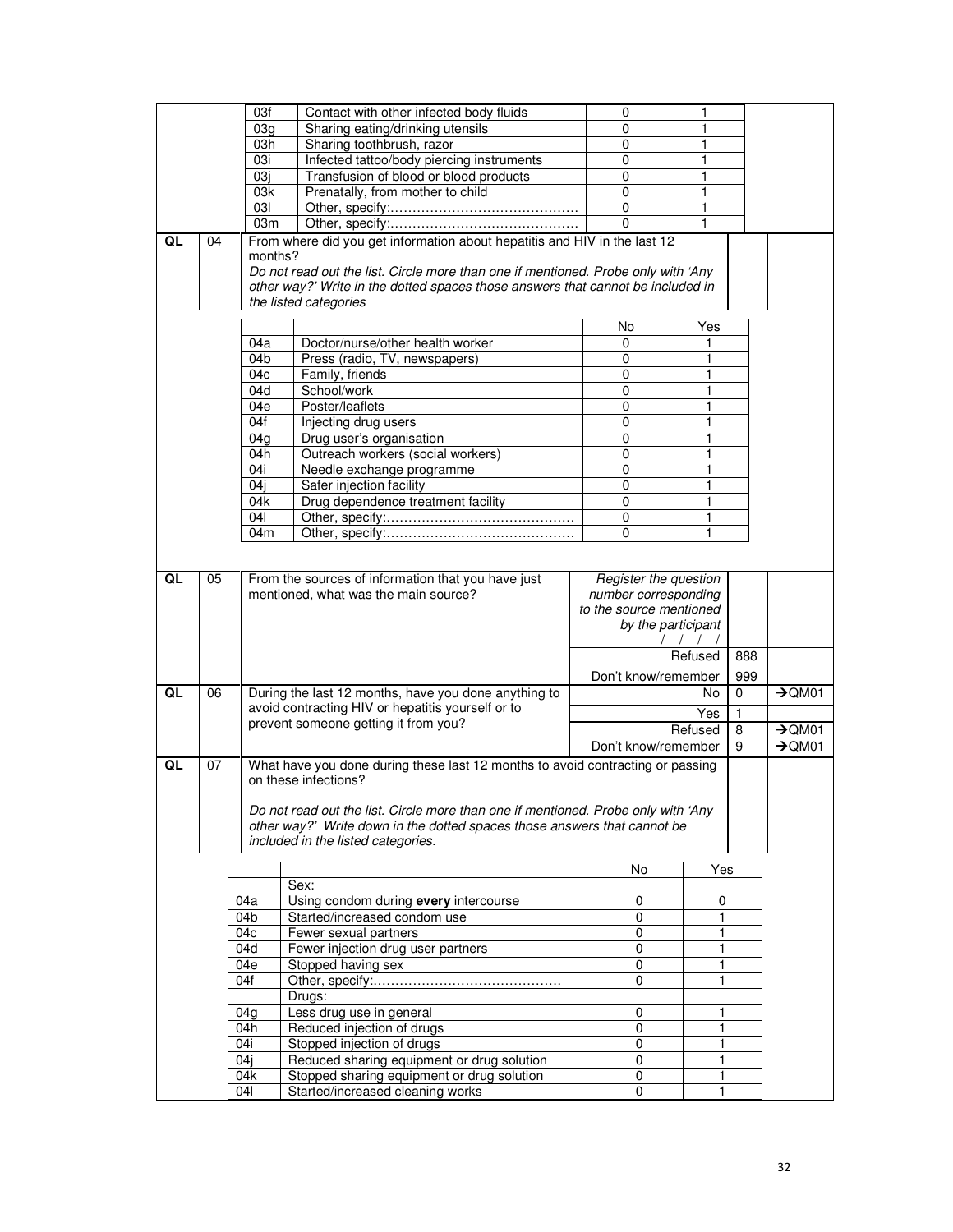| | | | | No | Yes | | |
|---|---|---|---|---|---|---|---|
| | | 03f | Contact with other infected body fluids | 0 | 1 | | |
| | | 03g | Sharing eating/drinking utensils | 0 | 1 | | |
| | | 03h | Sharing toothbrush, razor | 0 | 1 | | |
| | | 03i | Infected tattoo/body piercing instruments | 0 | 1 | | |
| | | 03j | Transfusion of blood or blood products | 0 | 1 | | |
| | | 03k | Prenatally, from mother to child | 0 | 1 | | |
| | | 03l | Other, specify:……………………………………. | 0 | 1 | | |
| | | 03m | Other, specify:……………………………………. | 0 | 1 | | |
| QL | 04 | From where did you get information about hepatitis and HIV in the last 12 months?<br>*Do not read out the list. Circle more than one if mentioned. Probe only with 'Any other way?' Write in the dotted spaces those answers that cannot be included in the listed categories* | | | | | |
| | | | | No | Yes | | |
| | | 04a | Doctor/nurse/other health worker | 0 | 1 | | |
| | | 04b | Press (radio, TV, newspapers) | 0 | 1 | | |
| | | 04c | Family, friends | 0 | 1 | | |
| | | 04d | School/work | 0 | 1 | | |
| | | 04e | Poster/leaflets | 0 | 1 | | |
| | | 04f | Injecting drug users | 0 | 1 | | |
| | | 04g | Drug user's organisation | 0 | 1 | | |
| | | 04h | Outreach workers (social workers) | 0 | 1 | | |
| | | 04i | Needle exchange programme | 0 | 1 | | |
| | | 04j | Safer injection facility | 0 | 1 | | |
| | | 04k | Drug dependence treatment facility | 0 | 1 | | |
| | | 04l | Other, specify:……………………………………. | 0 | 1 | | |
| | | 04m | Other, specify:……………………………………. | 0 | 1 | | |
| QL | 05 | From the sources of information that you have just mentioned, what was the main source? | | *Register the question number corresponding to the source mentioned by the participant* /__/__/__/ | | | |
| | | | | Refused | | 888 | |
| | | | | Don't know/remember | | 999 | |
| QL | 06 | During the last 12 months, have you done anything to avoid contracting HIV or hepatitis yourself or to prevent someone getting it from you? | | No | | 0 | →QM01 |
| | | | | Yes | | 1 | |
| | | | | Refused | | 8 | →QM01 |
| | | | | Don't know/remember | | 9 | →QM01 |
| QL | 07 | What have you done during these last 12 months to avoid contracting or passing on these infections?<br><br>*Do not read out the list. Circle more than one if mentioned. Probe only with 'Any other way?' Write down in the dotted spaces those answers that cannot be included in the listed categories.* | | | | | |
| | | | | No | Yes | | |
| | | | Sex: | | | | |
| | | 04a | Using condom during **every** intercourse | 0 | 0 | | |
| | | 04b | Started/increased condom use | 0 | 1 | | |
| | | 04c | Fewer sexual partners | 0 | 1 | | |
| | | 04d | Fewer injection drug user partners | 0 | 1 | | |
| | | 04e | Stopped having sex | 0 | 1 | | |
| | | 04f | Other, specify:……………………………………. | 0 | 1 | | |
| | | | Drugs: | | | | |
| | | 04g | Less drug use in general | 0 | 1 | | |
| | | 04h | Reduced injection of drugs | 0 | 1 | | |
| | | 04i | Stopped injection of drugs | 0 | 1 | | |
| | | 04j | Reduced sharing equipment or drug solution | 0 | 1 | | |
| | | 04k | Stopped sharing equipment or drug solution | 0 | 1 | | |
| | | 04l | Started/increased cleaning works | 0 | 1 | | |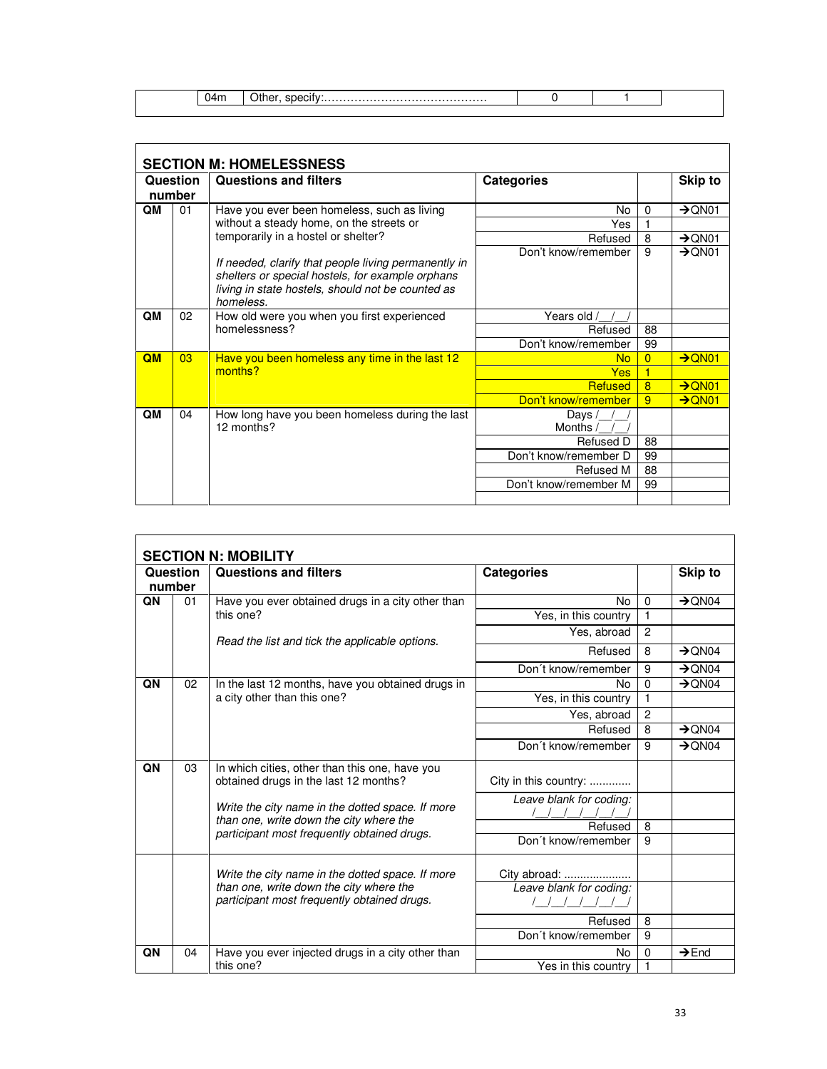| | 04m | Other, specify:…………………………………… | 0 | 1 | |
|---|---|---|---|---|---|

## SECTION M: HOMELESSNESS

| Question number | | Questions and filters | Categories | | Skip to |
|---|---|---|---|---|---|
| QM | 01 | Have you ever been homeless, such as living without a steady home, on the streets or temporarily in a hostel or shelter?<br><br>*If needed, clarify that people living permanently in shelters or special hostels, for example orphans living in state hostels, should not be counted as homeless.* | No | 0 | →QN01 |
| | | | Yes | 1 | |
| | | | Refused | 8 | →QN01 |
| | | | Don't know/remember | 9 | →QN01 |
| QM | 02 | How old were you when you first experienced homelessness? | Years old /__/__/ | | |
| | | | Refused | 88 | |
| | | | Don't know/remember | 99 | |
| QM | 03 | Have you been homeless any time in the last 12 months? | No | 0 | →QN01 |
| | | | Yes | 1 | |
| | | | Refused | 8 | →QN01 |
| | | | Don't know/remember | 9 | →QN01 |
| QM | 04 | How long have you been homeless during the last 12 months? | Days /__/__/<br>Months /__/__/ | | |
| | | | Refused D | 88 | |
| | | | Don't know/remember D | 99 | |
| | | | Refused M | 88 | |
| | | | Don't know/remember M | 99 | |
| | | | | | |

## SECTION N: MOBILITY

| Question number | | Questions and filters | Categories | | Skip to |
|---|---|---|---|---|---|
| QN | 01 | Have you ever obtained drugs in a city other than this one?<br><br>*Read the list and tick the applicable options.* | No | 0 | →QN04 |
| | | | Yes, in this country | 1 | |
| | | | Yes, abroad | 2 | |
| | | | Refused | 8 | →QN04 |
| | | | Don´t know/remember | 9 | →QN04 |
| QN | 02 | In the last 12 months, have you obtained drugs in a city other than this one? | No | 0 | →QN04 |
| | | | Yes, in this country | 1 | |
| | | | Yes, abroad | 2 | |
| | | | Refused | 8 | →QN04 |
| | | | Don´t know/remember | 9 | →QN04 |
| QN | 03 | In which cities, other than this one, have you obtained drugs in the last 12 months?<br><br>*Write the city name in the dotted space. If more than one, write down the city where the participant most frequently obtained drugs.* | City in this country: ............ | | |
| | | | *Leave blank for coding:* /__/__/__/__/__/__/ | | |
| | | | Refused | 8 | |
| | | | Don´t know/remember | 9 | |
| | | *Write the city name in the dotted space. If more than one, write down the city where the participant most frequently obtained drugs.* | City abroad: .................... | | |
| | | | *Leave blank for coding:* /__/__/__/__/__/__/ | | |
| | | | Refused | 8 | |
| | | | Don´t know/remember | 9 | |
| QN | 04 | Have you ever injected drugs in a city other than this one? | No | 0 | →End |
| | | | Yes in this country | 1 | |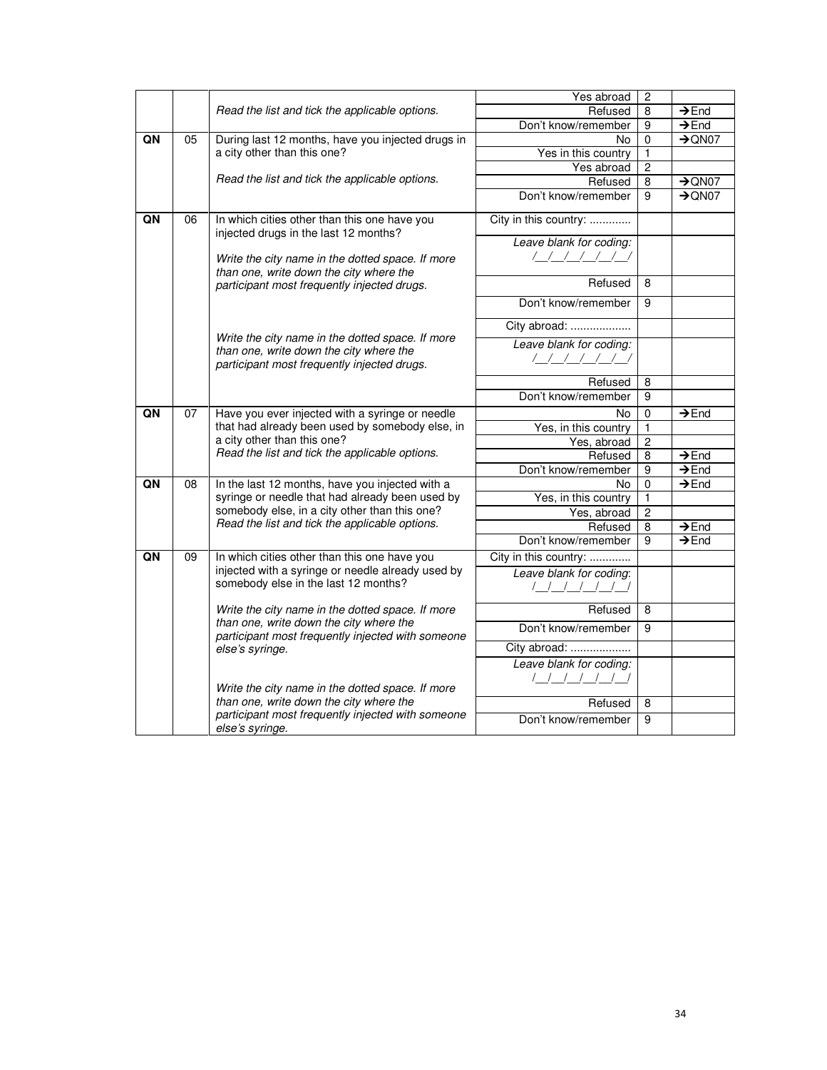| | | | | | |
|---|---|---|---|---|---|
| | | *Read the list and tick the applicable options.* | Yes abroad | 2 | |
| | | | Refused | 8 | →End |
| | | | Don't know/remember | 9 | →End |
| **QN** | 05 | During last 12 months, have you injected drugs in a city other than this one? | No | 0 | →QN07 |
| | | | Yes in this country | 1 | |
| | | *Read the list and tick the applicable options.* | Yes abroad | 2 | |
| | | | Refused | 8 | →QN07 |
| | | | Don't know/remember | 9 | →QN07 |
| **QN** | 06 | In which cities other than this one have you injected drugs in the last 12 months? | City in this country: ............. | | |
| | | *Write the city name in the dotted space. If more than one, write down the city where the participant most frequently injected drugs.* | *Leave blank for coding:* /\_\_/\_\_/\_\_/\_\_/\_\_/\_\_/ | | |
| | | | Refused | 8 | |
| | | | Don't know/remember | 9 | |
| | | | City abroad: ................... | | |
| | | *Write the city name in the dotted space. If more than one, write down the city where the participant most frequently injected drugs.* | *Leave blank for coding:* /\_\_/\_\_/\_\_/\_\_/\_\_/\_\_/ | | |
| | | | Refused | 8 | |
| | | | Don't know/remember | 9 | |
| **QN** | 07 | Have you ever injected with a syringe or needle that had already been used by somebody else, in a city other than this one? | No | 0 | →End |
| | | | Yes, in this country | 1 | |
| | | | Yes, abroad | 2 | |
| | | *Read the list and tick the applicable options.* | Refused | 8 | →End |
| | | | Don't know/remember | 9 | →End |
| **QN** | 08 | In the last 12 months, have you injected with a syringe or needle that had already been used by somebody else, in a city other than this one? | No | 0 | →End |
| | | | Yes, in this country | 1 | |
| | | | Yes, abroad | 2 | |
| | | *Read the list and tick the applicable options.* | Refused | 8 | →End |
| | | | Don't know/remember | 9 | →End |
| **QN** | 09 | In which cities other than this one have you injected with a syringe or needle already used by somebody else in the last 12 months? | City in this country: ............. | | |
| | | | *Leave blank for coding:* /\_\_/\_\_/\_\_/\_\_/\_\_/\_\_/ | | |
| | | *Write the city name in the dotted space. If more than one, write down the city where the participant most frequently injected with someone else's syringe.* | Refused | 8 | |
| | | | Don't know/remember | 9 | |
| | | | City abroad: ................... | | |
| | | | *Leave blank for coding:* /\_\_/\_\_/\_\_/\_\_/\_\_/\_\_/ | | |
| | | *Write the city name in the dotted space. If more than one, write down the city where the participant most frequently injected with someone else's syringe.* | Refused | 8 | |
| | | | Don't know/remember | 9 | |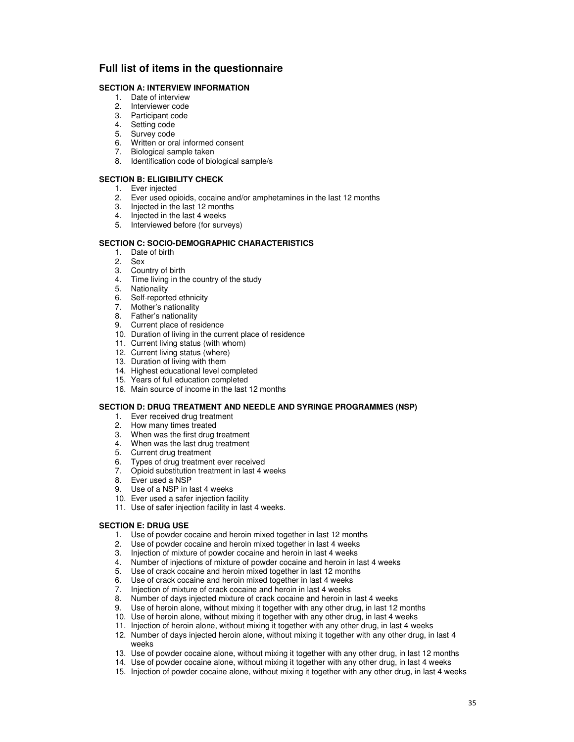## Full list of items in the questionnaire

### SECTION A: INTERVIEW INFORMATION

1. Date of interview
2. Interviewer code
3. Participant code
4. Setting code
5. Survey code
6. Written or oral informed consent
7. Biological sample taken
8. Identification code of biological sample/s

### SECTION B: ELIGIBILITY CHECK

1. Ever injected
2. Ever used opioids, cocaine and/or amphetamines in the last 12 months
3. Injected in the last 12 months
4. Injected in the last 4 weeks
5. Interviewed before (for surveys)

### SECTION C: SOCIO-DEMOGRAPHIC CHARACTERISTICS

1. Date of birth
2. Sex
3. Country of birth
4. Time living in the country of the study
5. Nationality
6. Self-reported ethnicity
7. Mother's nationality
8. Father's nationality
9. Current place of residence
10. Duration of living in the current place of residence
11. Current living status (with whom)
12. Current living status (where)
13. Duration of living with them
14. Highest educational level completed
15. Years of full education completed
16. Main source of income in the last 12 months

### SECTION D: DRUG TREATMENT AND NEEDLE AND SYRINGE PROGRAMMES (NSP)

1. Ever received drug treatment
2. How many times treated
3. When was the first drug treatment
4. When was the last drug treatment
5. Current drug treatment
6. Types of drug treatment ever received
7. Opioid substitution treatment in last 4 weeks
8. Ever used a NSP
9. Use of a NSP in last 4 weeks
10. Ever used a safer injection facility
11. Use of safer injection facility in last 4 weeks.

### SECTION E: DRUG USE

1. Use of powder cocaine and heroin mixed together in last 12 months
2. Use of powder cocaine and heroin mixed together in last 4 weeks
3. Injection of mixture of powder cocaine and heroin in last 4 weeks
4. Number of injections of mixture of powder cocaine and heroin in last 4 weeks
5. Use of crack cocaine and heroin mixed together in last 12 months
6. Use of crack cocaine and heroin mixed together in last 4 weeks
7. Injection of mixture of crack cocaine and heroin in last 4 weeks
8. Number of days injected mixture of crack cocaine and heroin in last 4 weeks
9. Use of heroin alone, without mixing it together with any other drug, in last 12 months
10. Use of heroin alone, without mixing it together with any other drug, in last 4 weeks
11. Injection of heroin alone, without mixing it together with any other drug, in last 4 weeks
12. Number of days injected heroin alone, without mixing it together with any other drug, in last 4 weeks
13. Use of powder cocaine alone, without mixing it together with any other drug, in last 12 months
14. Use of powder cocaine alone, without mixing it together with any other drug, in last 4 weeks
15. Injection of powder cocaine alone, without mixing it together with any other drug, in last 4 weeks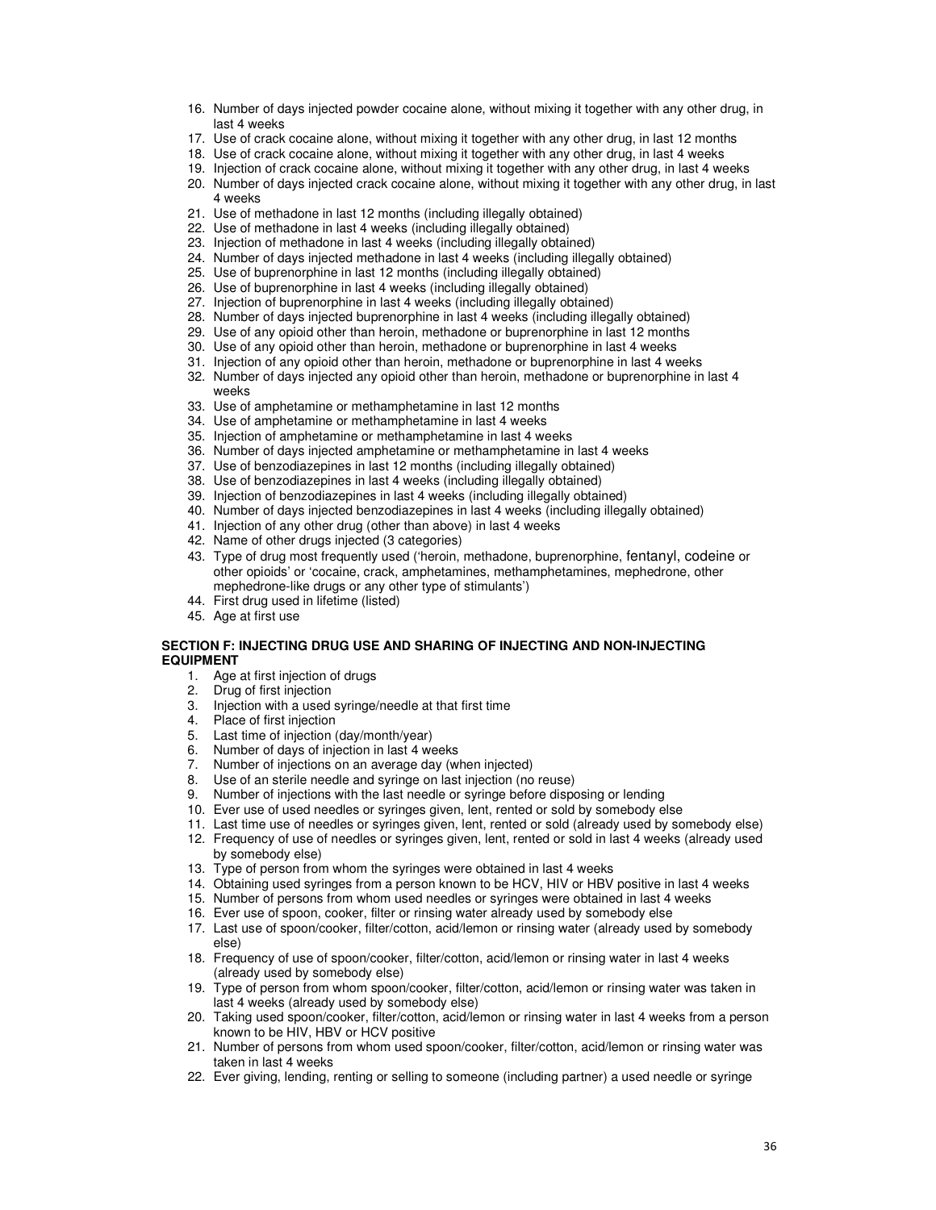16. Number of days injected powder cocaine alone, without mixing it together with any other drug, in last 4 weeks
17. Use of crack cocaine alone, without mixing it together with any other drug, in last 12 months
18. Use of crack cocaine alone, without mixing it together with any other drug, in last 4 weeks
19. Injection of crack cocaine alone, without mixing it together with any other drug, in last 4 weeks
20. Number of days injected crack cocaine alone, without mixing it together with any other drug, in last 4 weeks
21. Use of methadone in last 12 months (including illegally obtained)
22. Use of methadone in last 4 weeks (including illegally obtained)
23. Injection of methadone in last 4 weeks (including illegally obtained)
24. Number of days injected methadone in last 4 weeks (including illegally obtained)
25. Use of buprenorphine in last 12 months (including illegally obtained)
26. Use of buprenorphine in last 4 weeks (including illegally obtained)
27. Injection of buprenorphine in last 4 weeks (including illegally obtained)
28. Number of days injected buprenorphine in last 4 weeks (including illegally obtained)
29. Use of any opioid other than heroin, methadone or buprenorphine in last 12 months
30. Use of any opioid other than heroin, methadone or buprenorphine in last 4 weeks
31. Injection of any opioid other than heroin, methadone or buprenorphine in last 4 weeks
32. Number of days injected any opioid other than heroin, methadone or buprenorphine in last 4 weeks
33. Use of amphetamine or methamphetamine in last 12 months
34. Use of amphetamine or methamphetamine in last 4 weeks
35. Injection of amphetamine or methamphetamine in last 4 weeks
36. Number of days injected amphetamine or methamphetamine in last 4 weeks
37. Use of benzodiazepines in last 12 months (including illegally obtained)
38. Use of benzodiazepines in last 4 weeks (including illegally obtained)
39. Injection of benzodiazepines in last 4 weeks (including illegally obtained)
40. Number of days injected benzodiazepines in last 4 weeks (including illegally obtained)
41. Injection of any other drug (other than above) in last 4 weeks
42. Name of other drugs injected (3 categories)
43. Type of drug most frequently used ('heroin, methadone, buprenorphine, fentanyl, codeine or other opioids' or 'cocaine, crack, amphetamines, methamphetamines, mephedrone, other mephedrone-like drugs or any other type of stimulants')
44. First drug used in lifetime (listed)
45. Age at first use

**SECTION F: INJECTING DRUG USE AND SHARING OF INJECTING AND NON-INJECTING EQUIPMENT**

1. Age at first injection of drugs
2. Drug of first injection
3. Injection with a used syringe/needle at that first time
4. Place of first injection
5. Last time of injection (day/month/year)
6. Number of days of injection in last 4 weeks
7. Number of injections on an average day (when injected)
8. Use of an sterile needle and syringe on last injection (no reuse)
9. Number of injections with the last needle or syringe before disposing or lending
10. Ever use of used needles or syringes given, lent, rented or sold by somebody else
11. Last time use of needles or syringes given, lent, rented or sold (already used by somebody else)
12. Frequency of use of needles or syringes given, lent, rented or sold in last 4 weeks (already used by somebody else)
13. Type of person from whom the syringes were obtained in last 4 weeks
14. Obtaining used syringes from a person known to be HCV, HIV or HBV positive in last 4 weeks
15. Number of persons from whom used needles or syringes were obtained in last 4 weeks
16. Ever use of spoon, cooker, filter or rinsing water already used by somebody else
17. Last use of spoon/cooker, filter/cotton, acid/lemon or rinsing water (already used by somebody else)
18. Frequency of use of spoon/cooker, filter/cotton, acid/lemon or rinsing water in last 4 weeks (already used by somebody else)
19. Type of person from whom spoon/cooker, filter/cotton, acid/lemon or rinsing water was taken in last 4 weeks (already used by somebody else)
20. Taking used spoon/cooker, filter/cotton, acid/lemon or rinsing water in last 4 weeks from a person known to be HIV, HBV or HCV positive
21. Number of persons from whom used spoon/cooker, filter/cotton, acid/lemon or rinsing water was taken in last 4 weeks
22. Ever giving, lending, renting or selling to someone (including partner) a used needle or syringe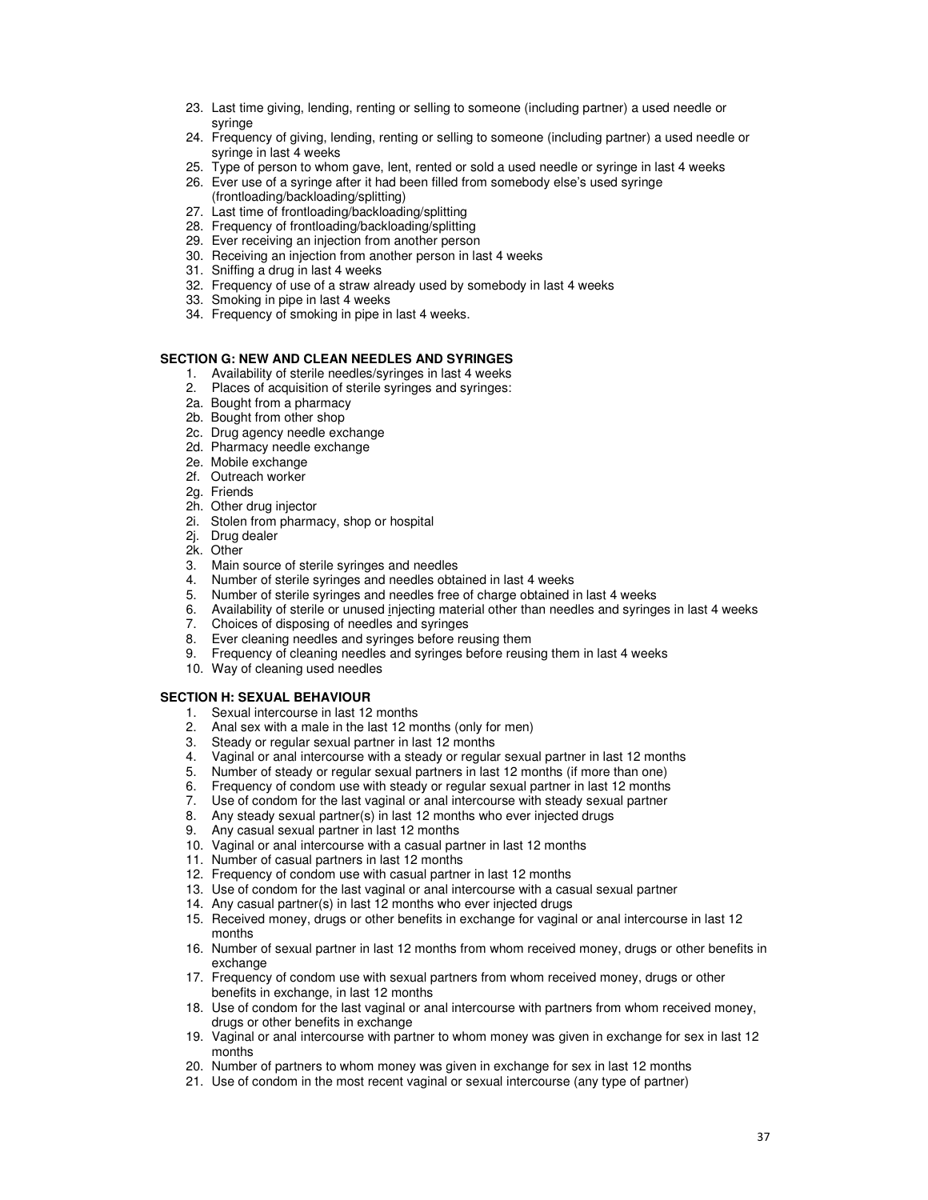23. Last time giving, lending, renting or selling to someone (including partner) a used needle or syringe
24. Frequency of giving, lending, renting or selling to someone (including partner) a used needle or syringe in last 4 weeks
25. Type of person to whom gave, lent, rented or sold a used needle or syringe in last 4 weeks
26. Ever use of a syringe after it had been filled from somebody else's used syringe (frontloading/backloading/splitting)
27. Last time of frontloading/backloading/splitting
28. Frequency of frontloading/backloading/splitting
29. Ever receiving an injection from another person
30. Receiving an injection from another person in last 4 weeks
31. Sniffing a drug in last 4 weeks
32. Frequency of use of a straw already used by somebody in last 4 weeks
33. Smoking in pipe in last 4 weeks
34. Frequency of smoking in pipe in last 4 weeks.

**SECTION G: NEW AND CLEAN NEEDLES AND SYRINGES**

1. Availability of sterile needles/syringes in last 4 weeks
2. Places of acquisition of sterile syringes and syringes:

2a. Bought from a pharmacy
2b. Bought from other shop
2c. Drug agency needle exchange
2d. Pharmacy needle exchange
2e. Mobile exchange
2f. Outreach worker
2g. Friends
2h. Other drug injector
2i. Stolen from pharmacy, shop or hospital
2j. Drug dealer
2k. Other

3. Main source of sterile syringes and needles
4. Number of sterile syringes and needles obtained in last 4 weeks
5. Number of sterile syringes and needles free of charge obtained in last 4 weeks
6. Availability of sterile or unused injecting material other than needles and syringes in last 4 weeks
7. Choices of disposing of needles and syringes
8. Ever cleaning needles and syringes before reusing them
9. Frequency of cleaning needles and syringes before reusing them in last 4 weeks
10. Way of cleaning used needles

**SECTION H: SEXUAL BEHAVIOUR**

1. Sexual intercourse in last 12 months
2. Anal sex with a male in the last 12 months (only for men)
3. Steady or regular sexual partner in last 12 months
4. Vaginal or anal intercourse with a steady or regular sexual partner in last 12 months
5. Number of steady or regular sexual partners in last 12 months (if more than one)
6. Frequency of condom use with steady or regular sexual partner in last 12 months
7. Use of condom for the last vaginal or anal intercourse with steady sexual partner
8. Any steady sexual partner(s) in last 12 months who ever injected drugs
9. Any casual sexual partner in last 12 months
10. Vaginal or anal intercourse with a casual partner in last 12 months
11. Number of casual partners in last 12 months
12. Frequency of condom use with casual partner in last 12 months
13. Use of condom for the last vaginal or anal intercourse with a casual sexual partner
14. Any casual partner(s) in last 12 months who ever injected drugs
15. Received money, drugs or other benefits in exchange for vaginal or anal intercourse in last 12 months
16. Number of sexual partner in last 12 months from whom received money, drugs or other benefits in exchange
17. Frequency of condom use with sexual partners from whom received money, drugs or other benefits in exchange, in last 12 months
18. Use of condom for the last vaginal or anal intercourse with partners from whom received money, drugs or other benefits in exchange
19. Vaginal or anal intercourse with partner to whom money was given in exchange for sex in last 12 months
20. Number of partners to whom money was given in exchange for sex in last 12 months
21. Use of condom in the most recent vaginal or sexual intercourse (any type of partner)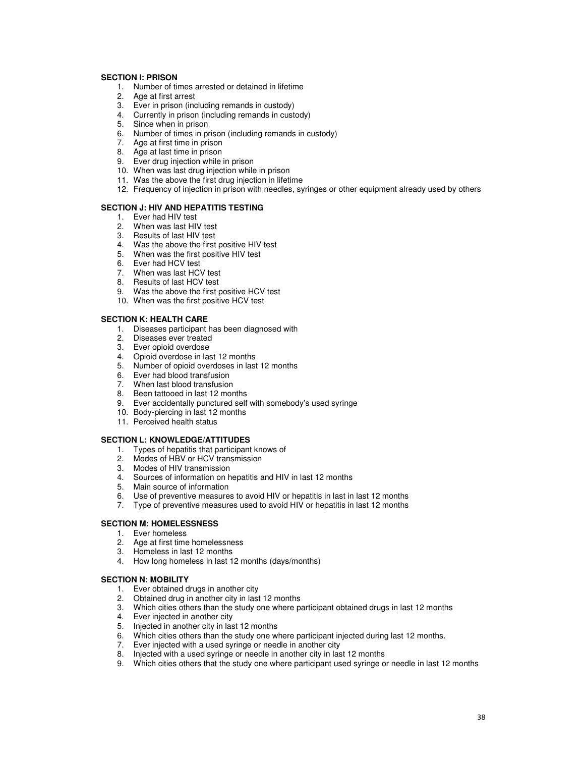**SECTION I: PRISON**

1. Number of times arrested or detained in lifetime
2. Age at first arrest
3. Ever in prison (including remands in custody)
4. Currently in prison (including remands in custody)
5. Since when in prison
6. Number of times in prison (including remands in custody)
7. Age at first time in prison
8. Age at last time in prison
9. Ever drug injection while in prison
10. When was last drug injection while in prison
11. Was the above the first drug injection in lifetime
12. Frequency of injection in prison with needles, syringes or other equipment already used by others

**SECTION J: HIV AND HEPATITIS TESTING**

1. Ever had HIV test
2. When was last HIV test
3. Results of last HIV test
4. Was the above the first positive HIV test
5. When was the first positive HIV test
6. Ever had HCV test
7. When was last HCV test
8. Results of last HCV test
9. Was the above the first positive HCV test
10. When was the first positive HCV test

**SECTION K: HEALTH CARE**

1. Diseases participant has been diagnosed with
2. Diseases ever treated
3. Ever opioid overdose
4. Opioid overdose in last 12 months
5. Number of opioid overdoses in last 12 months
6. Ever had blood transfusion
7. When last blood transfusion
8. Been tattooed in last 12 months
9. Ever accidentally punctured self with somebody's used syringe
10. Body-piercing in last 12 months
11. Perceived health status

**SECTION L: KNOWLEDGE/ATTITUDES**

1. Types of hepatitis that participant knows of
2. Modes of HBV or HCV transmission
3. Modes of HIV transmission
4. Sources of information on hepatitis and HIV in last 12 months
5. Main source of information
6. Use of preventive measures to avoid HIV or hepatitis in last in last 12 months
7. Type of preventive measures used to avoid HIV or hepatitis in last 12 months

**SECTION M: HOMELESSNESS**

1. Ever homeless
2. Age at first time homelessness
3. Homeless in last 12 months
4. How long homeless in last 12 months (days/months)

**SECTION N: MOBILITY**

1. Ever obtained drugs in another city
2. Obtained drug in another city in last 12 months
3. Which cities others than the study one where participant obtained drugs in last 12 months
4. Ever injected in another city
5. Injected in another city in last 12 months
6. Which cities others than the study one where participant injected during last 12 months.
7. Ever injected with a used syringe or needle in another city
8. Injected with a used syringe or needle in another city in last 12 months
9. Which cities others that the study one where participant used syringe or needle in last 12 months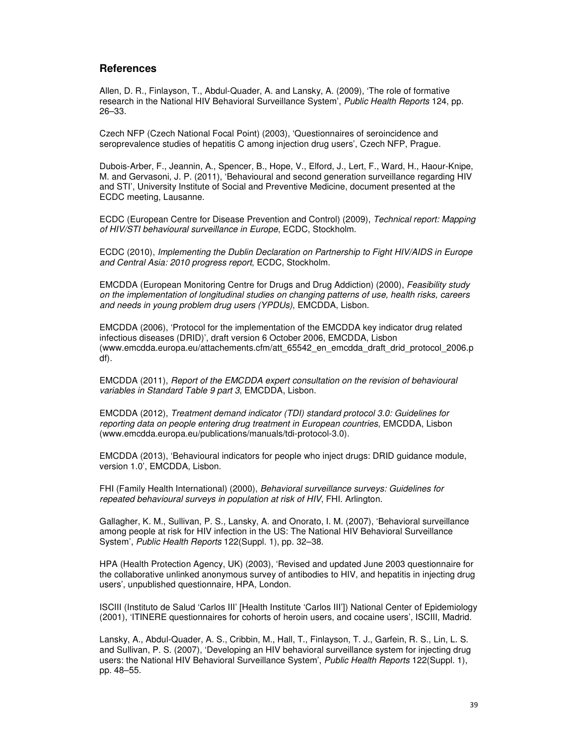## References

Allen, D. R., Finlayson, T., Abdul-Quader, A. and Lansky, A. (2009), 'The role of formative research in the National HIV Behavioral Surveillance System', *Public Health Reports* 124, pp. 26–33.

Czech NFP (Czech National Focal Point) (2003), 'Questionnaires of seroincidence and seroprevalence studies of hepatitis C among injection drug users', Czech NFP, Prague.

Dubois-Arber, F., Jeannin, A., Spencer, B., Hope, V., Elford, J., Lert, F., Ward, H., Haour-Knipe, M. and Gervasoni, J. P. (2011), 'Behavioural and second generation surveillance regarding HIV and STI', University Institute of Social and Preventive Medicine, document presented at the ECDC meeting, Lausanne.

ECDC (European Centre for Disease Prevention and Control) (2009), *Technical report: Mapping of HIV/STI behavioural surveillance in Europe*, ECDC, Stockholm.

ECDC (2010), *Implementing the Dublin Declaration on Partnership to Fight HIV/AIDS in Europe and Central Asia: 2010 progress report*, ECDC, Stockholm.

EMCDDA (European Monitoring Centre for Drugs and Drug Addiction) (2000), *Feasibility study on the implementation of longitudinal studies on changing patterns of use, health risks, careers and needs in young problem drug users (YPDUs)*, EMCDDA, Lisbon.

EMCDDA (2006), 'Protocol for the implementation of the EMCDDA key indicator drug related infectious diseases (DRID)', draft version 6 October 2006, EMCDDA, Lisbon (www.emcdda.europa.eu/attachements.cfm/att_65542_en_emcdda_draft_drid_protocol_2006.pdf).

EMCDDA (2011), *Report of the EMCDDA expert consultation on the revision of behavioural variables in Standard Table 9 part 3*, EMCDDA, Lisbon.

EMCDDA (2012), *Treatment demand indicator (TDI) standard protocol 3.0: Guidelines for reporting data on people entering drug treatment in European countries*, EMCDDA, Lisbon (www.emcdda.europa.eu/publications/manuals/tdi-protocol-3.0).

EMCDDA (2013), 'Behavioural indicators for people who inject drugs: DRID guidance module, version 1.0', EMCDDA, Lisbon.

FHI (Family Health International) (2000), *Behavioral surveillance surveys: Guidelines for repeated behavioural surveys in population at risk of HIV*, FHI. Arlington.

Gallagher, K. M., Sullivan, P. S., Lansky, A. and Onorato, I. M. (2007), 'Behavioral surveillance among people at risk for HIV infection in the US: The National HIV Behavioral Surveillance System', *Public Health Reports* 122(Suppl. 1), pp. 32–38.

HPA (Health Protection Agency, UK) (2003), 'Revised and updated June 2003 questionnaire for the collaborative unlinked anonymous survey of antibodies to HIV, and hepatitis in injecting drug users', unpublished questionnaire, HPA, London.

ISCIII (Instituto de Salud 'Carlos III' [Health Institute 'Carlos III']) National Center of Epidemiology (2001), 'ITINERE questionnaires for cohorts of heroin users, and cocaine users', ISCIII, Madrid.

Lansky, A., Abdul-Quader, A. S., Cribbin, M., Hall, T., Finlayson, T. J., Garfein, R. S., Lin, L. S. and Sullivan, P. S. (2007), 'Developing an HIV behavioral surveillance system for injecting drug users: the National HIV Behavioral Surveillance System', *Public Health Reports* 122(Suppl. 1), pp. 48–55.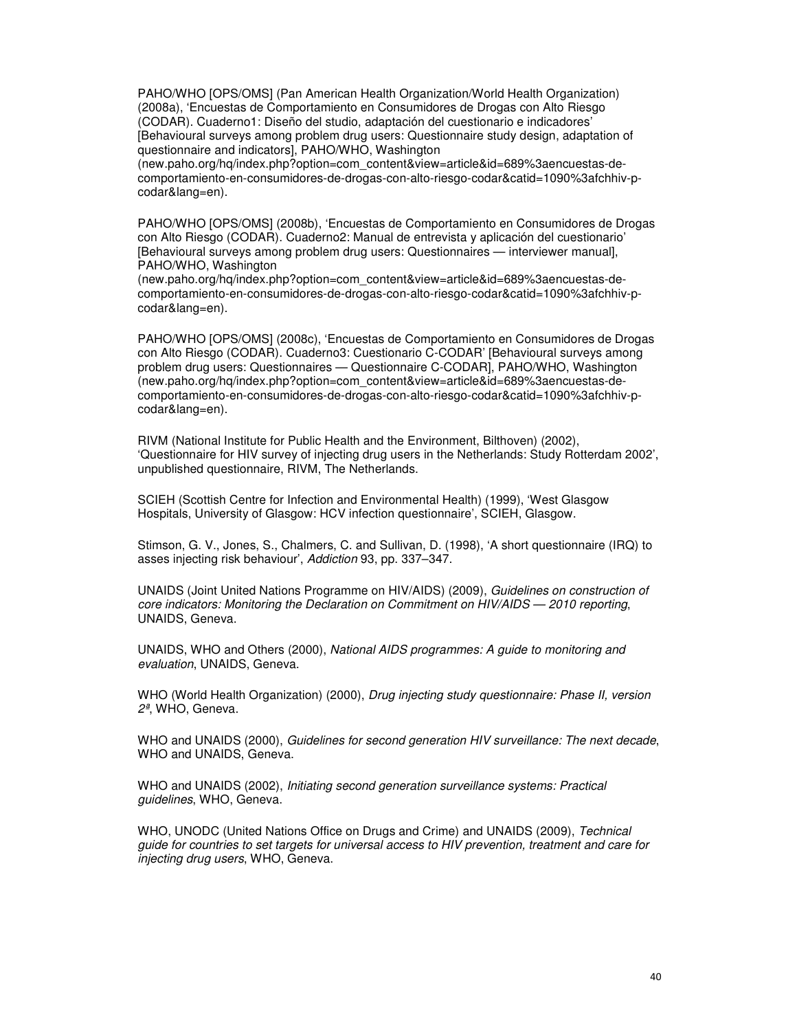PAHO/WHO [OPS/OMS] (Pan American Health Organization/World Health Organization) (2008a), 'Encuestas de Comportamiento en Consumidores de Drogas con Alto Riesgo (CODAR). Cuaderno1: Diseño del studio, adaptación del cuestionario e indicadores' [Behavioural surveys among problem drug users: Questionnaire study design, adaptation of questionnaire and indicators], PAHO/WHO, Washington (new.paho.org/hq/index.php?option=com_content&view=article&id=689%3aencuestas-de-comportamiento-en-consumidores-de-drogas-con-alto-riesgo-codar&catid=1090%3afchhiv-p-codar&lang=en).

PAHO/WHO [OPS/OMS] (2008b), 'Encuestas de Comportamiento en Consumidores de Drogas con Alto Riesgo (CODAR). Cuaderno2: Manual de entrevista y aplicación del cuestionario' [Behavioural surveys among problem drug users: Questionnaires — interviewer manual], PAHO/WHO, Washington (new.paho.org/hq/index.php?option=com_content&view=article&id=689%3aencuestas-de-comportamiento-en-consumidores-de-drogas-con-alto-riesgo-codar&catid=1090%3afchhiv-p-codar&lang=en).

PAHO/WHO [OPS/OMS] (2008c), 'Encuestas de Comportamiento en Consumidores de Drogas con Alto Riesgo (CODAR). Cuaderno3: Cuestionario C-CODAR' [Behavioural surveys among problem drug users: Questionnaires — Questionnaire C-CODAR], PAHO/WHO, Washington (new.paho.org/hq/index.php?option=com_content&view=article&id=689%3aencuestas-de-comportamiento-en-consumidores-de-drogas-con-alto-riesgo-codar&catid=1090%3afchhiv-p-codar&lang=en).

RIVM (National Institute for Public Health and the Environment, Bilthoven) (2002), 'Questionnaire for HIV survey of injecting drug users in the Netherlands: Study Rotterdam 2002', unpublished questionnaire, RIVM, The Netherlands.

SCIEH (Scottish Centre for Infection and Environmental Health) (1999), 'West Glasgow Hospitals, University of Glasgow: HCV infection questionnaire', SCIEH, Glasgow.

Stimson, G. V., Jones, S., Chalmers, C. and Sullivan, D. (1998), 'A short questionnaire (IRQ) to asses injecting risk behaviour', *Addiction* 93, pp. 337–347.

UNAIDS (Joint United Nations Programme on HIV/AIDS) (2009), *Guidelines on construction of core indicators: Monitoring the Declaration on Commitment on HIV/AIDS — 2010 reporting*, UNAIDS, Geneva.

UNAIDS, WHO and Others (2000), *National AIDS programmes: A guide to monitoring and evaluation*, UNAIDS, Geneva.

WHO (World Health Organization) (2000), *Drug injecting study questionnaire: Phase II, version 2ª*, WHO, Geneva.

WHO and UNAIDS (2000), *Guidelines for second generation HIV surveillance: The next decade*, WHO and UNAIDS, Geneva.

WHO and UNAIDS (2002), *Initiating second generation surveillance systems: Practical guidelines*, WHO, Geneva.

WHO, UNODC (United Nations Office on Drugs and Crime) and UNAIDS (2009), *Technical guide for countries to set targets for universal access to HIV prevention, treatment and care for injecting drug users*, WHO, Geneva.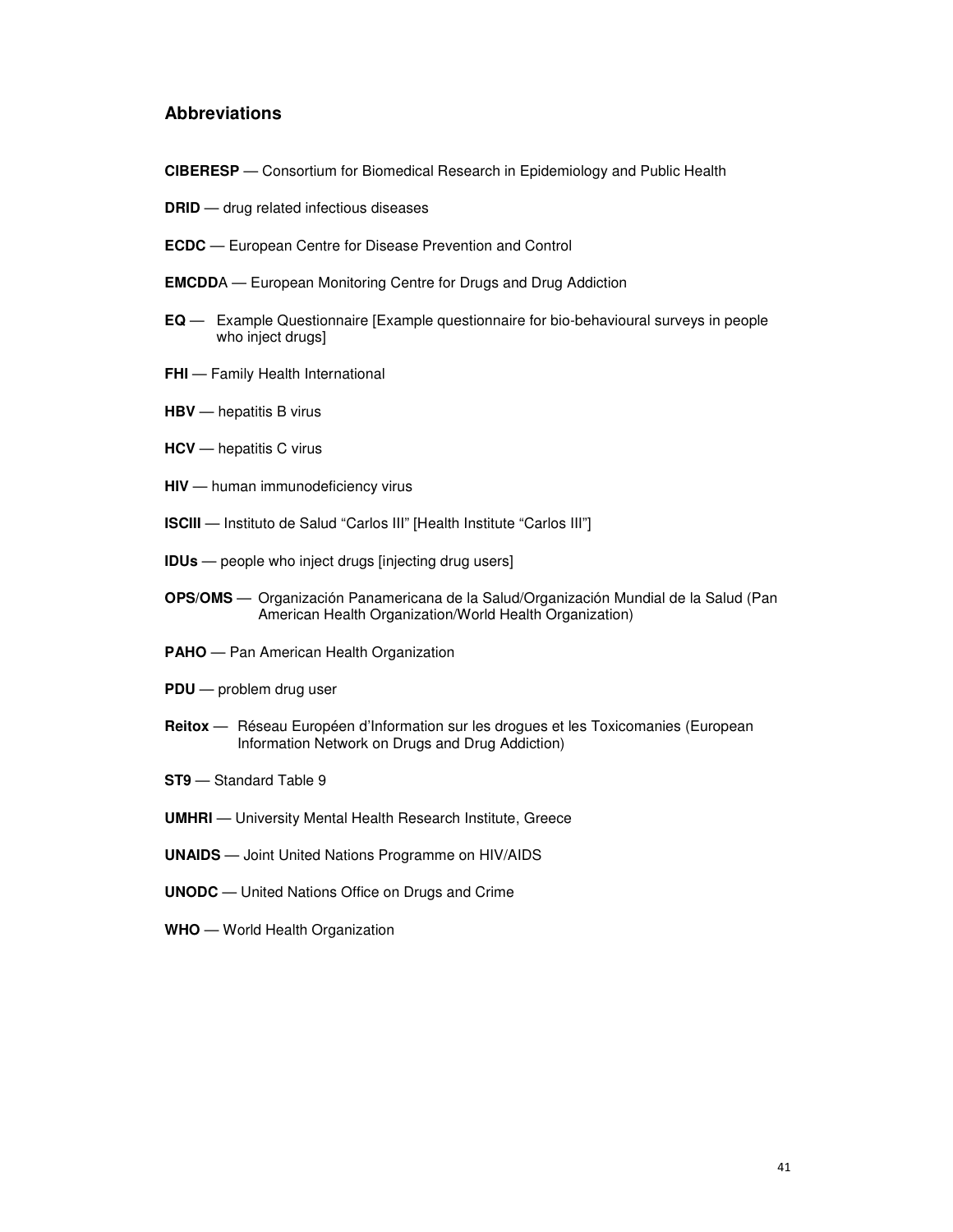## Abbreviations

**CIBERESP** — Consortium for Biomedical Research in Epidemiology and Public Health

**DRID** — drug related infectious diseases

**ECDC** — European Centre for Disease Prevention and Control

**EMCDD**A — European Monitoring Centre for Drugs and Drug Addiction

**EQ** — Example Questionnaire [Example questionnaire for bio-behavioural surveys in people who inject drugs]

**FHI** — Family Health International

**HBV** — hepatitis B virus

**HCV** — hepatitis C virus

**HIV** — human immunodeficiency virus

**ISCIII** — Instituto de Salud "Carlos III" [Health Institute "Carlos III"]

**IDUs** — people who inject drugs [injecting drug users]

**OPS/OMS** — Organización Panamericana de la Salud/Organización Mundial de la Salud (Pan American Health Organization/World Health Organization)

**PAHO** — Pan American Health Organization

**PDU** — problem drug user

**Reitox** — Réseau Européen d'Information sur les drogues et les Toxicomanies (European Information Network on Drugs and Drug Addiction)

**ST9** — Standard Table 9

**UMHRI** — University Mental Health Research Institute, Greece

**UNAIDS** — Joint United Nations Programme on HIV/AIDS

**UNODC** — United Nations Office on Drugs and Crime

**WHO** — World Health Organization